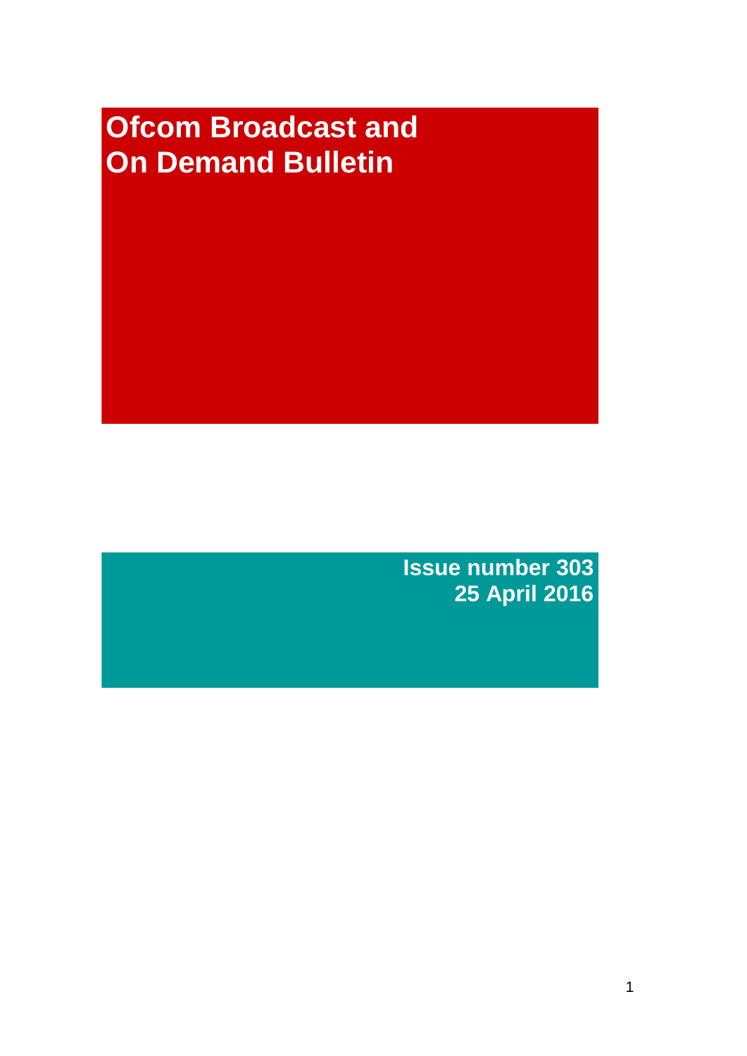# Ofcom Broadcast and On Demand Bulletin

**Issue number 303**
**25 April 2016**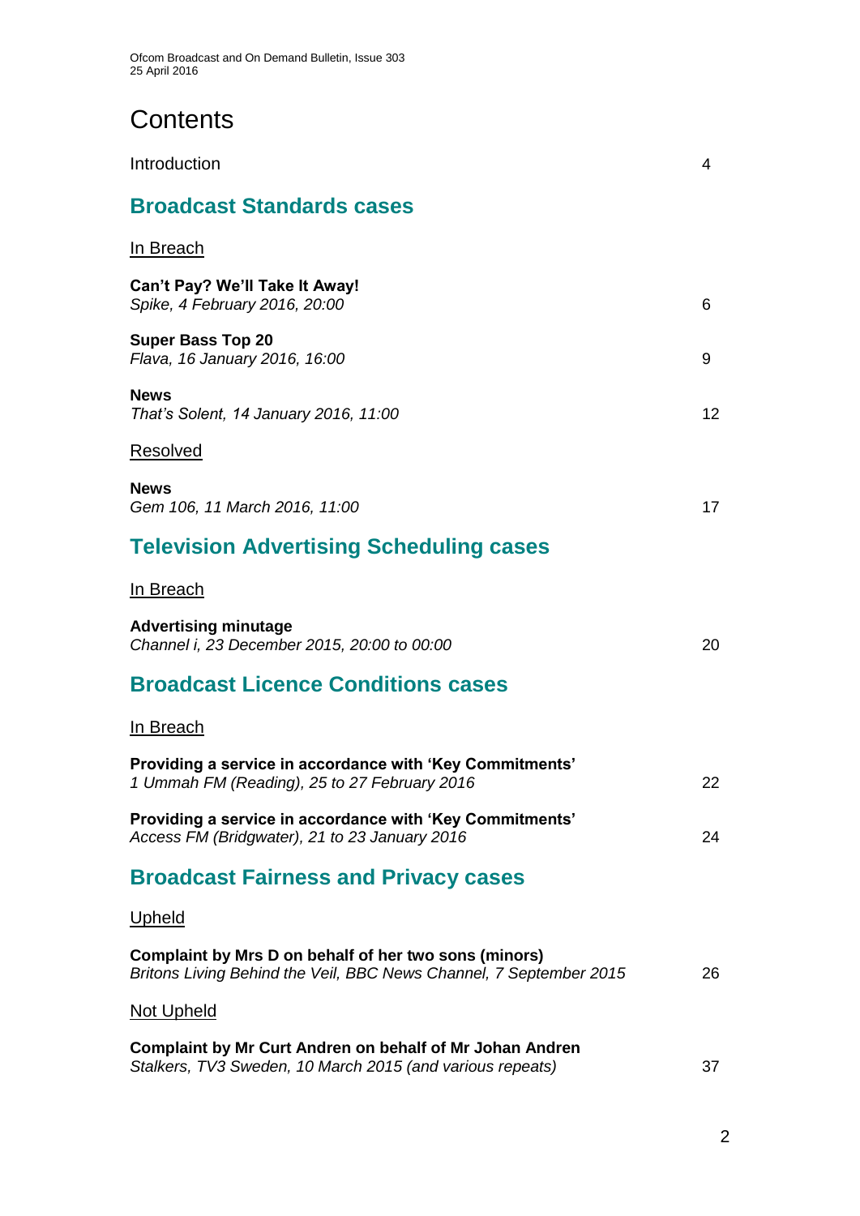# Contents

Introduction 4

## Broadcast Standards cases

In Breach

**Can't Pay? We'll Take It Away!**
*Spike, 4 February 2016, 20:00* 6

**Super Bass Top 20**
*Flava, 16 January 2016, 16:00* 9

**News**
*That's Solent, 14 January 2016, 11:00* 12

Resolved

**News**
*Gem 106, 11 March 2016, 11:00* 17

## Television Advertising Scheduling cases

In Breach

**Advertising minutage**
*Channel i, 23 December 2015, 20:00 to 00:00* 20

## Broadcast Licence Conditions cases

In Breach

**Providing a service in accordance with 'Key Commitments'**
*1 Ummah FM (Reading), 25 to 27 February 2016* 22

**Providing a service in accordance with 'Key Commitments'**
*Access FM (Bridgwater), 21 to 23 January 2016* 24

## Broadcast Fairness and Privacy cases

Upheld

**Complaint by Mrs D on behalf of her two sons (minors)**
*Britons Living Behind the Veil, BBC News Channel, 7 September 2015* 26

Not Upheld

**Complaint by Mr Curt Andren on behalf of Mr Johan Andren**
*Stalkers, TV3 Sweden, 10 March 2015 (and various repeats)* 37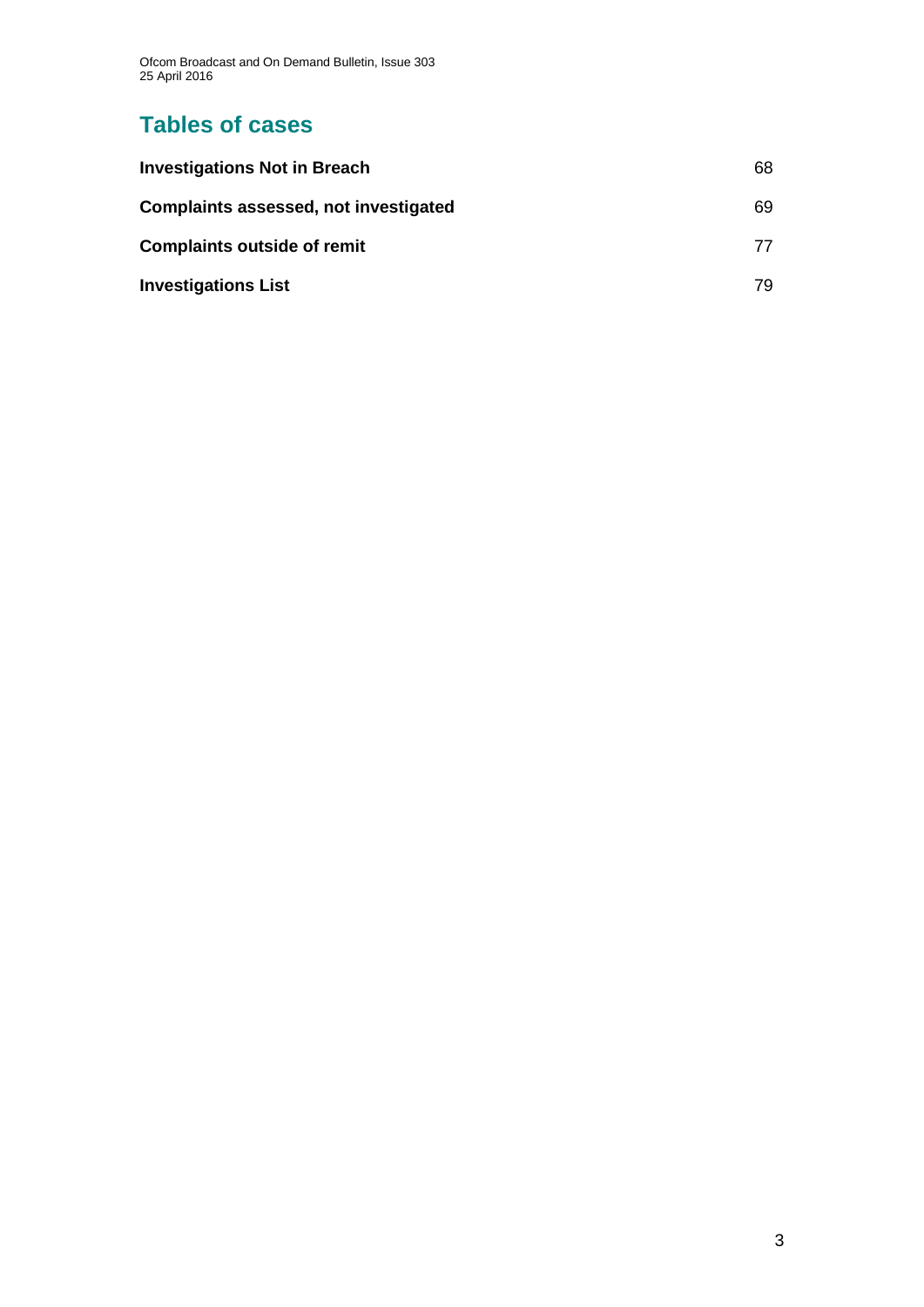## Tables of cases

| | |
|---|---|
| **Investigations Not in Breach** | 68 |
| **Complaints assessed, not investigated** | 69 |
| **Complaints outside of remit** | 77 |
| **Investigations List** | 79 |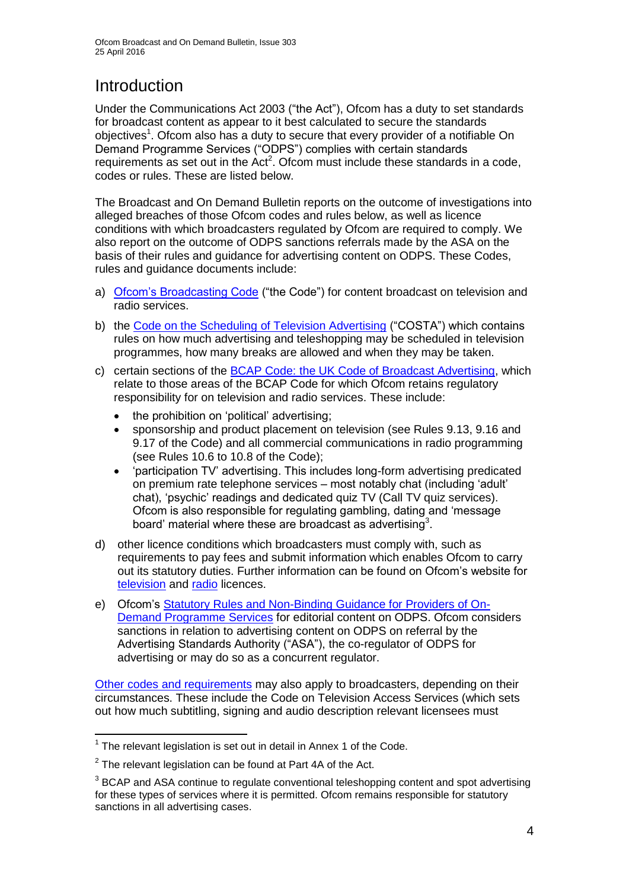# Introduction

Under the Communications Act 2003 ("the Act"), Ofcom has a duty to set standards for broadcast content as appear to it best calculated to secure the standards objectives[1]. Ofcom also has a duty to secure that every provider of a notifiable On Demand Programme Services ("ODPS") complies with certain standards requirements as set out in the Act[2]. Ofcom must include these standards in a code, codes or rules. These are listed below.

The Broadcast and On Demand Bulletin reports on the outcome of investigations into alleged breaches of those Ofcom codes and rules below, as well as licence conditions with which broadcasters regulated by Ofcom are required to comply. We also report on the outcome of ODPS sanctions referrals made by the ASA on the basis of their rules and guidance for advertising content on ODPS. These Codes, rules and guidance documents include:

a) Ofcom's Broadcasting Code ("the Code") for content broadcast on television and radio services.

b) the Code on the Scheduling of Television Advertising ("COSTA") which contains rules on how much advertising and teleshopping may be scheduled in television programmes, how many breaks are allowed and when they may be taken.

c) certain sections of the BCAP Code: the UK Code of Broadcast Advertising, which relate to those areas of the BCAP Code for which Ofcom retains regulatory responsibility for on television and radio services. These include:

   - the prohibition on 'political' advertising;
   - sponsorship and product placement on television (see Rules 9.13, 9.16 and 9.17 of the Code) and all commercial communications in radio programming (see Rules 10.6 to 10.8 of the Code);
   - 'participation TV' advertising. This includes long-form advertising predicated on premium rate telephone services – most notably chat (including 'adult' chat), 'psychic' readings and dedicated quiz TV (Call TV quiz services). Ofcom is also responsible for regulating gambling, dating and 'message board' material where these are broadcast as advertising[3].

d) other licence conditions which broadcasters must comply with, such as requirements to pay fees and submit information which enables Ofcom to carry out its statutory duties. Further information can be found on Ofcom's website for television and radio licences.

e) Ofcom's Statutory Rules and Non-Binding Guidance for Providers of On-Demand Programme Services for editorial content on ODPS. Ofcom considers sanctions in relation to advertising content on ODPS on referral by the Advertising Standards Authority ("ASA"), the co-regulator of ODPS for advertising or may do so as a concurrent regulator.

Other codes and requirements may also apply to broadcasters, depending on their circumstances. These include the Code on Television Access Services (which sets out how much subtitling, signing and audio description relevant licensees must

---

[1] The relevant legislation is set out in detail in Annex 1 of the Code.

[2] The relevant legislation can be found at Part 4A of the Act.

[3] BCAP and ASA continue to regulate conventional teleshopping content and spot advertising for these types of services where it is permitted. Ofcom remains responsible for statutory sanctions in all advertising cases.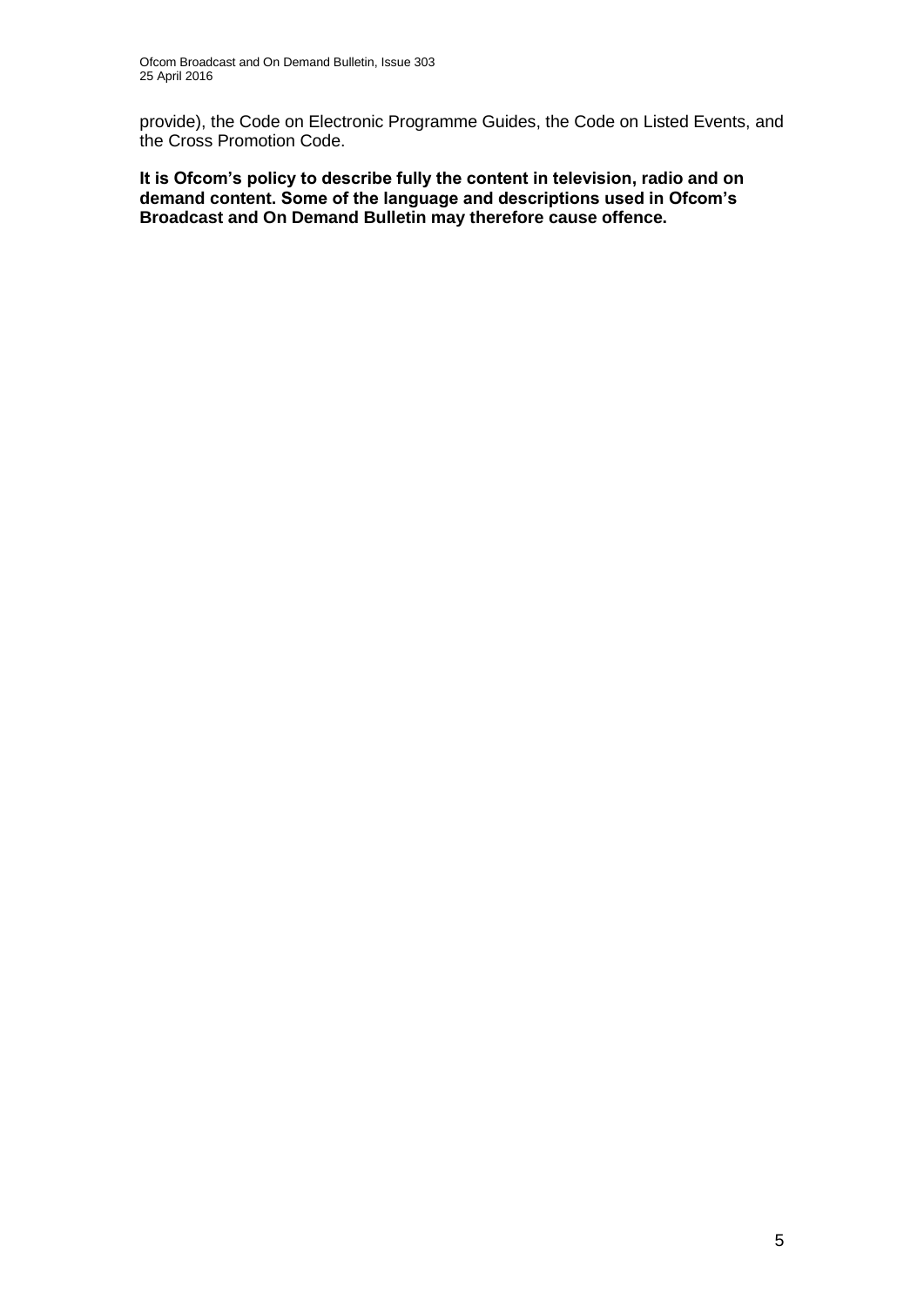provide), the Code on Electronic Programme Guides, the Code on Listed Events, and the Cross Promotion Code.

**It is Ofcom's policy to describe fully the content in television, radio and on demand content. Some of the language and descriptions used in Ofcom's Broadcast and On Demand Bulletin may therefore cause offence.**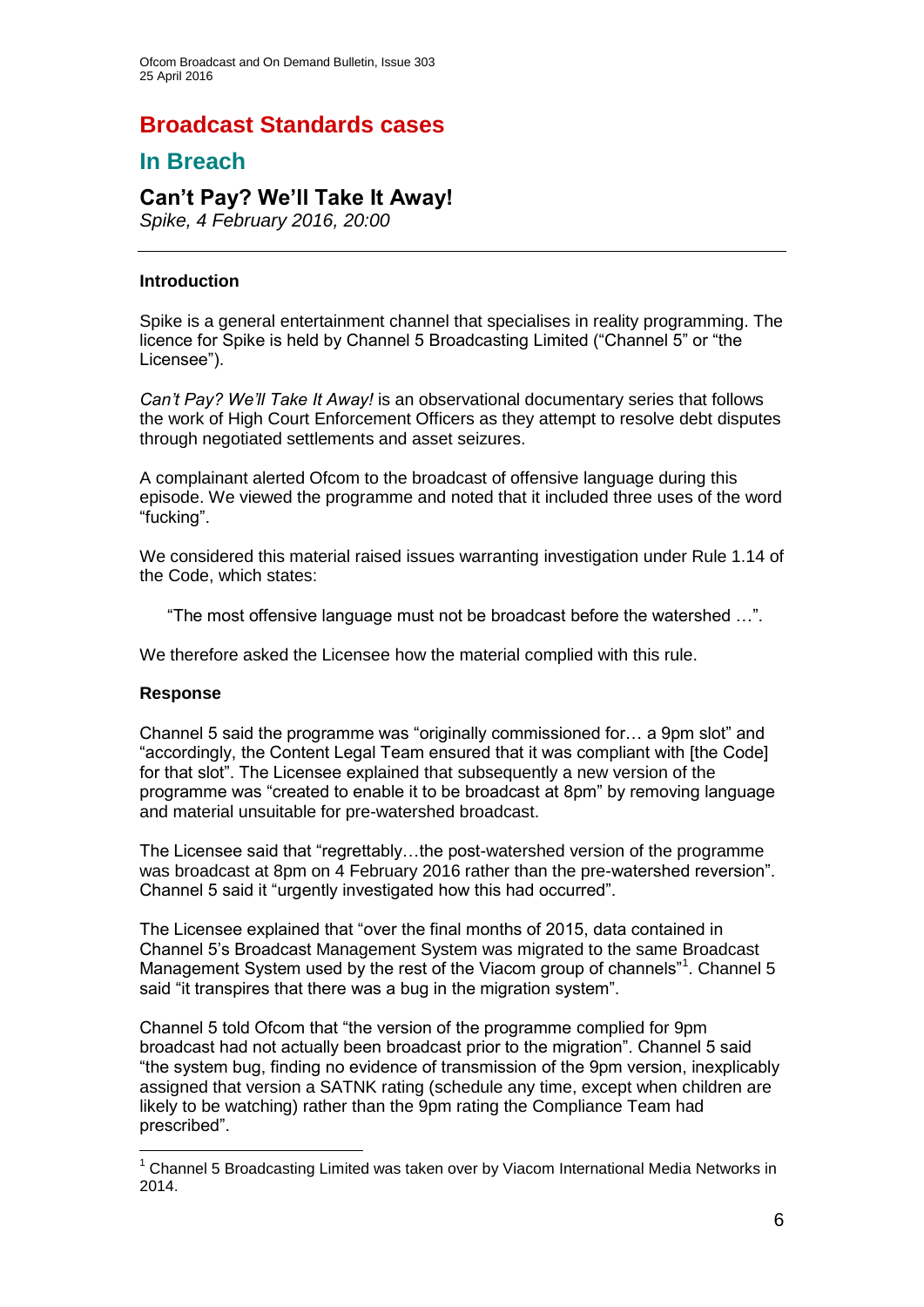# Broadcast Standards cases

## In Breach

### Can't Pay? We'll Take It Away!

*Spike, 4 February 2016, 20:00*

---

**Introduction**

Spike is a general entertainment channel that specialises in reality programming. The licence for Spike is held by Channel 5 Broadcasting Limited ("Channel 5" or "the Licensee").

*Can't Pay? We'll Take It Away!* is an observational documentary series that follows the work of High Court Enforcement Officers as they attempt to resolve debt disputes through negotiated settlements and asset seizures.

A complainant alerted Ofcom to the broadcast of offensive language during this episode. We viewed the programme and noted that it included three uses of the word "fucking".

We considered this material raised issues warranting investigation under Rule 1.14 of the Code, which states:

> "The most offensive language must not be broadcast before the watershed …".

We therefore asked the Licensee how the material complied with this rule.

**Response**

Channel 5 said the programme was "originally commissioned for… a 9pm slot" and "accordingly, the Content Legal Team ensured that it was compliant with [the Code] for that slot". The Licensee explained that subsequently a new version of the programme was "created to enable it to be broadcast at 8pm" by removing language and material unsuitable for pre-watershed broadcast.

The Licensee said that "regrettably…the post-watershed version of the programme was broadcast at 8pm on 4 February 2016 rather than the pre-watershed reversion". Channel 5 said it "urgently investigated how this had occurred".

The Licensee explained that "over the final months of 2015, data contained in Channel 5's Broadcast Management System was migrated to the same Broadcast Management System used by the rest of the Viacom group of channels"[1]. Channel 5 said "it transpires that there was a bug in the migration system".

Channel 5 told Ofcom that "the version of the programme complied for 9pm broadcast had not actually been broadcast prior to the migration". Channel 5 said "the system bug, finding no evidence of transmission of the 9pm version, inexplicably assigned that version a SATNK rating (schedule any time, except when children are likely to be watching) rather than the 9pm rating the Compliance Team had prescribed".

---

[1] Channel 5 Broadcasting Limited was taken over by Viacom International Media Networks in 2014.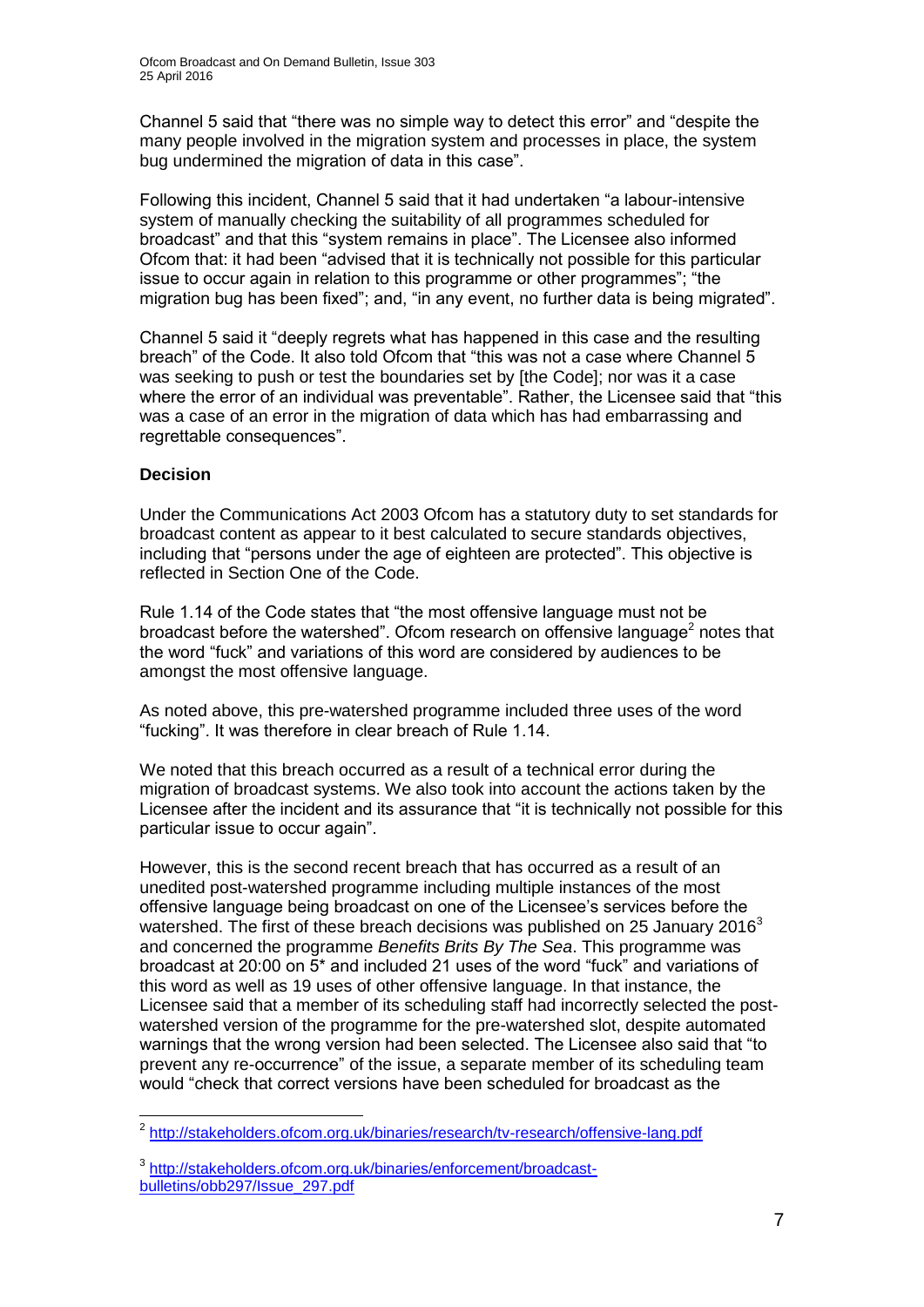Channel 5 said that "there was no simple way to detect this error" and "despite the many people involved in the migration system and processes in place, the system bug undermined the migration of data in this case".

Following this incident, Channel 5 said that it had undertaken "a labour-intensive system of manually checking the suitability of all programmes scheduled for broadcast" and that this "system remains in place". The Licensee also informed Ofcom that: it had been "advised that it is technically not possible for this particular issue to occur again in relation to this programme or other programmes"; "the migration bug has been fixed"; and, "in any event, no further data is being migrated".

Channel 5 said it "deeply regrets what has happened in this case and the resulting breach" of the Code. It also told Ofcom that "this was not a case where Channel 5 was seeking to push or test the boundaries set by [the Code]; nor was it a case where the error of an individual was preventable". Rather, the Licensee said that "this was a case of an error in the migration of data which has had embarrassing and regrettable consequences".

**Decision**

Under the Communications Act 2003 Ofcom has a statutory duty to set standards for broadcast content as appear to it best calculated to secure standards objectives, including that "persons under the age of eighteen are protected". This objective is reflected in Section One of the Code.

Rule 1.14 of the Code states that "the most offensive language must not be broadcast before the watershed". Ofcom research on offensive language[2] notes that the word "fuck" and variations of this word are considered by audiences to be amongst the most offensive language.

As noted above, this pre-watershed programme included three uses of the word "fucking". It was therefore in clear breach of Rule 1.14.

We noted that this breach occurred as a result of a technical error during the migration of broadcast systems. We also took into account the actions taken by the Licensee after the incident and its assurance that "it is technically not possible for this particular issue to occur again".

However, this is the second recent breach that has occurred as a result of an unedited post-watershed programme including multiple instances of the most offensive language being broadcast on one of the Licensee's services before the watershed. The first of these breach decisions was published on 25 January 2016[3] and concerned the programme *Benefits Brits By The Sea*. This programme was broadcast at 20:00 on 5* and included 21 uses of the word "fuck" and variations of this word as well as 19 uses of other offensive language. In that instance, the Licensee said that a member of its scheduling staff had incorrectly selected the post-watershed version of the programme for the pre-watershed slot, despite automated warnings that the wrong version had been selected. The Licensee also said that "to prevent any re-occurrence" of the issue, a separate member of its scheduling team would "check that correct versions have been scheduled for broadcast as the

---

[2] http://stakeholders.ofcom.org.uk/binaries/research/tv-research/offensive-lang.pdf

[3] http://stakeholders.ofcom.org.uk/binaries/enforcement/broadcast-bulletins/obb297/Issue_297.pdf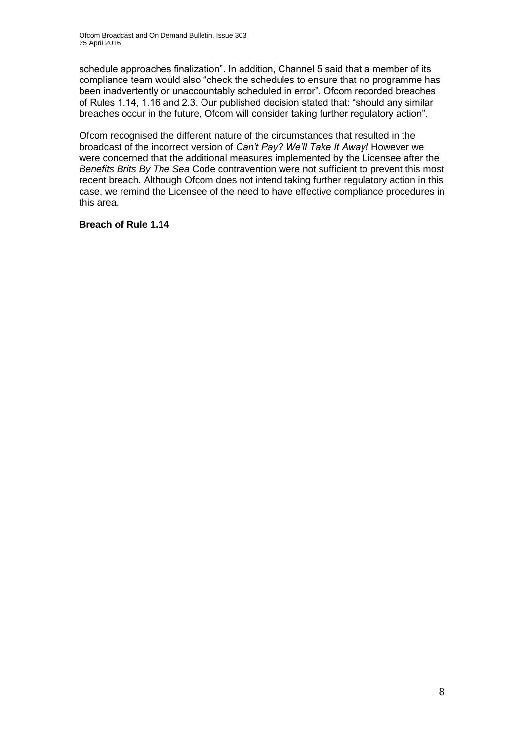schedule approaches finalization". In addition, Channel 5 said that a member of its compliance team would also "check the schedules to ensure that no programme has been inadvertently or unaccountably scheduled in error". Ofcom recorded breaches of Rules 1.14, 1.16 and 2.3. Our published decision stated that: "should any similar breaches occur in the future, Ofcom will consider taking further regulatory action".

Ofcom recognised the different nature of the circumstances that resulted in the broadcast of the incorrect version of *Can't Pay? We'll Take It Away!* However we were concerned that the additional measures implemented by the Licensee after the *Benefits Brits By The Sea* Code contravention were not sufficient to prevent this most recent breach. Although Ofcom does not intend taking further regulatory action in this case, we remind the Licensee of the need to have effective compliance procedures in this area.

**Breach of Rule 1.14**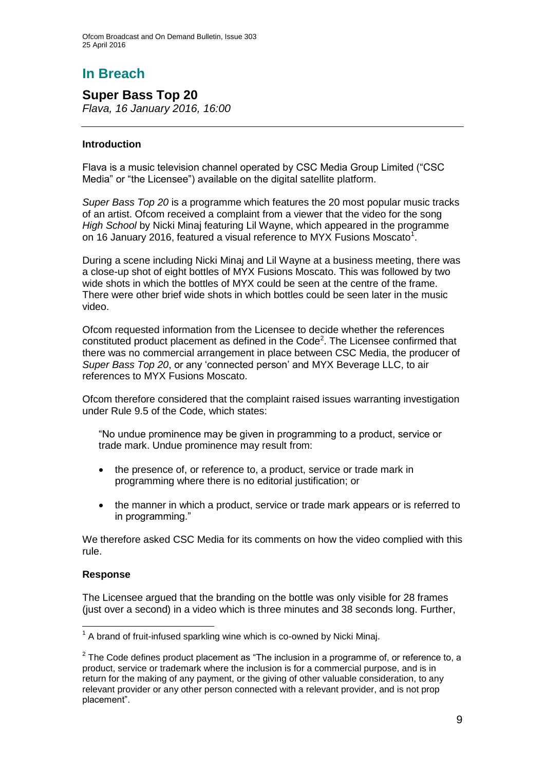# In Breach

## Super Bass Top 20

*Flava, 16 January 2016, 16:00*

---

### Introduction

Flava is a music television channel operated by CSC Media Group Limited ("CSC Media" or "the Licensee") available on the digital satellite platform.

*Super Bass Top 20* is a programme which features the 20 most popular music tracks of an artist. Ofcom received a complaint from a viewer that the video for the song *High School* by Nicki Minaj featuring Lil Wayne, which appeared in the programme on 16 January 2016, featured a visual reference to MYX Fusions Moscato[1].

During a scene including Nicki Minaj and Lil Wayne at a business meeting, there was a close-up shot of eight bottles of MYX Fusions Moscato. This was followed by two wide shots in which the bottles of MYX could be seen at the centre of the frame. There were other brief wide shots in which bottles could be seen later in the music video.

Ofcom requested information from the Licensee to decide whether the references constituted product placement as defined in the Code[2]. The Licensee confirmed that there was no commercial arrangement in place between CSC Media, the producer of *Super Bass Top 20*, or any 'connected person' and MYX Beverage LLC, to air references to MYX Fusions Moscato.

Ofcom therefore considered that the complaint raised issues warranting investigation under Rule 9.5 of the Code, which states:

> "No undue prominence may be given in programming to a product, service or trade mark. Undue prominence may result from:
>
> - the presence of, or reference to, a product, service or trade mark in programming where there is no editorial justification; or
> - the manner in which a product, service or trade mark appears or is referred to in programming."

We therefore asked CSC Media for its comments on how the video complied with this rule.

### Response

The Licensee argued that the branding on the bottle was only visible for 28 frames (just over a second) in a video which is three minutes and 38 seconds long. Further,

---

[1] A brand of fruit-infused sparkling wine which is co-owned by Nicki Minaj.

[2] The Code defines product placement as "The inclusion in a programme of, or reference to, a product, service or trademark where the inclusion is for a commercial purpose, and is in return for the making of any payment, or the giving of other valuable consideration, to any relevant provider or any other person connected with a relevant provider, and is not prop placement".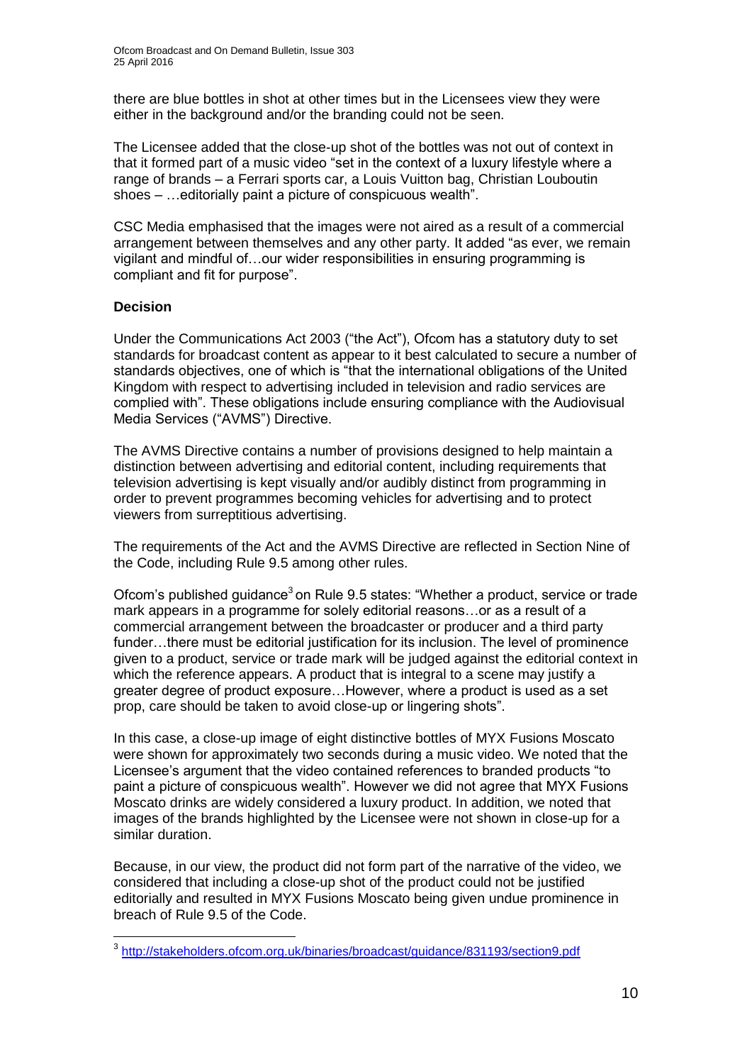there are blue bottles in shot at other times but in the Licensees view they were either in the background and/or the branding could not be seen.

The Licensee added that the close-up shot of the bottles was not out of context in that it formed part of a music video "set in the context of a luxury lifestyle where a range of brands – a Ferrari sports car, a Louis Vuitton bag, Christian Louboutin shoes – …editorially paint a picture of conspicuous wealth".

CSC Media emphasised that the images were not aired as a result of a commercial arrangement between themselves and any other party. It added "as ever, we remain vigilant and mindful of…our wider responsibilities in ensuring programming is compliant and fit for purpose".

**Decision**

Under the Communications Act 2003 ("the Act"), Ofcom has a statutory duty to set standards for broadcast content as appear to it best calculated to secure a number of standards objectives, one of which is "that the international obligations of the United Kingdom with respect to advertising included in television and radio services are complied with". These obligations include ensuring compliance with the Audiovisual Media Services ("AVMS") Directive.

The AVMS Directive contains a number of provisions designed to help maintain a distinction between advertising and editorial content, including requirements that television advertising is kept visually and/or audibly distinct from programming in order to prevent programmes becoming vehicles for advertising and to protect viewers from surreptitious advertising.

The requirements of the Act and the AVMS Directive are reflected in Section Nine of the Code, including Rule 9.5 among other rules.

Ofcom's published guidance[3] on Rule 9.5 states: "Whether a product, service or trade mark appears in a programme for solely editorial reasons…or as a result of a commercial arrangement between the broadcaster or producer and a third party funder…there must be editorial justification for its inclusion. The level of prominence given to a product, service or trade mark will be judged against the editorial context in which the reference appears. A product that is integral to a scene may justify a greater degree of product exposure…However, where a product is used as a set prop, care should be taken to avoid close-up or lingering shots".

In this case, a close-up image of eight distinctive bottles of MYX Fusions Moscato were shown for approximately two seconds during a music video. We noted that the Licensee's argument that the video contained references to branded products "to paint a picture of conspicuous wealth". However we did not agree that MYX Fusions Moscato drinks are widely considered a luxury product. In addition, we noted that images of the brands highlighted by the Licensee were not shown in close-up for a similar duration.

Because, in our view, the product did not form part of the narrative of the video, we considered that including a close-up shot of the product could not be justified editorially and resulted in MYX Fusions Moscato being given undue prominence in breach of Rule 9.5 of the Code.

---

[3] http://stakeholders.ofcom.org.uk/binaries/broadcast/guidance/831193/section9.pdf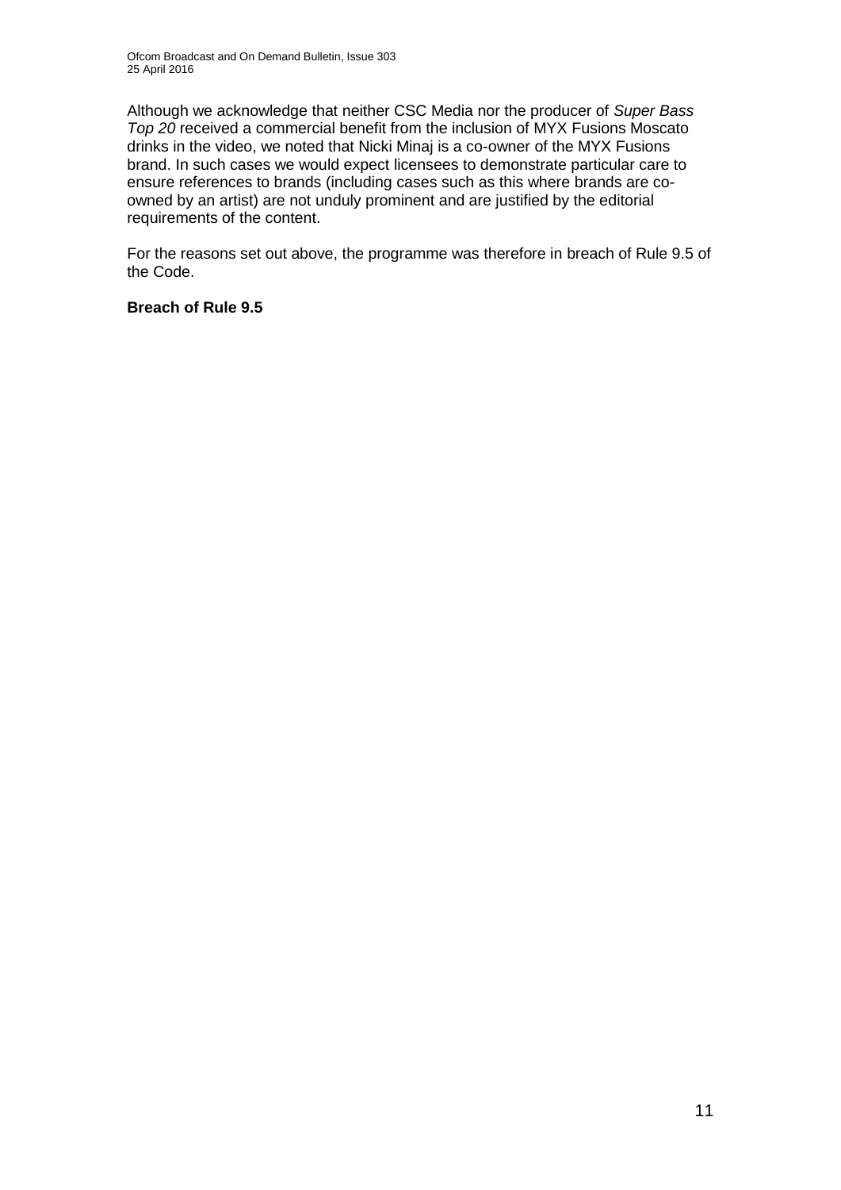Although we acknowledge that neither CSC Media nor the producer of *Super Bass Top 20* received a commercial benefit from the inclusion of MYX Fusions Moscato drinks in the video, we noted that Nicki Minaj is a co-owner of the MYX Fusions brand. In such cases we would expect licensees to demonstrate particular care to ensure references to brands (including cases such as this where brands are co-owned by an artist) are not unduly prominent and are justified by the editorial requirements of the content.

For the reasons set out above, the programme was therefore in breach of Rule 9.5 of the Code.

**Breach of Rule 9.5**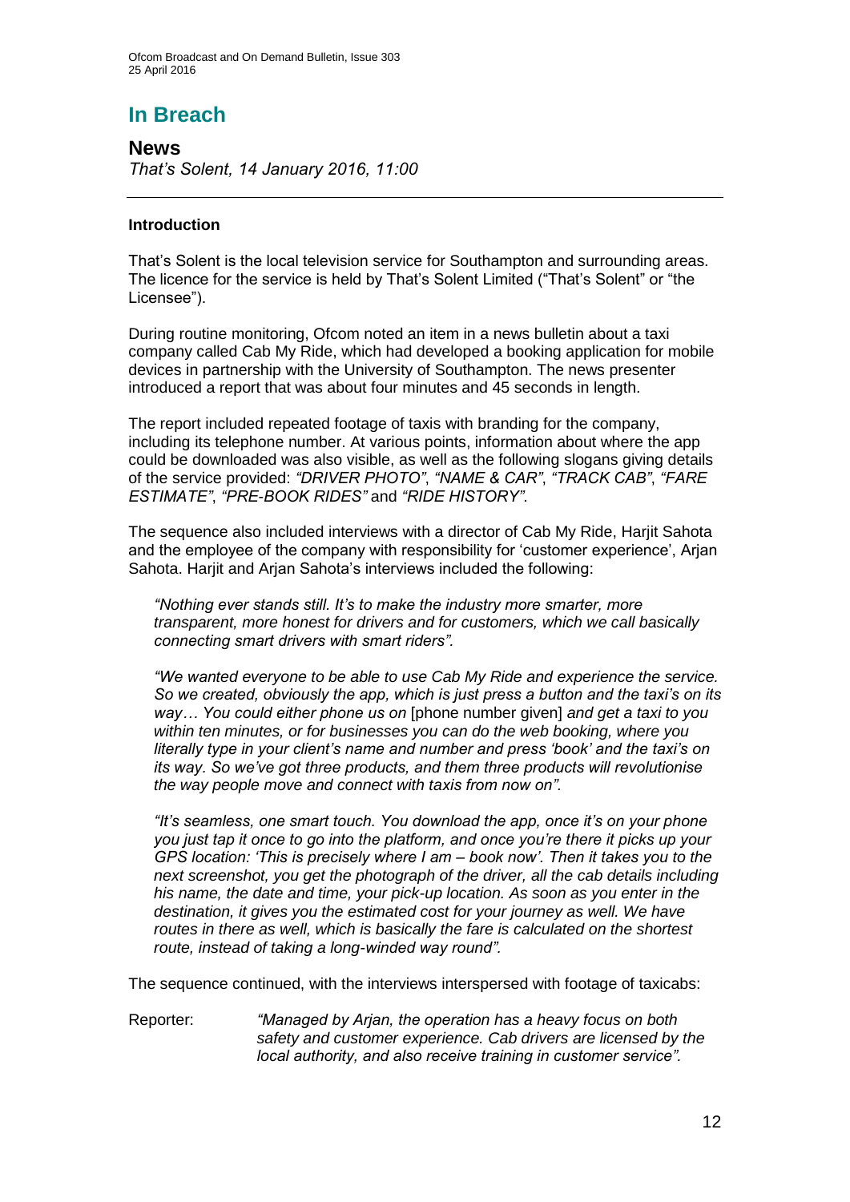# In Breach

## News

*That's Solent, 14 January 2016, 11:00*

---

### Introduction

That's Solent is the local television service for Southampton and surrounding areas. The licence for the service is held by That's Solent Limited ("That's Solent" or "the Licensee").

During routine monitoring, Ofcom noted an item in a news bulletin about a taxi company called Cab My Ride, which had developed a booking application for mobile devices in partnership with the University of Southampton. The news presenter introduced a report that was about four minutes and 45 seconds in length.

The report included repeated footage of taxis with branding for the company, including its telephone number. At various points, information about where the app could be downloaded was also visible, as well as the following slogans giving details of the service provided: *"DRIVER PHOTO"*, *"NAME & CAR"*, *"TRACK CAB"*, *"FARE ESTIMATE"*, *"PRE-BOOK RIDES"* and *"RIDE HISTORY".*

The sequence also included interviews with a director of Cab My Ride, Harjit Sahota and the employee of the company with responsibility for 'customer experience', Arjan Sahota. Harjit and Arjan Sahota's interviews included the following:

> *"Nothing ever stands still. It's to make the industry more smarter, more transparent, more honest for drivers and for customers, which we call basically connecting smart drivers with smart riders".*
>
> *"We wanted everyone to be able to use Cab My Ride and experience the service. So we created, obviously the app, which is just press a button and the taxi's on its way… You could either phone us on* [phone number given] *and get a taxi to you within ten minutes, or for businesses you can do the web booking, where you literally type in your client's name and number and press 'book' and the taxi's on its way. So we've got three products, and them three products will revolutionise the way people move and connect with taxis from now on".*
>
> *"It's seamless, one smart touch. You download the app, once it's on your phone you just tap it once to go into the platform, and once you're there it picks up your GPS location: 'This is precisely where I am – book now'. Then it takes you to the next screenshot, you get the photograph of the driver, all the cab details including his name, the date and time, your pick-up location. As soon as you enter in the destination, it gives you the estimated cost for your journey as well. We have routes in there as well, which is basically the fare is calculated on the shortest route, instead of taking a long-winded way round".*

The sequence continued, with the interviews interspersed with footage of taxicabs:

Reporter: *"Managed by Arjan, the operation has a heavy focus on both safety and customer experience. Cab drivers are licensed by the local authority, and also receive training in customer service".*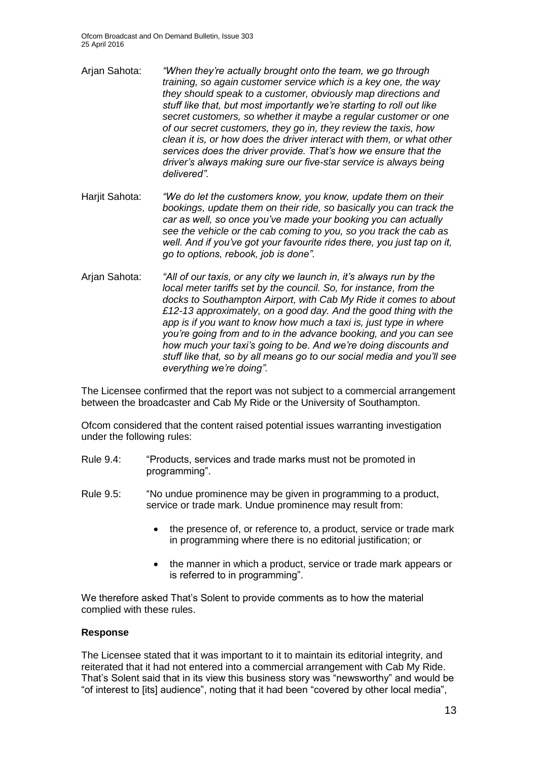Arjan Sahota: *"When they're actually brought onto the team, we go through training, so again customer service which is a key one, the way they should speak to a customer, obviously map directions and stuff like that, but most importantly we're starting to roll out like secret customers, so whether it maybe a regular customer or one of our secret customers, they go in, they review the taxis, how clean it is, or how does the driver interact with them, or what other services does the driver provide. That's how we ensure that the driver's always making sure our five-star service is always being delivered".*

Harjit Sahota: *"We do let the customers know, you know, update them on their bookings, update them on their ride, so basically you can track the car as well, so once you've made your booking you can actually see the vehicle or the cab coming to you, so you track the cab as well. And if you've got your favourite rides there, you just tap on it, go to options, rebook, job is done".*

Arjan Sahota: *"All of our taxis, or any city we launch in, it's always run by the local meter tariffs set by the council. So, for instance, from the docks to Southampton Airport, with Cab My Ride it comes to about £12-13 approximately, on a good day. And the good thing with the app is if you want to know how much a taxi is, just type in where you're going from and to in the advance booking, and you can see how much your taxi's going to be. And we're doing discounts and stuff like that, so by all means go to our social media and you'll see everything we're doing".*

The Licensee confirmed that the report was not subject to a commercial arrangement between the broadcaster and Cab My Ride or the University of Southampton.

Ofcom considered that the content raised potential issues warranting investigation under the following rules:

Rule 9.4: "Products, services and trade marks must not be promoted in programming".

Rule 9.5: "No undue prominence may be given in programming to a product, service or trade mark. Undue prominence may result from:

- the presence of, or reference to, a product, service or trade mark in programming where there is no editorial justification; or
- the manner in which a product, service or trade mark appears or is referred to in programming".

We therefore asked That's Solent to provide comments as to how the material complied with these rules.

**Response**

The Licensee stated that it was important to it to maintain its editorial integrity, and reiterated that it had not entered into a commercial arrangement with Cab My Ride. That's Solent said that in its view this business story was "newsworthy" and would be "of interest to [its] audience", noting that it had been "covered by other local media",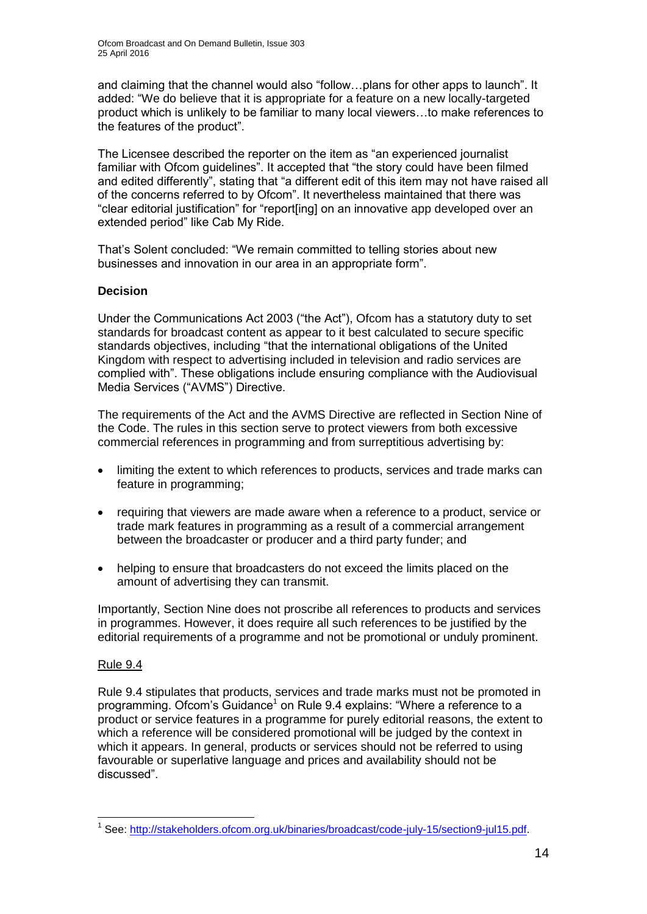and claiming that the channel would also "follow…plans for other apps to launch". It added: "We do believe that it is appropriate for a feature on a new locally-targeted product which is unlikely to be familiar to many local viewers…to make references to the features of the product".

The Licensee described the reporter on the item as "an experienced journalist familiar with Ofcom guidelines". It accepted that "the story could have been filmed and edited differently", stating that "a different edit of this item may not have raised all of the concerns referred to by Ofcom". It nevertheless maintained that there was "clear editorial justification" for "report[ing] on an innovative app developed over an extended period" like Cab My Ride.

That's Solent concluded: "We remain committed to telling stories about new businesses and innovation in our area in an appropriate form".

**Decision**

Under the Communications Act 2003 ("the Act"), Ofcom has a statutory duty to set standards for broadcast content as appear to it best calculated to secure specific standards objectives, including "that the international obligations of the United Kingdom with respect to advertising included in television and radio services are complied with". These obligations include ensuring compliance with the Audiovisual Media Services ("AVMS") Directive.

The requirements of the Act and the AVMS Directive are reflected in Section Nine of the Code. The rules in this section serve to protect viewers from both excessive commercial references in programming and from surreptitious advertising by:

- limiting the extent to which references to products, services and trade marks can feature in programming;
- requiring that viewers are made aware when a reference to a product, service or trade mark features in programming as a result of a commercial arrangement between the broadcaster or producer and a third party funder; and
- helping to ensure that broadcasters do not exceed the limits placed on the amount of advertising they can transmit.

Importantly, Section Nine does not proscribe all references to products and services in programmes. However, it does require all such references to be justified by the editorial requirements of a programme and not be promotional or unduly prominent.

Rule 9.4

Rule 9.4 stipulates that products, services and trade marks must not be promoted in programming. Ofcom's Guidance[1] on Rule 9.4 explains: "Where a reference to a product or service features in a programme for purely editorial reasons, the extent to which a reference will be considered promotional will be judged by the context in which it appears. In general, products or services should not be referred to using favourable or superlative language and prices and availability should not be discussed".

[1] See: http://stakeholders.ofcom.org.uk/binaries/broadcast/code-july-15/section9-jul15.pdf.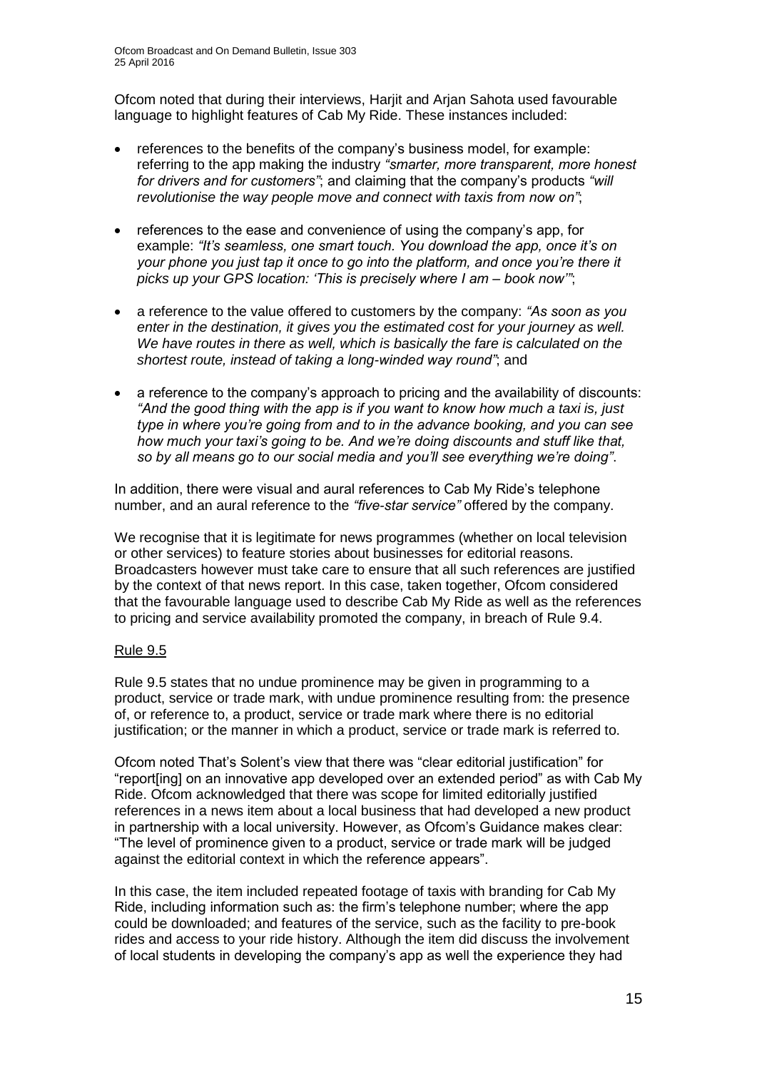Ofcom noted that during their interviews, Harjit and Arjan Sahota used favourable language to highlight features of Cab My Ride. These instances included:

- references to the benefits of the company's business model, for example: referring to the app making the industry *"smarter, more transparent, more honest for drivers and for customers"*; and claiming that the company's products *"will revolutionise the way people move and connect with taxis from now on"*;
- references to the ease and convenience of using the company's app, for example: *"It's seamless, one smart touch. You download the app, once it's on your phone you just tap it once to go into the platform, and once you're there it picks up your GPS location: 'This is precisely where I am – book now'"*;
- a reference to the value offered to customers by the company: *"As soon as you enter in the destination, it gives you the estimated cost for your journey as well. We have routes in there as well, which is basically the fare is calculated on the shortest route, instead of taking a long-winded way round"*; and
- a reference to the company's approach to pricing and the availability of discounts: *"And the good thing with the app is if you want to know how much a taxi is, just type in where you're going from and to in the advance booking, and you can see how much your taxi's going to be. And we're doing discounts and stuff like that, so by all means go to our social media and you'll see everything we're doing"*.

In addition, there were visual and aural references to Cab My Ride's telephone number, and an aural reference to the *"five-star service"* offered by the company.

We recognise that it is legitimate for news programmes (whether on local television or other services) to feature stories about businesses for editorial reasons. Broadcasters however must take care to ensure that all such references are justified by the context of that news report. In this case, taken together, Ofcom considered that the favourable language used to describe Cab My Ride as well as the references to pricing and service availability promoted the company, in breach of Rule 9.4.

<u>Rule 9.5</u>

Rule 9.5 states that no undue prominence may be given in programming to a product, service or trade mark, with undue prominence resulting from: the presence of, or reference to, a product, service or trade mark where there is no editorial justification; or the manner in which a product, service or trade mark is referred to.

Ofcom noted That's Solent's view that there was "clear editorial justification" for "report[ing] on an innovative app developed over an extended period" as with Cab My Ride. Ofcom acknowledged that there was scope for limited editorially justified references in a news item about a local business that had developed a new product in partnership with a local university. However, as Ofcom's Guidance makes clear: "The level of prominence given to a product, service or trade mark will be judged against the editorial context in which the reference appears".

In this case, the item included repeated footage of taxis with branding for Cab My Ride, including information such as: the firm's telephone number; where the app could be downloaded; and features of the service, such as the facility to pre-book rides and access to your ride history. Although the item did discuss the involvement of local students in developing the company's app as well the experience they had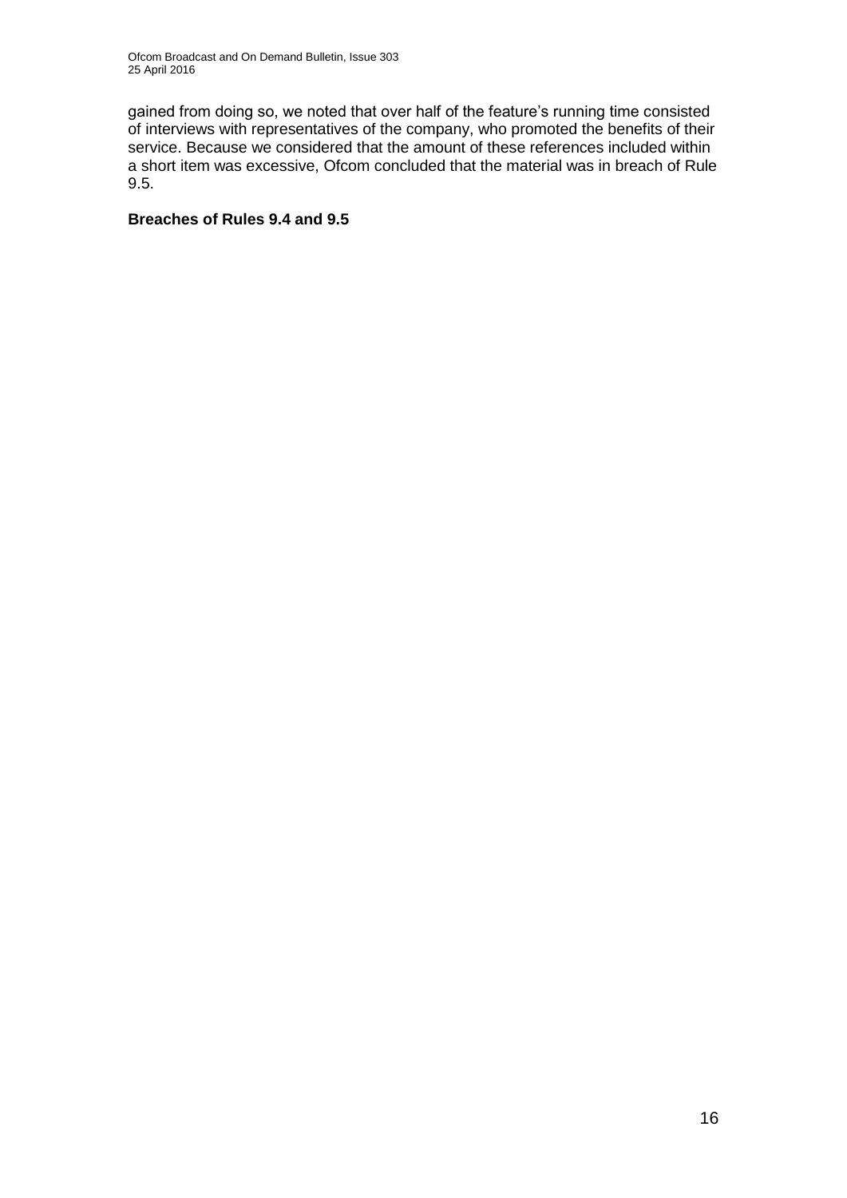gained from doing so, we noted that over half of the feature's running time consisted of interviews with representatives of the company, who promoted the benefits of their service. Because we considered that the amount of these references included within a short item was excessive, Ofcom concluded that the material was in breach of Rule 9.5.

**Breaches of Rules 9.4 and 9.5**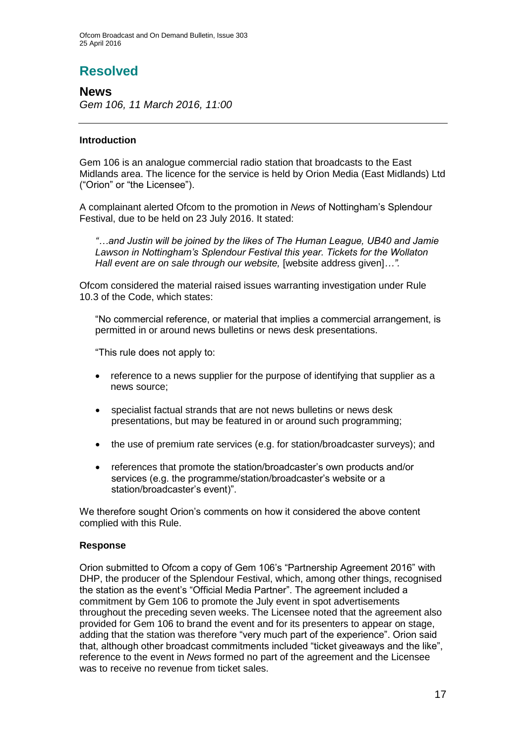# Resolved

## News

*Gem 106, 11 March 2016, 11:00*

---

### Introduction

Gem 106 is an analogue commercial radio station that broadcasts to the East Midlands area. The licence for the service is held by Orion Media (East Midlands) Ltd ("Orion" or "the Licensee").

A complainant alerted Ofcom to the promotion in *News* of Nottingham's Splendour Festival, due to be held on 23 July 2016. It stated:

> *"…and Justin will be joined by the likes of The Human League, UB40 and Jamie Lawson in Nottingham's Splendour Festival this year. Tickets for the Wollaton Hall event are on sale through our website,* [website address given]*…".*

Ofcom considered the material raised issues warranting investigation under Rule 10.3 of the Code, which states:

> "No commercial reference, or material that implies a commercial arrangement, is permitted in or around news bulletins or news desk presentations.
>
> "This rule does not apply to:
>
> - reference to a news supplier for the purpose of identifying that supplier as a news source;
> - specialist factual strands that are not news bulletins or news desk presentations, but may be featured in or around such programming;
> - the use of premium rate services (e.g. for station/broadcaster surveys); and
> - references that promote the station/broadcaster's own products and/or services (e.g. the programme/station/broadcaster's website or a station/broadcaster's event)".

We therefore sought Orion's comments on how it considered the above content complied with this Rule.

### Response

Orion submitted to Ofcom a copy of Gem 106's "Partnership Agreement 2016" with DHP, the producer of the Splendour Festival, which, among other things, recognised the station as the event's "Official Media Partner". The agreement included a commitment by Gem 106 to promote the July event in spot advertisements throughout the preceding seven weeks. The Licensee noted that the agreement also provided for Gem 106 to brand the event and for its presenters to appear on stage, adding that the station was therefore "very much part of the experience". Orion said that, although other broadcast commitments included "ticket giveaways and the like", reference to the event in *News* formed no part of the agreement and the Licensee was to receive no revenue from ticket sales.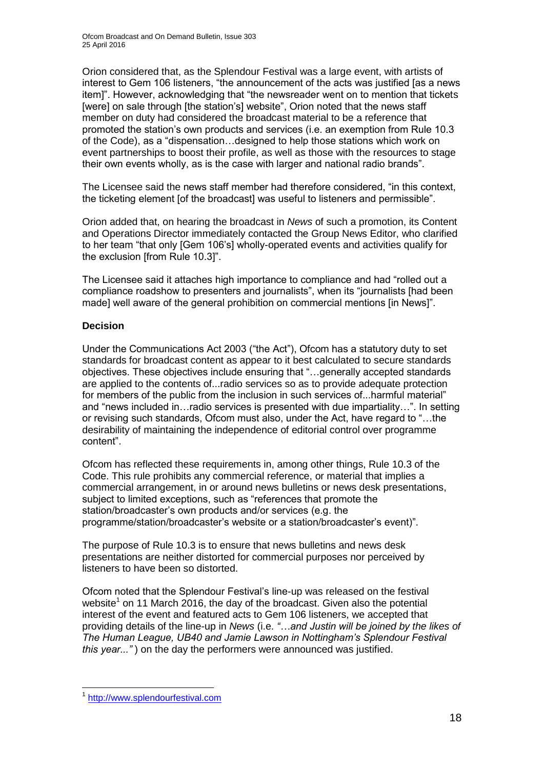Orion considered that, as the Splendour Festival was a large event, with artists of interest to Gem 106 listeners, "the announcement of the acts was justified [as a news item]". However, acknowledging that "the newsreader went on to mention that tickets [were] on sale through [the station's] website", Orion noted that the news staff member on duty had considered the broadcast material to be a reference that promoted the station's own products and services (i.e. an exemption from Rule 10.3 of the Code), as a "dispensation…designed to help those stations which work on event partnerships to boost their profile, as well as those with the resources to stage their own events wholly, as is the case with larger and national radio brands".

The Licensee said the news staff member had therefore considered, "in this context, the ticketing element [of the broadcast] was useful to listeners and permissible".

Orion added that, on hearing the broadcast in *News* of such a promotion, its Content and Operations Director immediately contacted the Group News Editor, who clarified to her team "that only [Gem 106's] wholly-operated events and activities qualify for the exclusion [from Rule 10.3]".

The Licensee said it attaches high importance to compliance and had "rolled out a compliance roadshow to presenters and journalists", when its "journalists [had been made] well aware of the general prohibition on commercial mentions [in News]".

**Decision**

Under the Communications Act 2003 ("the Act"), Ofcom has a statutory duty to set standards for broadcast content as appear to it best calculated to secure standards objectives. These objectives include ensuring that "…generally accepted standards are applied to the contents of...radio services so as to provide adequate protection for members of the public from the inclusion in such services of...harmful material" and "news included in…radio services is presented with due impartiality…". In setting or revising such standards, Ofcom must also, under the Act, have regard to "…the desirability of maintaining the independence of editorial control over programme content".

Ofcom has reflected these requirements in, among other things, Rule 10.3 of the Code. This rule prohibits any commercial reference, or material that implies a commercial arrangement, in or around news bulletins or news desk presentations, subject to limited exceptions, such as "references that promote the station/broadcaster's own products and/or services (e.g. the programme/station/broadcaster's website or a station/broadcaster's event)".

The purpose of Rule 10.3 is to ensure that news bulletins and news desk presentations are neither distorted for commercial purposes nor perceived by listeners to have been so distorted.

Ofcom noted that the Splendour Festival's line-up was released on the festival website[1] on 11 March 2016, the day of the broadcast. Given also the potential interest of the event and featured acts to Gem 106 listeners, we accepted that providing details of the line-up in *News* (i.e. *"…and Justin will be joined by the likes of The Human League, UB40 and Jamie Lawson in Nottingham's Splendour Festival this year..."* ) on the day the performers were announced was justified.

[1] http://www.splendourfestival.com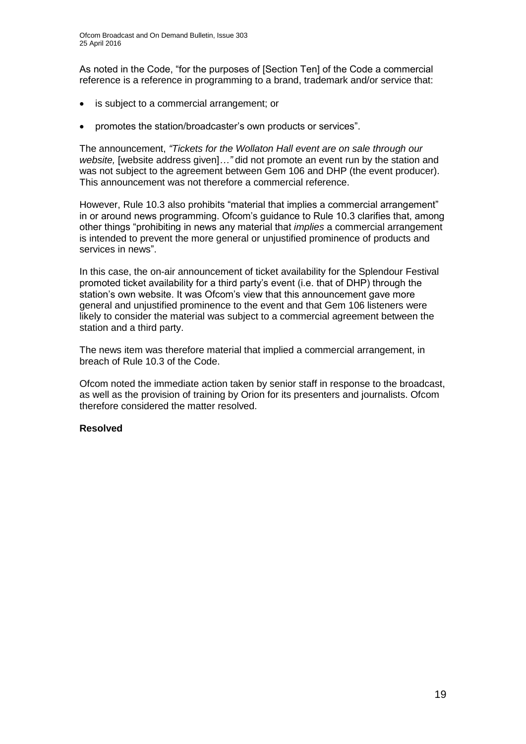As noted in the Code, "for the purposes of [Section Ten] of the Code a commercial reference is a reference in programming to a brand, trademark and/or service that:

- is subject to a commercial arrangement; or
- promotes the station/broadcaster's own products or services".

The announcement, *"Tickets for the Wollaton Hall event are on sale through our website,* [website address given]*…"* did not promote an event run by the station and was not subject to the agreement between Gem 106 and DHP (the event producer). This announcement was not therefore a commercial reference.

However, Rule 10.3 also prohibits "material that implies a commercial arrangement" in or around news programming. Ofcom's guidance to Rule 10.3 clarifies that, among other things "prohibiting in news any material that *implies* a commercial arrangement is intended to prevent the more general or unjustified prominence of products and services in news".

In this case, the on-air announcement of ticket availability for the Splendour Festival promoted ticket availability for a third party's event (i.e. that of DHP) through the station's own website. It was Ofcom's view that this announcement gave more general and unjustified prominence to the event and that Gem 106 listeners were likely to consider the material was subject to a commercial agreement between the station and a third party.

The news item was therefore material that implied a commercial arrangement, in breach of Rule 10.3 of the Code.

Ofcom noted the immediate action taken by senior staff in response to the broadcast, as well as the provision of training by Orion for its presenters and journalists. Ofcom therefore considered the matter resolved.

**Resolved**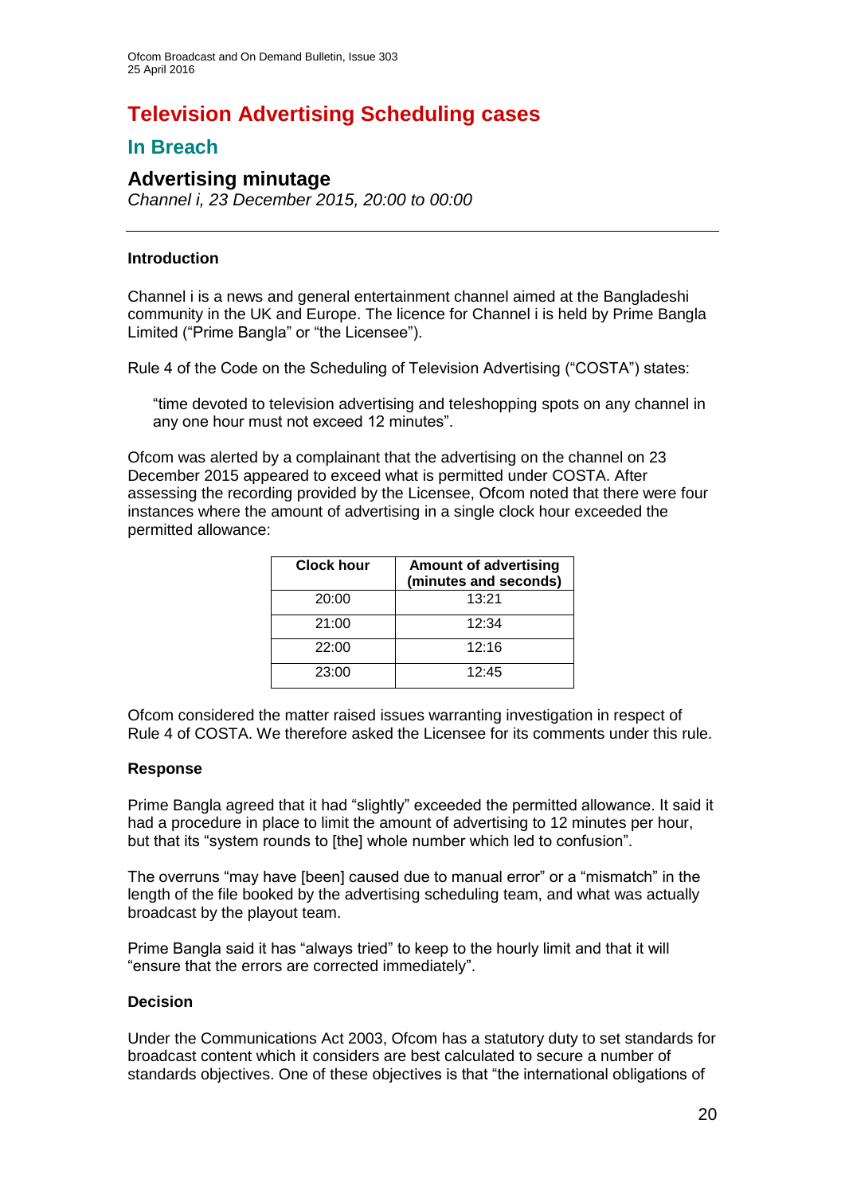# Television Advertising Scheduling cases

## In Breach

### Advertising minutage

*Channel i, 23 December 2015, 20:00 to 00:00*

---

#### Introduction

Channel i is a news and general entertainment channel aimed at the Bangladeshi community in the UK and Europe. The licence for Channel i is held by Prime Bangla Limited ("Prime Bangla" or "the Licensee").

Rule 4 of the Code on the Scheduling of Television Advertising ("COSTA") states:

> "time devoted to television advertising and teleshopping spots on any channel in any one hour must not exceed 12 minutes".

Ofcom was alerted by a complainant that the advertising on the channel on 23 December 2015 appeared to exceed what is permitted under COSTA. After assessing the recording provided by the Licensee, Ofcom noted that there were four instances where the amount of advertising in a single clock hour exceeded the permitted allowance:

| Clock hour | Amount of advertising (minutes and seconds) |
|---|---|
| 20:00 | 13:21 |
| 21:00 | 12:34 |
| 22:00 | 12:16 |
| 23:00 | 12:45 |

Ofcom considered the matter raised issues warranting investigation in respect of Rule 4 of COSTA. We therefore asked the Licensee for its comments under this rule.

#### Response

Prime Bangla agreed that it had "slightly" exceeded the permitted allowance. It said it had a procedure in place to limit the amount of advertising to 12 minutes per hour, but that its "system rounds to [the] whole number which led to confusion".

The overruns "may have [been] caused due to manual error" or a "mismatch" in the length of the file booked by the advertising scheduling team, and what was actually broadcast by the playout team.

Prime Bangla said it has "always tried" to keep to the hourly limit and that it will "ensure that the errors are corrected immediately".

#### Decision

Under the Communications Act 2003, Ofcom has a statutory duty to set standards for broadcast content which it considers are best calculated to secure a number of standards objectives. One of these objectives is that "the international obligations of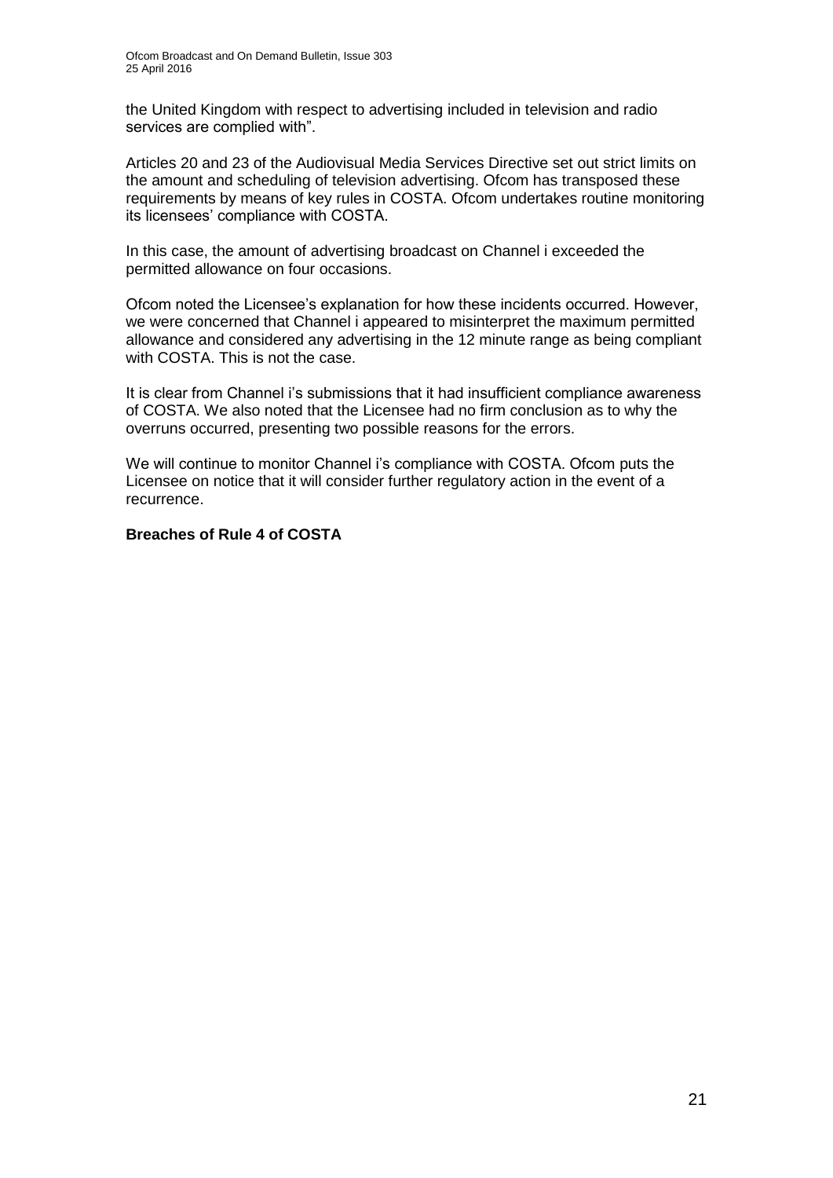the United Kingdom with respect to advertising included in television and radio services are complied with".

Articles 20 and 23 of the Audiovisual Media Services Directive set out strict limits on the amount and scheduling of television advertising. Ofcom has transposed these requirements by means of key rules in COSTA. Ofcom undertakes routine monitoring its licensees' compliance with COSTA.

In this case, the amount of advertising broadcast on Channel i exceeded the permitted allowance on four occasions.

Ofcom noted the Licensee's explanation for how these incidents occurred. However, we were concerned that Channel i appeared to misinterpret the maximum permitted allowance and considered any advertising in the 12 minute range as being compliant with COSTA. This is not the case.

It is clear from Channel i's submissions that it had insufficient compliance awareness of COSTA. We also noted that the Licensee had no firm conclusion as to why the overruns occurred, presenting two possible reasons for the errors.

We will continue to monitor Channel i's compliance with COSTA. Ofcom puts the Licensee on notice that it will consider further regulatory action in the event of a recurrence.

**Breaches of Rule 4 of COSTA**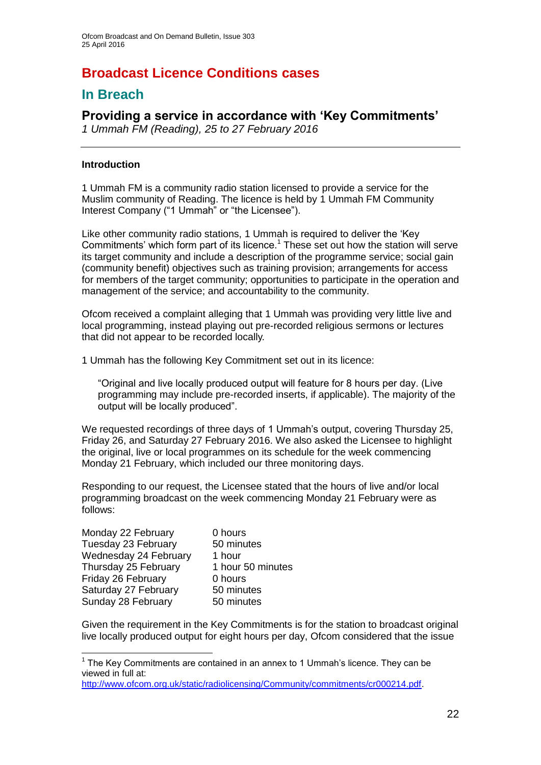# Broadcast Licence Conditions cases

## In Breach

### Providing a service in accordance with 'Key Commitments'

*1 Ummah FM (Reading), 25 to 27 February 2016*

---

#### Introduction

1 Ummah FM is a community radio station licensed to provide a service for the Muslim community of Reading. The licence is held by 1 Ummah FM Community Interest Company ("1 Ummah" or "the Licensee").

Like other community radio stations, 1 Ummah is required to deliver the 'Key Commitments' which form part of its licence.[1] These set out how the station will serve its target community and include a description of the programme service; social gain (community benefit) objectives such as training provision; arrangements for access for members of the target community; opportunities to participate in the operation and management of the service; and accountability to the community.

Ofcom received a complaint alleging that 1 Ummah was providing very little live and local programming, instead playing out pre-recorded religious sermons or lectures that did not appear to be recorded locally.

1 Ummah has the following Key Commitment set out in its licence:

> "Original and live locally produced output will feature for 8 hours per day. (Live programming may include pre-recorded inserts, if applicable). The majority of the output will be locally produced".

We requested recordings of three days of 1 Ummah's output, covering Thursday 25, Friday 26, and Saturday 27 February 2016. We also asked the Licensee to highlight the original, live or local programmes on its schedule for the week commencing Monday 21 February, which included our three monitoring days.

Responding to our request, the Licensee stated that the hours of live and/or local programming broadcast on the week commencing Monday 21 February were as follows:

| | |
|---|---|
| Monday 22 February | 0 hours |
| Tuesday 23 February | 50 minutes |
| Wednesday 24 February | 1 hour |
| Thursday 25 February | 1 hour 50 minutes |
| Friday 26 February | 0 hours |
| Saturday 27 February | 50 minutes |
| Sunday 28 February | 50 minutes |

Given the requirement in the Key Commitments is for the station to broadcast original live locally produced output for eight hours per day, Ofcom considered that the issue

---

[1] The Key Commitments are contained in an annex to 1 Ummah's licence. They can be viewed in full at: http://www.ofcom.org.uk/static/radiolicensing/Community/commitments/cr000214.pdf.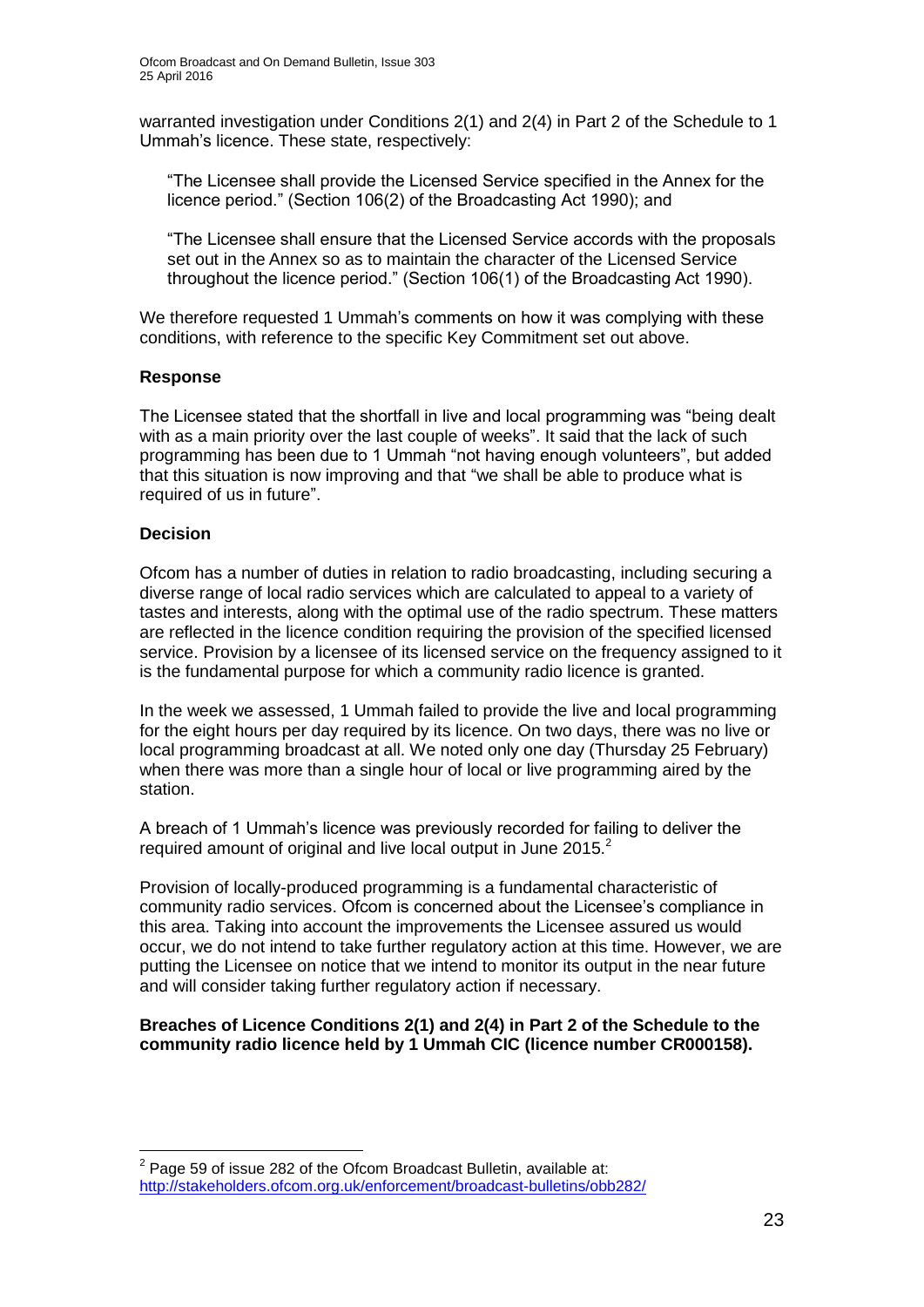warranted investigation under Conditions 2(1) and 2(4) in Part 2 of the Schedule to 1 Ummah's licence. These state, respectively:

> "The Licensee shall provide the Licensed Service specified in the Annex for the licence period." (Section 106(2) of the Broadcasting Act 1990); and
>
> "The Licensee shall ensure that the Licensed Service accords with the proposals set out in the Annex so as to maintain the character of the Licensed Service throughout the licence period." (Section 106(1) of the Broadcasting Act 1990).

We therefore requested 1 Ummah's comments on how it was complying with these conditions, with reference to the specific Key Commitment set out above.

**Response**

The Licensee stated that the shortfall in live and local programming was "being dealt with as a main priority over the last couple of weeks". It said that the lack of such programming has been due to 1 Ummah "not having enough volunteers", but added that this situation is now improving and that "we shall be able to produce what is required of us in future".

**Decision**

Ofcom has a number of duties in relation to radio broadcasting, including securing a diverse range of local radio services which are calculated to appeal to a variety of tastes and interests, along with the optimal use of the radio spectrum. These matters are reflected in the licence condition requiring the provision of the specified licensed service. Provision by a licensee of its licensed service on the frequency assigned to it is the fundamental purpose for which a community radio licence is granted.

In the week we assessed, 1 Ummah failed to provide the live and local programming for the eight hours per day required by its licence. On two days, there was no live or local programming broadcast at all. We noted only one day (Thursday 25 February) when there was more than a single hour of local or live programming aired by the station.

A breach of 1 Ummah's licence was previously recorded for failing to deliver the required amount of original and live local output in June 2015.[2]

Provision of locally-produced programming is a fundamental characteristic of community radio services. Ofcom is concerned about the Licensee's compliance in this area. Taking into account the improvements the Licensee assured us would occur, we do not intend to take further regulatory action at this time. However, we are putting the Licensee on notice that we intend to monitor its output in the near future and will consider taking further regulatory action if necessary.

**Breaches of Licence Conditions 2(1) and 2(4) in Part 2 of the Schedule to the community radio licence held by 1 Ummah CIC (licence number CR000158).**

---

[2] Page 59 of issue 282 of the Ofcom Broadcast Bulletin, available at: http://stakeholders.ofcom.org.uk/enforcement/broadcast-bulletins/obb282/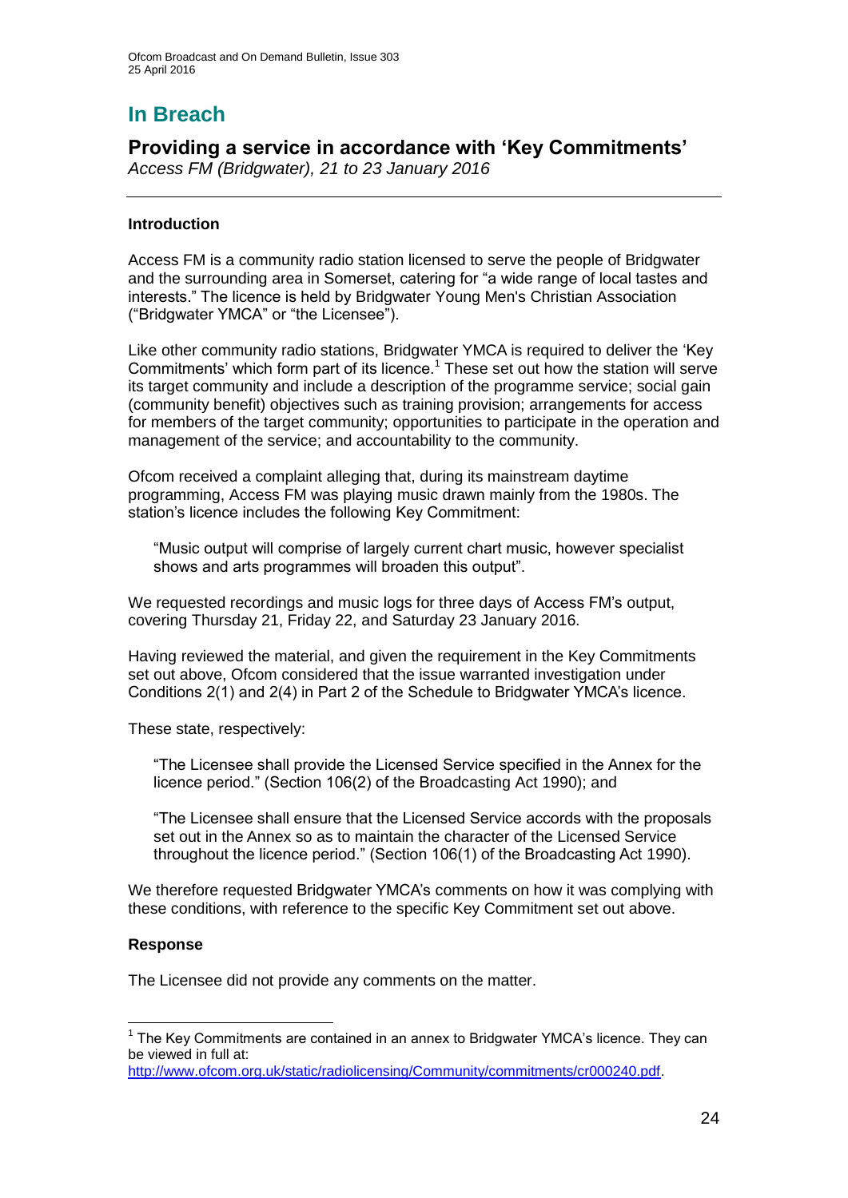# In Breach

## Providing a service in accordance with 'Key Commitments'

*Access FM (Bridgwater), 21 to 23 January 2016*

---

### Introduction

Access FM is a community radio station licensed to serve the people of Bridgwater and the surrounding area in Somerset, catering for "a wide range of local tastes and interests." The licence is held by Bridgwater Young Men's Christian Association ("Bridgwater YMCA" or "the Licensee").

Like other community radio stations, Bridgwater YMCA is required to deliver the 'Key Commitments' which form part of its licence.[1] These set out how the station will serve its target community and include a description of the programme service; social gain (community benefit) objectives such as training provision; arrangements for access for members of the target community; opportunities to participate in the operation and management of the service; and accountability to the community.

Ofcom received a complaint alleging that, during its mainstream daytime programming, Access FM was playing music drawn mainly from the 1980s. The station's licence includes the following Key Commitment:

> "Music output will comprise of largely current chart music, however specialist shows and arts programmes will broaden this output".

We requested recordings and music logs for three days of Access FM's output, covering Thursday 21, Friday 22, and Saturday 23 January 2016.

Having reviewed the material, and given the requirement in the Key Commitments set out above, Ofcom considered that the issue warranted investigation under Conditions 2(1) and 2(4) in Part 2 of the Schedule to Bridgwater YMCA's licence.

These state, respectively:

> "The Licensee shall provide the Licensed Service specified in the Annex for the licence period." (Section 106(2) of the Broadcasting Act 1990); and
>
> "The Licensee shall ensure that the Licensed Service accords with the proposals set out in the Annex so as to maintain the character of the Licensed Service throughout the licence period." (Section 106(1) of the Broadcasting Act 1990).

We therefore requested Bridgwater YMCA's comments on how it was complying with these conditions, with reference to the specific Key Commitment set out above.

### Response

The Licensee did not provide any comments on the matter.

---

[1] The Key Commitments are contained in an annex to Bridgwater YMCA's licence. They can be viewed in full at: http://www.ofcom.org.uk/static/radiolicensing/Community/commitments/cr000240.pdf.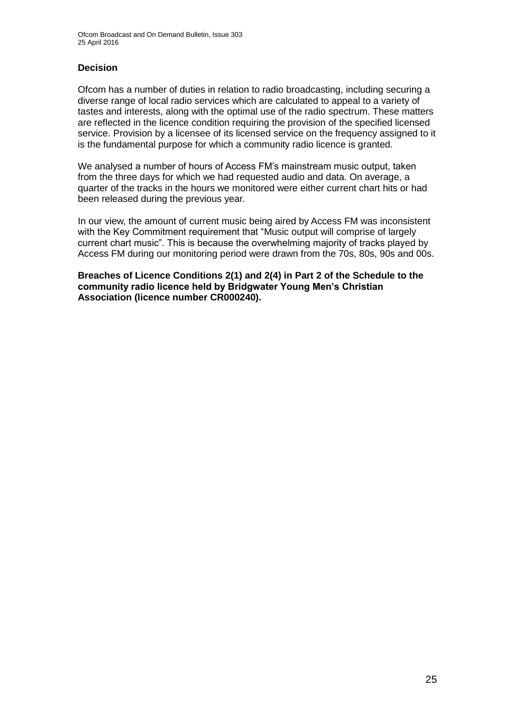## Decision

Ofcom has a number of duties in relation to radio broadcasting, including securing a diverse range of local radio services which are calculated to appeal to a variety of tastes and interests, along with the optimal use of the radio spectrum. These matters are reflected in the licence condition requiring the provision of the specified licensed service. Provision by a licensee of its licensed service on the frequency assigned to it is the fundamental purpose for which a community radio licence is granted.

We analysed a number of hours of Access FM's mainstream music output, taken from the three days for which we had requested audio and data. On average, a quarter of the tracks in the hours we monitored were either current chart hits or had been released during the previous year.

In our view, the amount of current music being aired by Access FM was inconsistent with the Key Commitment requirement that "Music output will comprise of largely current chart music". This is because the overwhelming majority of tracks played by Access FM during our monitoring period were drawn from the 70s, 80s, 90s and 00s.

**Breaches of Licence Conditions 2(1) and 2(4) in Part 2 of the Schedule to the community radio licence held by Bridgwater Young Men's Christian Association (licence number CR000240).**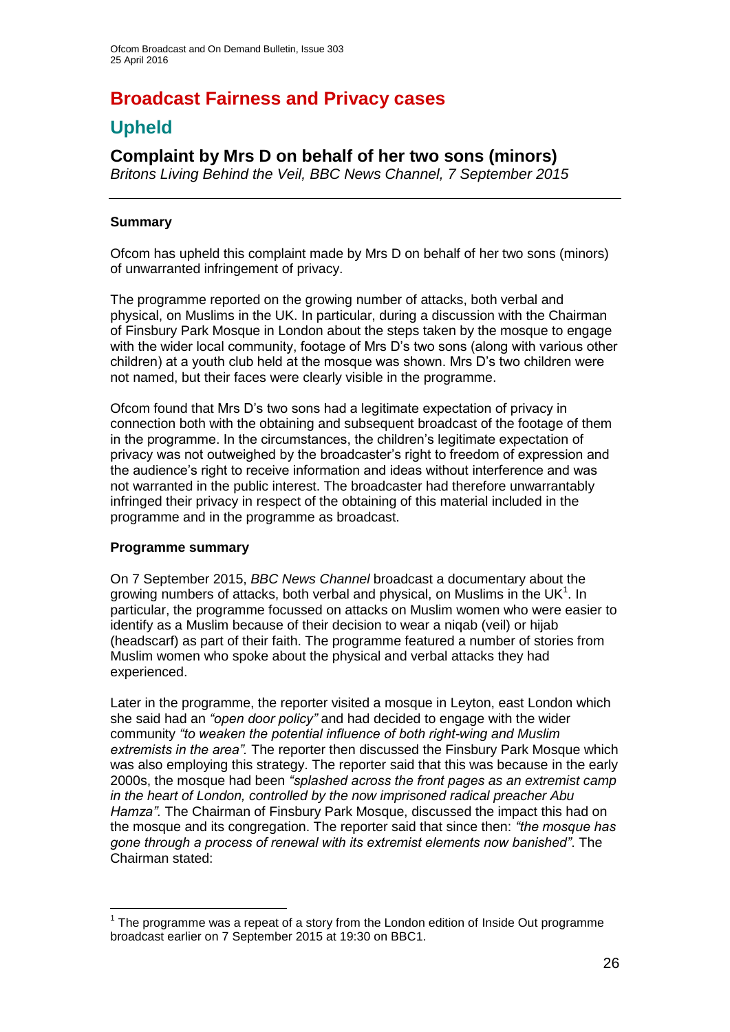# Broadcast Fairness and Privacy cases

## Upheld

### Complaint by Mrs D on behalf of her two sons (minors)

*Britons Living Behind the Veil, BBC News Channel, 7 September 2015*

---

**Summary**

Ofcom has upheld this complaint made by Mrs D on behalf of her two sons (minors) of unwarranted infringement of privacy.

The programme reported on the growing number of attacks, both verbal and physical, on Muslims in the UK. In particular, during a discussion with the Chairman of Finsbury Park Mosque in London about the steps taken by the mosque to engage with the wider local community, footage of Mrs D's two sons (along with various other children) at a youth club held at the mosque was shown. Mrs D's two children were not named, but their faces were clearly visible in the programme.

Ofcom found that Mrs D's two sons had a legitimate expectation of privacy in connection both with the obtaining and subsequent broadcast of the footage of them in the programme. In the circumstances, the children's legitimate expectation of privacy was not outweighed by the broadcaster's right to freedom of expression and the audience's right to receive information and ideas without interference and was not warranted in the public interest. The broadcaster had therefore unwarrantably infringed their privacy in respect of the obtaining of this material included in the programme and in the programme as broadcast.

**Programme summary**

On 7 September 2015, *BBC News Channel* broadcast a documentary about the growing numbers of attacks, both verbal and physical, on Muslims in the UK[1]. In particular, the programme focussed on attacks on Muslim women who were easier to identify as a Muslim because of their decision to wear a niqab (veil) or hijab (headscarf) as part of their faith. The programme featured a number of stories from Muslim women who spoke about the physical and verbal attacks they had experienced.

Later in the programme, the reporter visited a mosque in Leyton, east London which she said had an *"open door policy"* and had decided to engage with the wider community *"to weaken the potential influence of both right-wing and Muslim extremists in the area".* The reporter then discussed the Finsbury Park Mosque which was also employing this strategy. The reporter said that this was because in the early 2000s, the mosque had been *"splashed across the front pages as an extremist camp in the heart of London, controlled by the now imprisoned radical preacher Abu Hamza".* The Chairman of Finsbury Park Mosque, discussed the impact this had on the mosque and its congregation. The reporter said that since then: *"the mosque has gone through a process of renewal with its extremist elements now banished"*. The Chairman stated:

---

[1] The programme was a repeat of a story from the London edition of Inside Out programme broadcast earlier on 7 September 2015 at 19:30 on BBC1.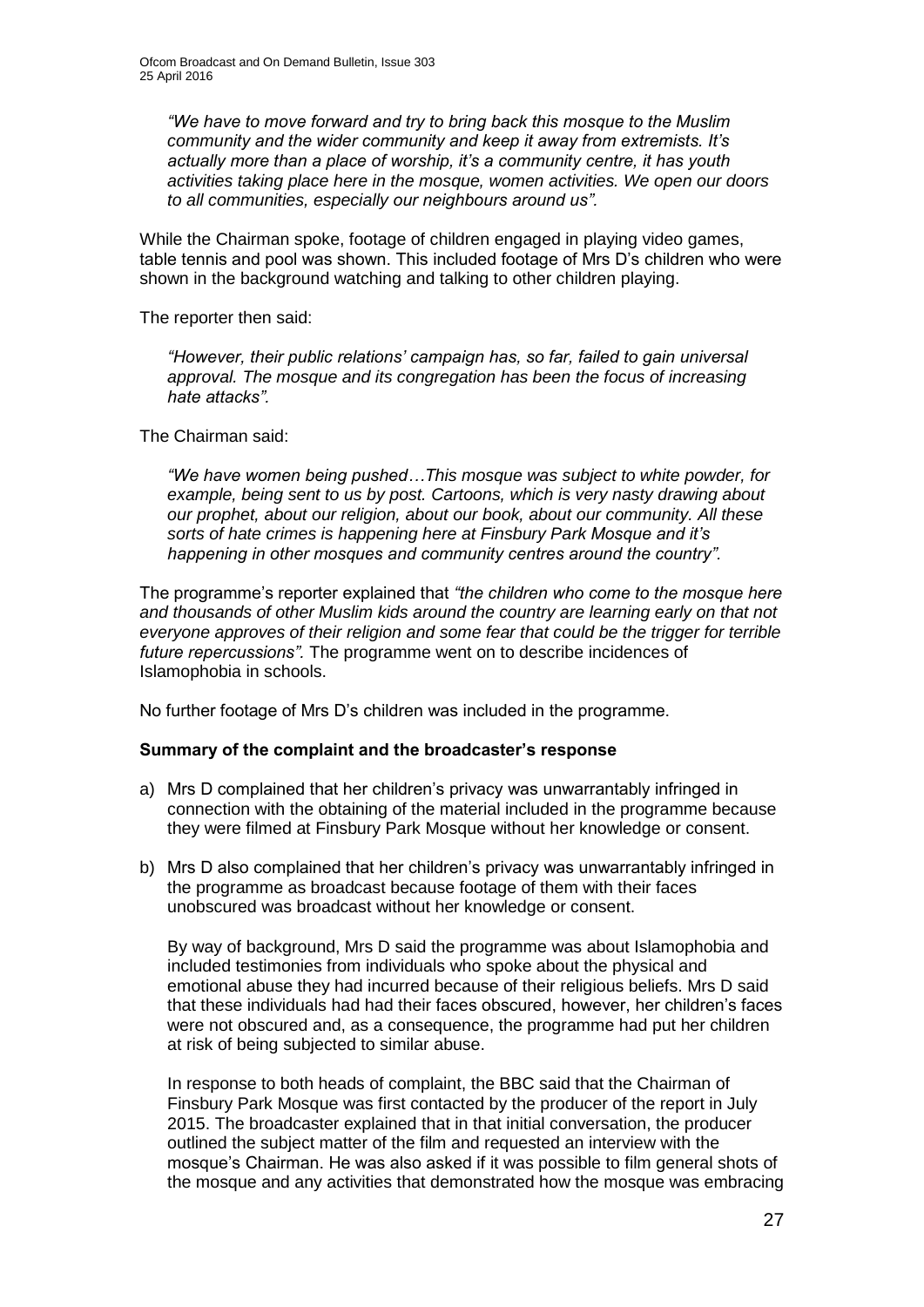*"We have to move forward and try to bring back this mosque to the Muslim community and the wider community and keep it away from extremists. It's actually more than a place of worship, it's a community centre, it has youth activities taking place here in the mosque, women activities. We open our doors to all communities, especially our neighbours around us".*

While the Chairman spoke, footage of children engaged in playing video games, table tennis and pool was shown. This included footage of Mrs D's children who were shown in the background watching and talking to other children playing.

The reporter then said:

*"However, their public relations' campaign has, so far, failed to gain universal approval. The mosque and its congregation has been the focus of increasing hate attacks".*

The Chairman said:

*"We have women being pushed…This mosque was subject to white powder, for example, being sent to us by post. Cartoons, which is very nasty drawing about our prophet, about our religion, about our book, about our community. All these sorts of hate crimes is happening here at Finsbury Park Mosque and it's happening in other mosques and community centres around the country".*

The programme's reporter explained that *"the children who come to the mosque here and thousands of other Muslim kids around the country are learning early on that not everyone approves of their religion and some fear that could be the trigger for terrible future repercussions".* The programme went on to describe incidences of Islamophobia in schools.

No further footage of Mrs D's children was included in the programme.

**Summary of the complaint and the broadcaster's response**

a) Mrs D complained that her children's privacy was unwarrantably infringed in connection with the obtaining of the material included in the programme because they were filmed at Finsbury Park Mosque without her knowledge or consent.

b) Mrs D also complained that her children's privacy was unwarrantably infringed in the programme as broadcast because footage of them with their faces unobscured was broadcast without her knowledge or consent.

   By way of background, Mrs D said the programme was about Islamophobia and included testimonies from individuals who spoke about the physical and emotional abuse they had incurred because of their religious beliefs. Mrs D said that these individuals had had their faces obscured, however, her children's faces were not obscured and, as a consequence, the programme had put her children at risk of being subjected to similar abuse.

   In response to both heads of complaint, the BBC said that the Chairman of Finsbury Park Mosque was first contacted by the producer of the report in July 2015. The broadcaster explained that in that initial conversation, the producer outlined the subject matter of the film and requested an interview with the mosque's Chairman. He was also asked if it was possible to film general shots of the mosque and any activities that demonstrated how the mosque was embracing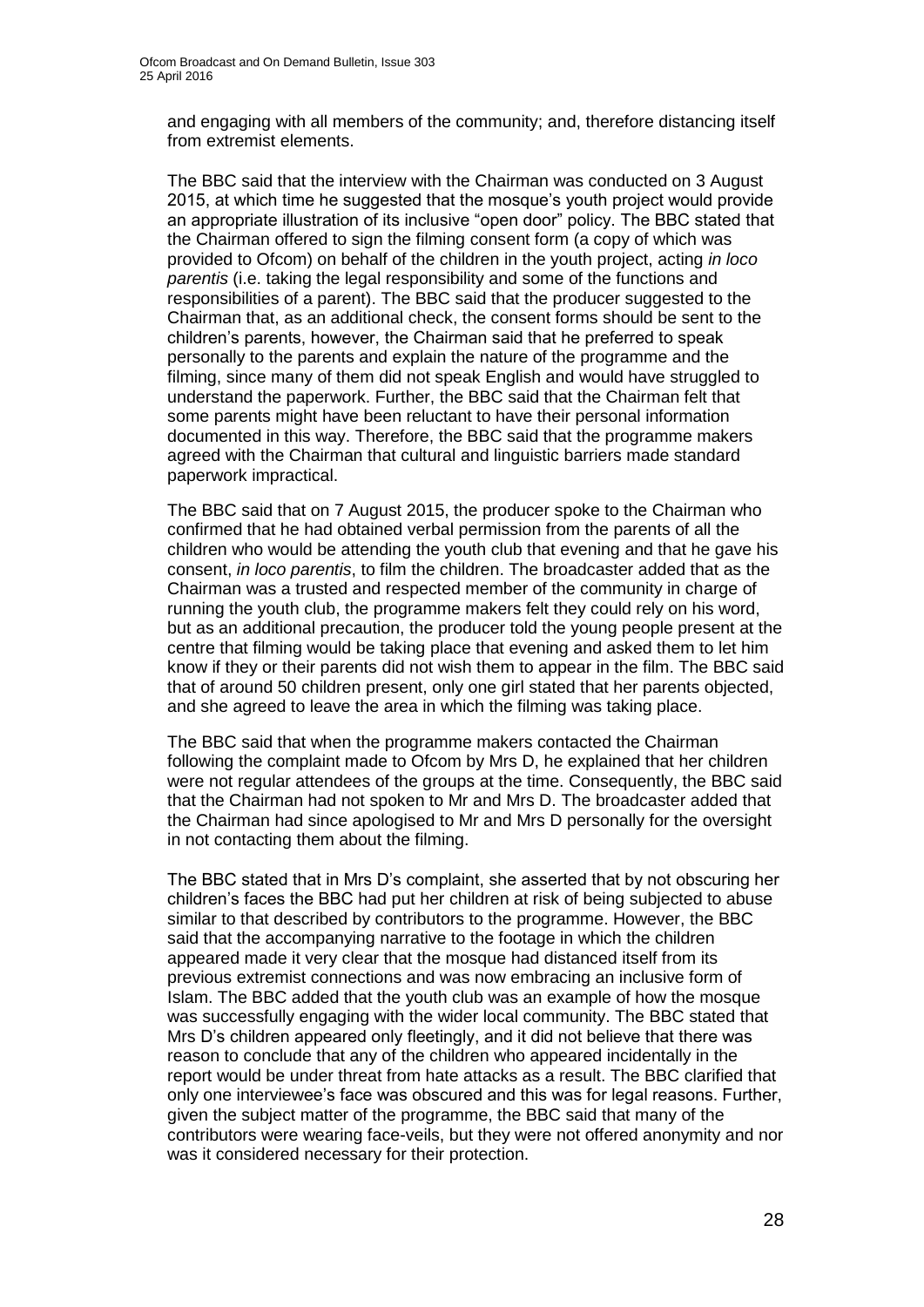and engaging with all members of the community; and, therefore distancing itself from extremist elements.

The BBC said that the interview with the Chairman was conducted on 3 August 2015, at which time he suggested that the mosque's youth project would provide an appropriate illustration of its inclusive "open door" policy. The BBC stated that the Chairman offered to sign the filming consent form (a copy of which was provided to Ofcom) on behalf of the children in the youth project, acting *in loco parentis* (i.e. taking the legal responsibility and some of the functions and responsibilities of a parent). The BBC said that the producer suggested to the Chairman that, as an additional check, the consent forms should be sent to the children's parents, however, the Chairman said that he preferred to speak personally to the parents and explain the nature of the programme and the filming, since many of them did not speak English and would have struggled to understand the paperwork. Further, the BBC said that the Chairman felt that some parents might have been reluctant to have their personal information documented in this way. Therefore, the BBC said that the programme makers agreed with the Chairman that cultural and linguistic barriers made standard paperwork impractical.

The BBC said that on 7 August 2015, the producer spoke to the Chairman who confirmed that he had obtained verbal permission from the parents of all the children who would be attending the youth club that evening and that he gave his consent, *in loco parentis*, to film the children. The broadcaster added that as the Chairman was a trusted and respected member of the community in charge of running the youth club, the programme makers felt they could rely on his word, but as an additional precaution, the producer told the young people present at the centre that filming would be taking place that evening and asked them to let him know if they or their parents did not wish them to appear in the film. The BBC said that of around 50 children present, only one girl stated that her parents objected, and she agreed to leave the area in which the filming was taking place.

The BBC said that when the programme makers contacted the Chairman following the complaint made to Ofcom by Mrs D, he explained that her children were not regular attendees of the groups at the time. Consequently, the BBC said that the Chairman had not spoken to Mr and Mrs D. The broadcaster added that the Chairman had since apologised to Mr and Mrs D personally for the oversight in not contacting them about the filming.

The BBC stated that in Mrs D's complaint, she asserted that by not obscuring her children's faces the BBC had put her children at risk of being subjected to abuse similar to that described by contributors to the programme. However, the BBC said that the accompanying narrative to the footage in which the children appeared made it very clear that the mosque had distanced itself from its previous extremist connections and was now embracing an inclusive form of Islam. The BBC added that the youth club was an example of how the mosque was successfully engaging with the wider local community. The BBC stated that Mrs D's children appeared only fleetingly, and it did not believe that there was reason to conclude that any of the children who appeared incidentally in the report would be under threat from hate attacks as a result. The BBC clarified that only one interviewee's face was obscured and this was for legal reasons. Further, given the subject matter of the programme, the BBC said that many of the contributors were wearing face-veils, but they were not offered anonymity and nor was it considered necessary for their protection.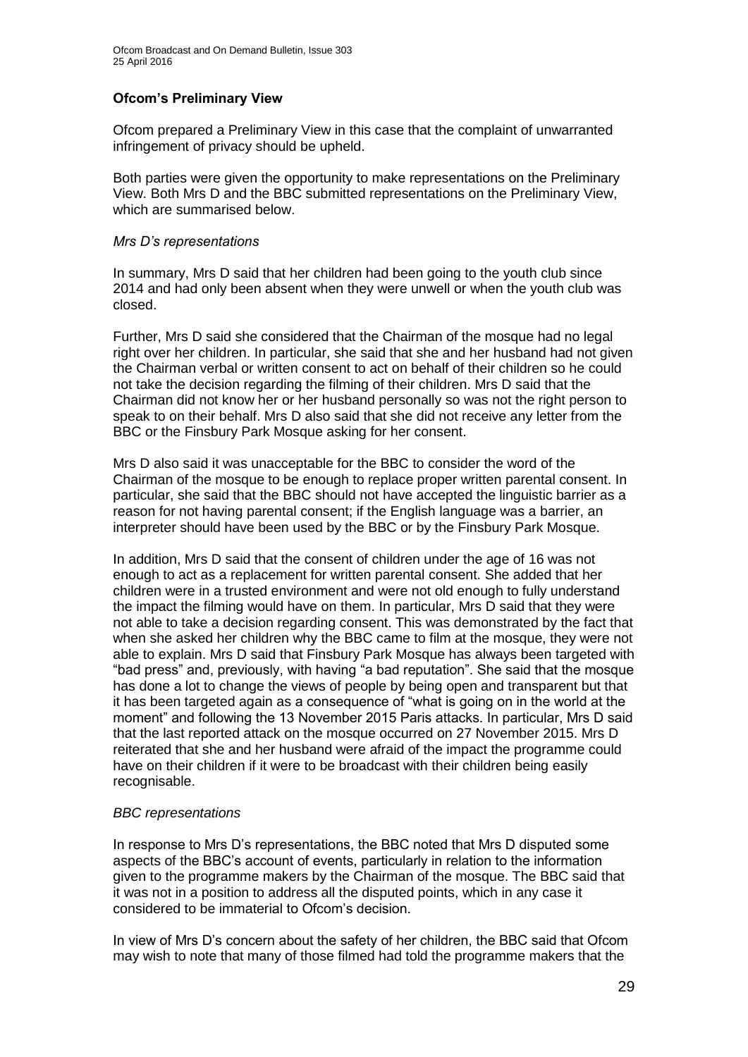### Ofcom's Preliminary View

Ofcom prepared a Preliminary View in this case that the complaint of unwarranted infringement of privacy should be upheld.

Both parties were given the opportunity to make representations on the Preliminary View. Both Mrs D and the BBC submitted representations on the Preliminary View, which are summarised below.

*Mrs D's representations*

In summary, Mrs D said that her children had been going to the youth club since 2014 and had only been absent when they were unwell or when the youth club was closed.

Further, Mrs D said she considered that the Chairman of the mosque had no legal right over her children. In particular, she said that she and her husband had not given the Chairman verbal or written consent to act on behalf of their children so he could not take the decision regarding the filming of their children. Mrs D said that the Chairman did not know her or her husband personally so was not the right person to speak to on their behalf. Mrs D also said that she did not receive any letter from the BBC or the Finsbury Park Mosque asking for her consent.

Mrs D also said it was unacceptable for the BBC to consider the word of the Chairman of the mosque to be enough to replace proper written parental consent. In particular, she said that the BBC should not have accepted the linguistic barrier as a reason for not having parental consent; if the English language was a barrier, an interpreter should have been used by the BBC or by the Finsbury Park Mosque.

In addition, Mrs D said that the consent of children under the age of 16 was not enough to act as a replacement for written parental consent. She added that her children were in a trusted environment and were not old enough to fully understand the impact the filming would have on them. In particular, Mrs D said that they were not able to take a decision regarding consent. This was demonstrated by the fact that when she asked her children why the BBC came to film at the mosque, they were not able to explain. Mrs D said that Finsbury Park Mosque has always been targeted with "bad press" and, previously, with having "a bad reputation". She said that the mosque has done a lot to change the views of people by being open and transparent but that it has been targeted again as a consequence of "what is going on in the world at the moment" and following the 13 November 2015 Paris attacks. In particular, Mrs D said that the last reported attack on the mosque occurred on 27 November 2015. Mrs D reiterated that she and her husband were afraid of the impact the programme could have on their children if it were to be broadcast with their children being easily recognisable.

*BBC representations*

In response to Mrs D's representations, the BBC noted that Mrs D disputed some aspects of the BBC's account of events, particularly in relation to the information given to the programme makers by the Chairman of the mosque. The BBC said that it was not in a position to address all the disputed points, which in any case it considered to be immaterial to Ofcom's decision.

In view of Mrs D's concern about the safety of her children, the BBC said that Ofcom may wish to note that many of those filmed had told the programme makers that the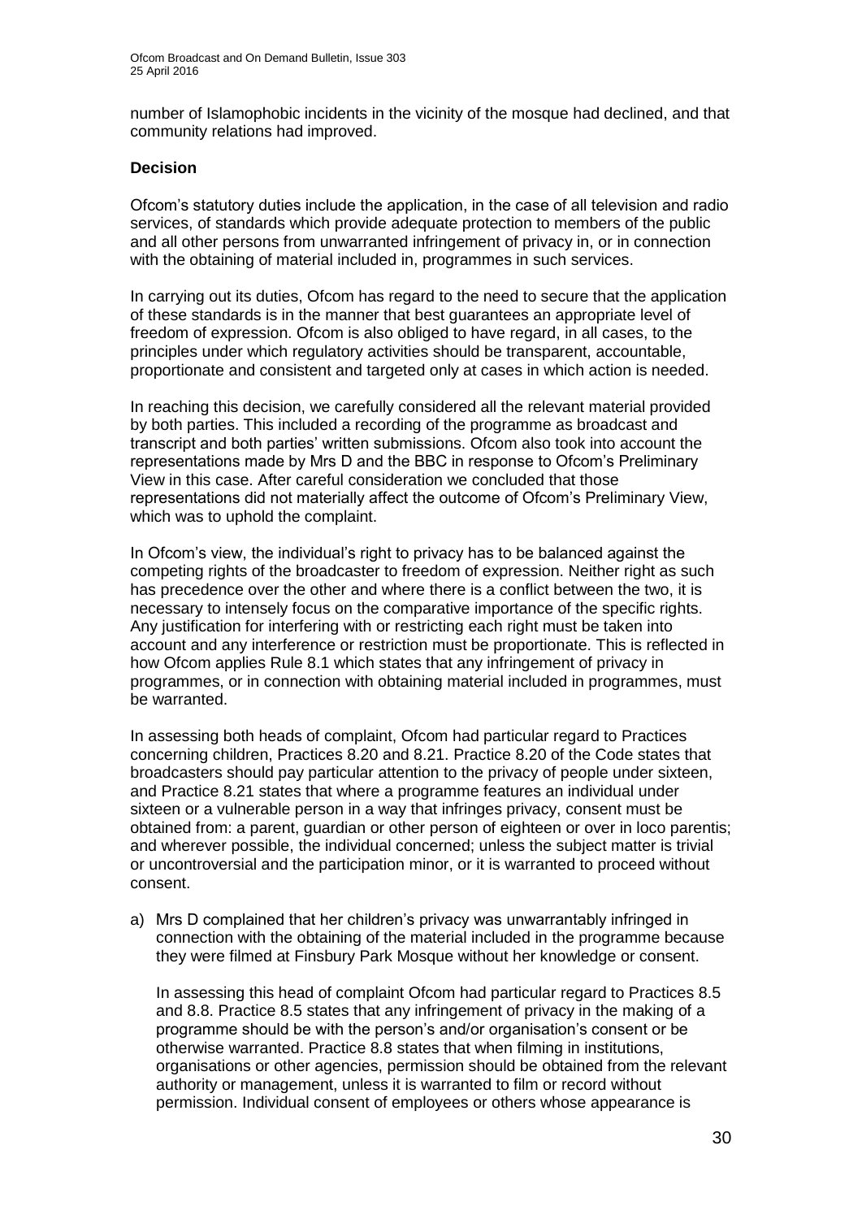number of Islamophobic incidents in the vicinity of the mosque had declined, and that community relations had improved.

### Decision

Ofcom's statutory duties include the application, in the case of all television and radio services, of standards which provide adequate protection to members of the public and all other persons from unwarranted infringement of privacy in, or in connection with the obtaining of material included in, programmes in such services.

In carrying out its duties, Ofcom has regard to the need to secure that the application of these standards is in the manner that best guarantees an appropriate level of freedom of expression. Ofcom is also obliged to have regard, in all cases, to the principles under which regulatory activities should be transparent, accountable, proportionate and consistent and targeted only at cases in which action is needed.

In reaching this decision, we carefully considered all the relevant material provided by both parties. This included a recording of the programme as broadcast and transcript and both parties' written submissions. Ofcom also took into account the representations made by Mrs D and the BBC in response to Ofcom's Preliminary View in this case. After careful consideration we concluded that those representations did not materially affect the outcome of Ofcom's Preliminary View, which was to uphold the complaint.

In Ofcom's view, the individual's right to privacy has to be balanced against the competing rights of the broadcaster to freedom of expression. Neither right as such has precedence over the other and where there is a conflict between the two, it is necessary to intensely focus on the comparative importance of the specific rights. Any justification for interfering with or restricting each right must be taken into account and any interference or restriction must be proportionate. This is reflected in how Ofcom applies Rule 8.1 which states that any infringement of privacy in programmes, or in connection with obtaining material included in programmes, must be warranted.

In assessing both heads of complaint, Ofcom had particular regard to Practices concerning children, Practices 8.20 and 8.21. Practice 8.20 of the Code states that broadcasters should pay particular attention to the privacy of people under sixteen, and Practice 8.21 states that where a programme features an individual under sixteen or a vulnerable person in a way that infringes privacy, consent must be obtained from: a parent, guardian or other person of eighteen or over in loco parentis; and wherever possible, the individual concerned; unless the subject matter is trivial or uncontroversial and the participation minor, or it is warranted to proceed without consent.

a) Mrs D complained that her children's privacy was unwarrantably infringed in connection with the obtaining of the material included in the programme because they were filmed at Finsbury Park Mosque without her knowledge or consent.

   In assessing this head of complaint Ofcom had particular regard to Practices 8.5 and 8.8. Practice 8.5 states that any infringement of privacy in the making of a programme should be with the person's and/or organisation's consent or be otherwise warranted. Practice 8.8 states that when filming in institutions, organisations or other agencies, permission should be obtained from the relevant authority or management, unless it is warranted to film or record without permission. Individual consent of employees or others whose appearance is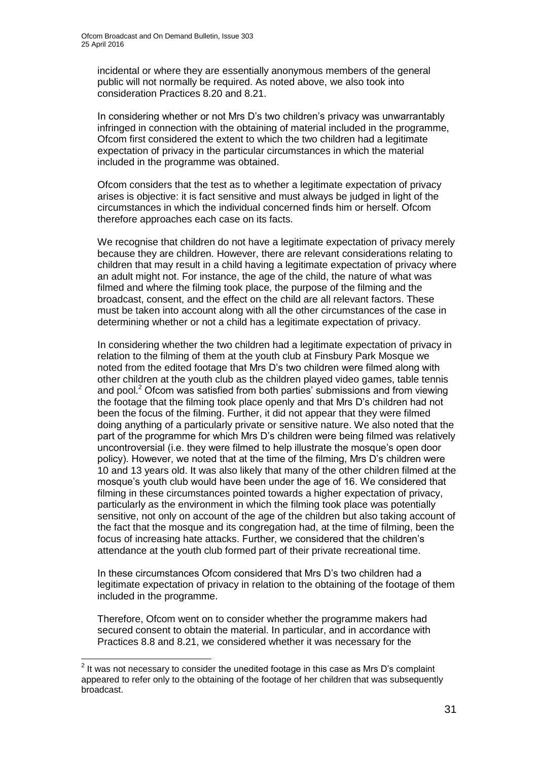incidental or where they are essentially anonymous members of the general public will not normally be required. As noted above, we also took into consideration Practices 8.20 and 8.21.

In considering whether or not Mrs D's two children's privacy was unwarrantably infringed in connection with the obtaining of material included in the programme, Ofcom first considered the extent to which the two children had a legitimate expectation of privacy in the particular circumstances in which the material included in the programme was obtained.

Ofcom considers that the test as to whether a legitimate expectation of privacy arises is objective: it is fact sensitive and must always be judged in light of the circumstances in which the individual concerned finds him or herself. Ofcom therefore approaches each case on its facts.

We recognise that children do not have a legitimate expectation of privacy merely because they are children. However, there are relevant considerations relating to children that may result in a child having a legitimate expectation of privacy where an adult might not. For instance, the age of the child, the nature of what was filmed and where the filming took place, the purpose of the filming and the broadcast, consent, and the effect on the child are all relevant factors. These must be taken into account along with all the other circumstances of the case in determining whether or not a child has a legitimate expectation of privacy.

In considering whether the two children had a legitimate expectation of privacy in relation to the filming of them at the youth club at Finsbury Park Mosque we noted from the edited footage that Mrs D's two children were filmed along with other children at the youth club as the children played video games, table tennis and pool.[2] Ofcom was satisfied from both parties' submissions and from viewing the footage that the filming took place openly and that Mrs D's children had not been the focus of the filming. Further, it did not appear that they were filmed doing anything of a particularly private or sensitive nature. We also noted that the part of the programme for which Mrs D's children were being filmed was relatively uncontroversial (i.e. they were filmed to help illustrate the mosque's open door policy). However, we noted that at the time of the filming, Mrs D's children were 10 and 13 years old. It was also likely that many of the other children filmed at the mosque's youth club would have been under the age of 16. We considered that filming in these circumstances pointed towards a higher expectation of privacy, particularly as the environment in which the filming took place was potentially sensitive, not only on account of the age of the children but also taking account of the fact that the mosque and its congregation had, at the time of filming, been the focus of increasing hate attacks. Further, we considered that the children's attendance at the youth club formed part of their private recreational time.

In these circumstances Ofcom considered that Mrs D's two children had a legitimate expectation of privacy in relation to the obtaining of the footage of them included in the programme.

Therefore, Ofcom went on to consider whether the programme makers had secured consent to obtain the material. In particular, and in accordance with Practices 8.8 and 8.21, we considered whether it was necessary for the

[2] It was not necessary to consider the unedited footage in this case as Mrs D's complaint appeared to refer only to the obtaining of the footage of her children that was subsequently broadcast.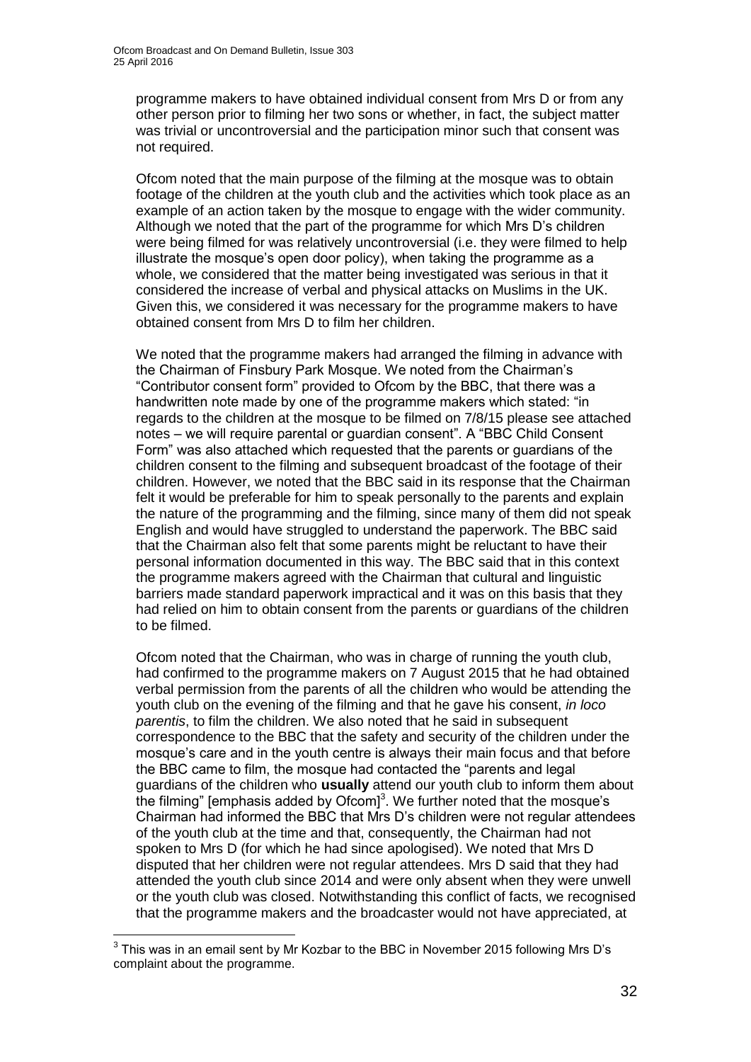programme makers to have obtained individual consent from Mrs D or from any other person prior to filming her two sons or whether, in fact, the subject matter was trivial or uncontroversial and the participation minor such that consent was not required.

Ofcom noted that the main purpose of the filming at the mosque was to obtain footage of the children at the youth club and the activities which took place as an example of an action taken by the mosque to engage with the wider community. Although we noted that the part of the programme for which Mrs D's children were being filmed for was relatively uncontroversial (i.e. they were filmed to help illustrate the mosque's open door policy), when taking the programme as a whole, we considered that the matter being investigated was serious in that it considered the increase of verbal and physical attacks on Muslims in the UK. Given this, we considered it was necessary for the programme makers to have obtained consent from Mrs D to film her children.

We noted that the programme makers had arranged the filming in advance with the Chairman of Finsbury Park Mosque. We noted from the Chairman's "Contributor consent form" provided to Ofcom by the BBC, that there was a handwritten note made by one of the programme makers which stated: "in regards to the children at the mosque to be filmed on 7/8/15 please see attached notes – we will require parental or guardian consent". A "BBC Child Consent Form" was also attached which requested that the parents or guardians of the children consent to the filming and subsequent broadcast of the footage of their children. However, we noted that the BBC said in its response that the Chairman felt it would be preferable for him to speak personally to the parents and explain the nature of the programming and the filming, since many of them did not speak English and would have struggled to understand the paperwork. The BBC said that the Chairman also felt that some parents might be reluctant to have their personal information documented in this way. The BBC said that in this context the programme makers agreed with the Chairman that cultural and linguistic barriers made standard paperwork impractical and it was on this basis that they had relied on him to obtain consent from the parents or guardians of the children to be filmed.

Ofcom noted that the Chairman, who was in charge of running the youth club, had confirmed to the programme makers on 7 August 2015 that he had obtained verbal permission from the parents of all the children who would be attending the youth club on the evening of the filming and that he gave his consent, *in loco parentis*, to film the children. We also noted that he said in subsequent correspondence to the BBC that the safety and security of the children under the mosque's care and in the youth centre is always their main focus and that before the BBC came to film, the mosque had contacted the "parents and legal guardians of the children who **usually** attend our youth club to inform them about the filming" [emphasis added by Ofcom][3]. We further noted that the mosque's Chairman had informed the BBC that Mrs D's children were not regular attendees of the youth club at the time and that, consequently, the Chairman had not spoken to Mrs D (for which he had since apologised). We noted that Mrs D disputed that her children were not regular attendees. Mrs D said that they had attended the youth club since 2014 and were only absent when they were unwell or the youth club was closed. Notwithstanding this conflict of facts, we recognised that the programme makers and the broadcaster would not have appreciated, at

[3] This was in an email sent by Mr Kozbar to the BBC in November 2015 following Mrs D's complaint about the programme.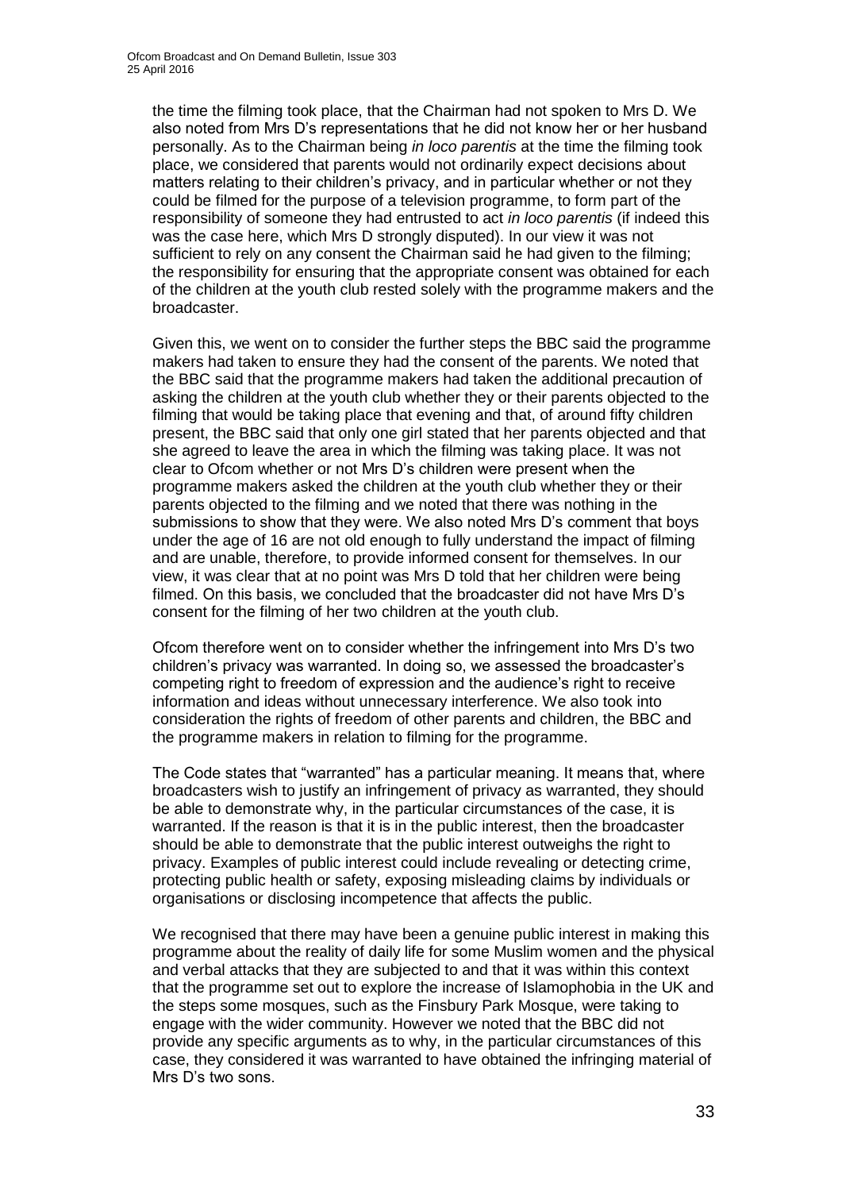the time the filming took place, that the Chairman had not spoken to Mrs D. We also noted from Mrs D's representations that he did not know her or her husband personally. As to the Chairman being *in loco parentis* at the time the filming took place, we considered that parents would not ordinarily expect decisions about matters relating to their children's privacy, and in particular whether or not they could be filmed for the purpose of a television programme, to form part of the responsibility of someone they had entrusted to act *in loco parentis* (if indeed this was the case here, which Mrs D strongly disputed). In our view it was not sufficient to rely on any consent the Chairman said he had given to the filming; the responsibility for ensuring that the appropriate consent was obtained for each of the children at the youth club rested solely with the programme makers and the broadcaster.

Given this, we went on to consider the further steps the BBC said the programme makers had taken to ensure they had the consent of the parents. We noted that the BBC said that the programme makers had taken the additional precaution of asking the children at the youth club whether they or their parents objected to the filming that would be taking place that evening and that, of around fifty children present, the BBC said that only one girl stated that her parents objected and that she agreed to leave the area in which the filming was taking place. It was not clear to Ofcom whether or not Mrs D's children were present when the programme makers asked the children at the youth club whether they or their parents objected to the filming and we noted that there was nothing in the submissions to show that they were. We also noted Mrs D's comment that boys under the age of 16 are not old enough to fully understand the impact of filming and are unable, therefore, to provide informed consent for themselves. In our view, it was clear that at no point was Mrs D told that her children were being filmed. On this basis, we concluded that the broadcaster did not have Mrs D's consent for the filming of her two children at the youth club.

Ofcom therefore went on to consider whether the infringement into Mrs D's two children's privacy was warranted. In doing so, we assessed the broadcaster's competing right to freedom of expression and the audience's right to receive information and ideas without unnecessary interference. We also took into consideration the rights of freedom of other parents and children, the BBC and the programme makers in relation to filming for the programme.

The Code states that "warranted" has a particular meaning. It means that, where broadcasters wish to justify an infringement of privacy as warranted, they should be able to demonstrate why, in the particular circumstances of the case, it is warranted. If the reason is that it is in the public interest, then the broadcaster should be able to demonstrate that the public interest outweighs the right to privacy. Examples of public interest could include revealing or detecting crime, protecting public health or safety, exposing misleading claims by individuals or organisations or disclosing incompetence that affects the public.

We recognised that there may have been a genuine public interest in making this programme about the reality of daily life for some Muslim women and the physical and verbal attacks that they are subjected to and that it was within this context that the programme set out to explore the increase of Islamophobia in the UK and the steps some mosques, such as the Finsbury Park Mosque, were taking to engage with the wider community. However we noted that the BBC did not provide any specific arguments as to why, in the particular circumstances of this case, they considered it was warranted to have obtained the infringing material of Mrs D's two sons.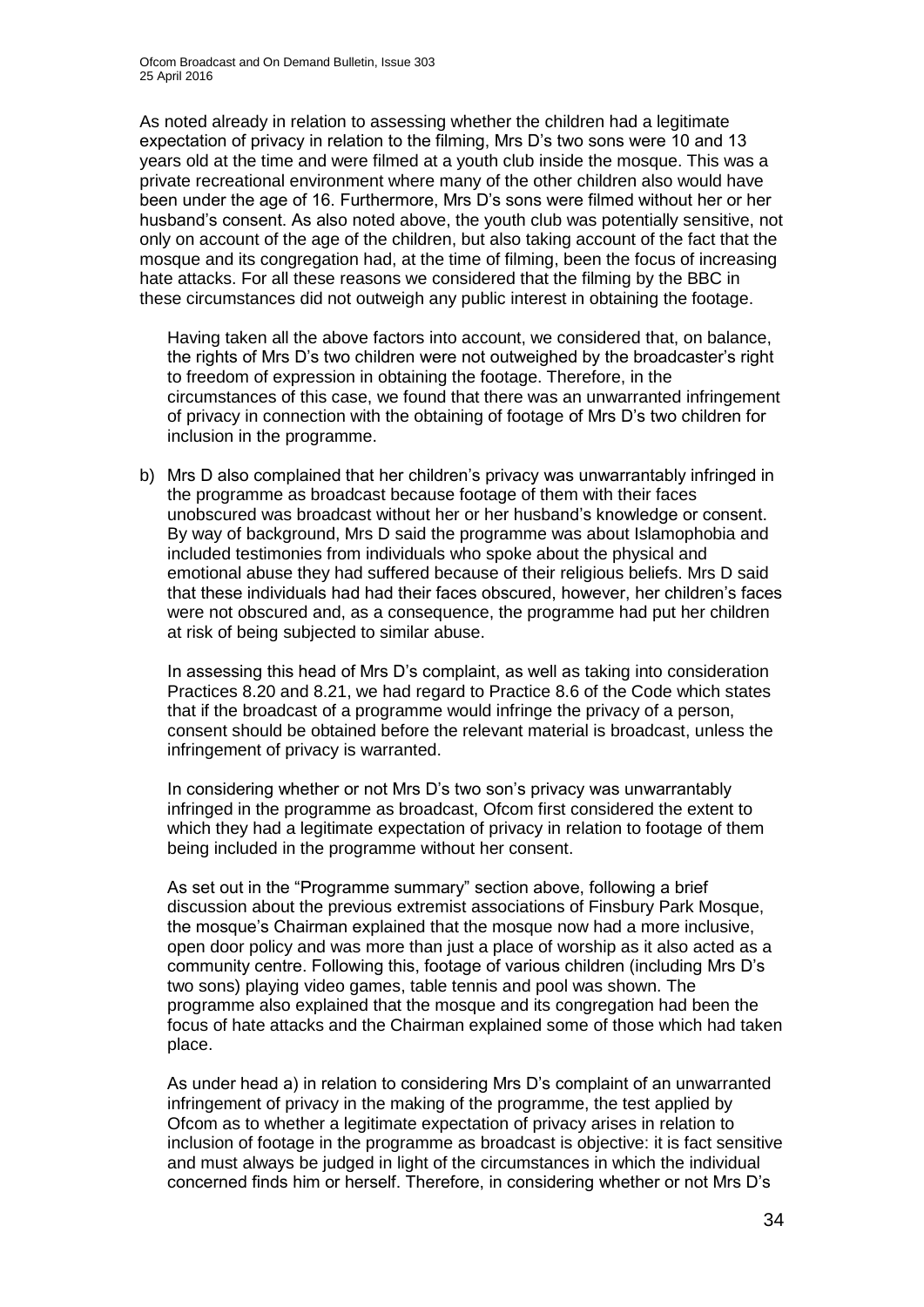As noted already in relation to assessing whether the children had a legitimate expectation of privacy in relation to the filming, Mrs D's two sons were 10 and 13 years old at the time and were filmed at a youth club inside the mosque. This was a private recreational environment where many of the other children also would have been under the age of 16. Furthermore, Mrs D's sons were filmed without her or her husband's consent. As also noted above, the youth club was potentially sensitive, not only on account of the age of the children, but also taking account of the fact that the mosque and its congregation had, at the time of filming, been the focus of increasing hate attacks. For all these reasons we considered that the filming by the BBC in these circumstances did not outweigh any public interest in obtaining the footage.

Having taken all the above factors into account, we considered that, on balance, the rights of Mrs D's two children were not outweighed by the broadcaster's right to freedom of expression in obtaining the footage. Therefore, in the circumstances of this case, we found that there was an unwarranted infringement of privacy in connection with the obtaining of footage of Mrs D's two children for inclusion in the programme.

b) Mrs D also complained that her children's privacy was unwarrantably infringed in the programme as broadcast because footage of them with their faces unobscured was broadcast without her or her husband's knowledge or consent. By way of background, Mrs D said the programme was about Islamophobia and included testimonies from individuals who spoke about the physical and emotional abuse they had suffered because of their religious beliefs. Mrs D said that these individuals had had their faces obscured, however, her children's faces were not obscured and, as a consequence, the programme had put her children at risk of being subjected to similar abuse.

In assessing this head of Mrs D's complaint, as well as taking into consideration Practices 8.20 and 8.21, we had regard to Practice 8.6 of the Code which states that if the broadcast of a programme would infringe the privacy of a person, consent should be obtained before the relevant material is broadcast, unless the infringement of privacy is warranted.

In considering whether or not Mrs D's two son's privacy was unwarrantably infringed in the programme as broadcast, Ofcom first considered the extent to which they had a legitimate expectation of privacy in relation to footage of them being included in the programme without her consent.

As set out in the "Programme summary" section above, following a brief discussion about the previous extremist associations of Finsbury Park Mosque, the mosque's Chairman explained that the mosque now had a more inclusive, open door policy and was more than just a place of worship as it also acted as a community centre. Following this, footage of various children (including Mrs D's two sons) playing video games, table tennis and pool was shown. The programme also explained that the mosque and its congregation had been the focus of hate attacks and the Chairman explained some of those which had taken place.

As under head a) in relation to considering Mrs D's complaint of an unwarranted infringement of privacy in the making of the programme, the test applied by Ofcom as to whether a legitimate expectation of privacy arises in relation to inclusion of footage in the programme as broadcast is objective: it is fact sensitive and must always be judged in light of the circumstances in which the individual concerned finds him or herself. Therefore, in considering whether or not Mrs D's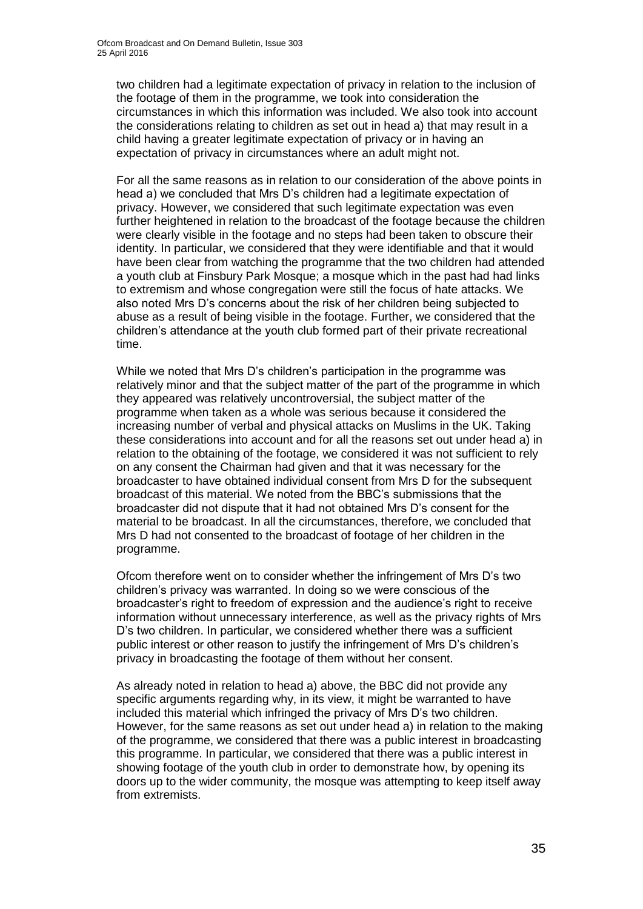two children had a legitimate expectation of privacy in relation to the inclusion of the footage of them in the programme, we took into consideration the circumstances in which this information was included. We also took into account the considerations relating to children as set out in head a) that may result in a child having a greater legitimate expectation of privacy or in having an expectation of privacy in circumstances where an adult might not.

For all the same reasons as in relation to our consideration of the above points in head a) we concluded that Mrs D's children had a legitimate expectation of privacy. However, we considered that such legitimate expectation was even further heightened in relation to the broadcast of the footage because the children were clearly visible in the footage and no steps had been taken to obscure their identity. In particular, we considered that they were identifiable and that it would have been clear from watching the programme that the two children had attended a youth club at Finsbury Park Mosque; a mosque which in the past had had links to extremism and whose congregation were still the focus of hate attacks. We also noted Mrs D's concerns about the risk of her children being subjected to abuse as a result of being visible in the footage. Further, we considered that the children's attendance at the youth club formed part of their private recreational time.

While we noted that Mrs D's children's participation in the programme was relatively minor and that the subject matter of the part of the programme in which they appeared was relatively uncontroversial, the subject matter of the programme when taken as a whole was serious because it considered the increasing number of verbal and physical attacks on Muslims in the UK. Taking these considerations into account and for all the reasons set out under head a) in relation to the obtaining of the footage, we considered it was not sufficient to rely on any consent the Chairman had given and that it was necessary for the broadcaster to have obtained individual consent from Mrs D for the subsequent broadcast of this material. We noted from the BBC's submissions that the broadcaster did not dispute that it had not obtained Mrs D's consent for the material to be broadcast. In all the circumstances, therefore, we concluded that Mrs D had not consented to the broadcast of footage of her children in the programme.

Ofcom therefore went on to consider whether the infringement of Mrs D's two children's privacy was warranted. In doing so we were conscious of the broadcaster's right to freedom of expression and the audience's right to receive information without unnecessary interference, as well as the privacy rights of Mrs D's two children. In particular, we considered whether there was a sufficient public interest or other reason to justify the infringement of Mrs D's children's privacy in broadcasting the footage of them without her consent.

As already noted in relation to head a) above, the BBC did not provide any specific arguments regarding why, in its view, it might be warranted to have included this material which infringed the privacy of Mrs D's two children. However, for the same reasons as set out under head a) in relation to the making of the programme, we considered that there was a public interest in broadcasting this programme. In particular, we considered that there was a public interest in showing footage of the youth club in order to demonstrate how, by opening its doors up to the wider community, the mosque was attempting to keep itself away from extremists.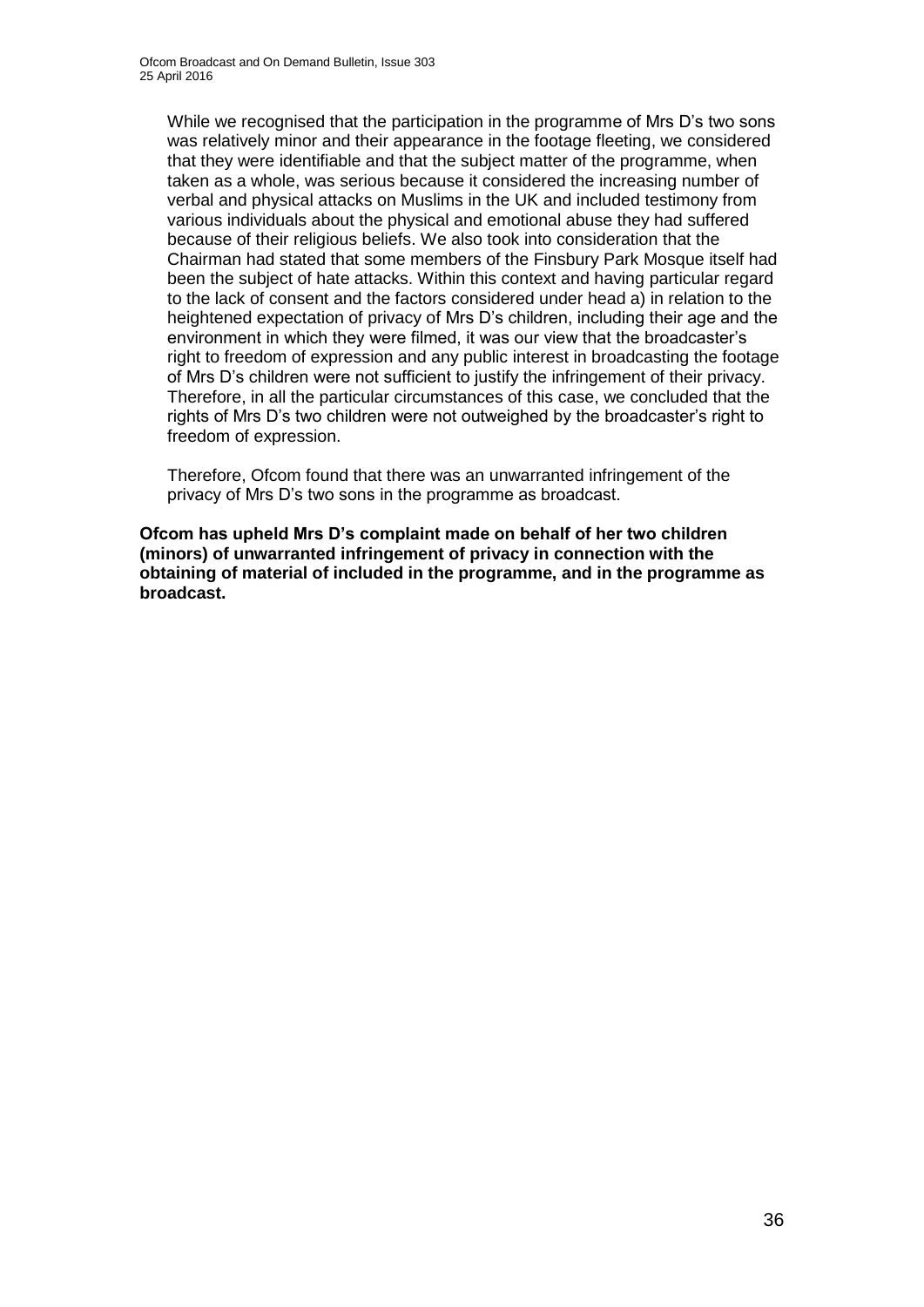While we recognised that the participation in the programme of Mrs D's two sons was relatively minor and their appearance in the footage fleeting, we considered that they were identifiable and that the subject matter of the programme, when taken as a whole, was serious because it considered the increasing number of verbal and physical attacks on Muslims in the UK and included testimony from various individuals about the physical and emotional abuse they had suffered because of their religious beliefs. We also took into consideration that the Chairman had stated that some members of the Finsbury Park Mosque itself had been the subject of hate attacks. Within this context and having particular regard to the lack of consent and the factors considered under head a) in relation to the heightened expectation of privacy of Mrs D's children, including their age and the environment in which they were filmed, it was our view that the broadcaster's right to freedom of expression and any public interest in broadcasting the footage of Mrs D's children were not sufficient to justify the infringement of their privacy. Therefore, in all the particular circumstances of this case, we concluded that the rights of Mrs D's two children were not outweighed by the broadcaster's right to freedom of expression.

Therefore, Ofcom found that there was an unwarranted infringement of the privacy of Mrs D's two sons in the programme as broadcast.

**Ofcom has upheld Mrs D's complaint made on behalf of her two children (minors) of unwarranted infringement of privacy in connection with the obtaining of material of included in the programme, and in the programme as broadcast.**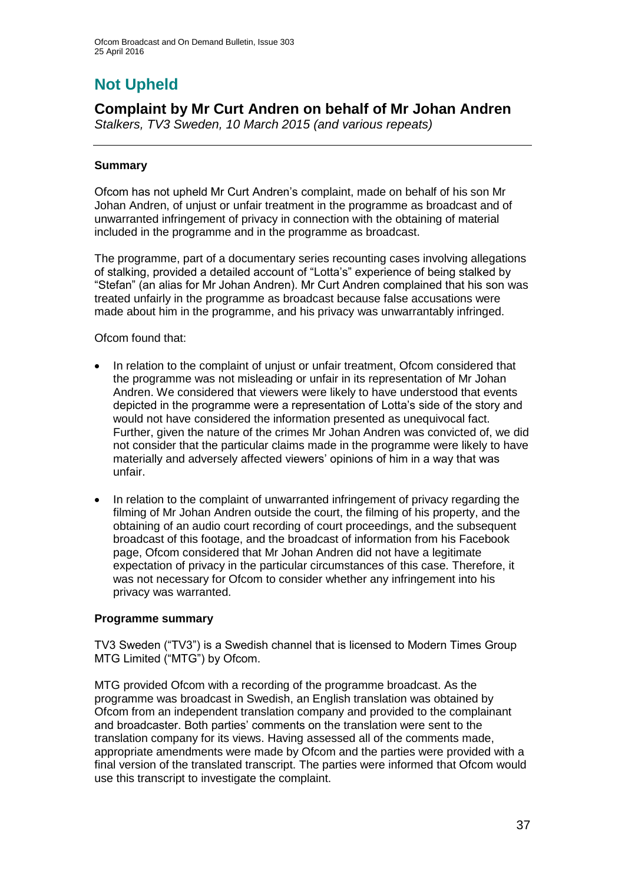# Not Upheld

## Complaint by Mr Curt Andren on behalf of Mr Johan Andren

*Stalkers, TV3 Sweden, 10 March 2015 (and various repeats)*

### Summary

Ofcom has not upheld Mr Curt Andren's complaint, made on behalf of his son Mr Johan Andren, of unjust or unfair treatment in the programme as broadcast and of unwarranted infringement of privacy in connection with the obtaining of material included in the programme and in the programme as broadcast.

The programme, part of a documentary series recounting cases involving allegations of stalking, provided a detailed account of "Lotta's" experience of being stalked by "Stefan" (an alias for Mr Johan Andren). Mr Curt Andren complained that his son was treated unfairly in the programme as broadcast because false accusations were made about him in the programme, and his privacy was unwarrantably infringed.

Ofcom found that:

- In relation to the complaint of unjust or unfair treatment, Ofcom considered that the programme was not misleading or unfair in its representation of Mr Johan Andren. We considered that viewers were likely to have understood that events depicted in the programme were a representation of Lotta's side of the story and would not have considered the information presented as unequivocal fact. Further, given the nature of the crimes Mr Johan Andren was convicted of, we did not consider that the particular claims made in the programme were likely to have materially and adversely affected viewers' opinions of him in a way that was unfair.
- In relation to the complaint of unwarranted infringement of privacy regarding the filming of Mr Johan Andren outside the court, the filming of his property, and the obtaining of an audio court recording of court proceedings, and the subsequent broadcast of this footage, and the broadcast of information from his Facebook page, Ofcom considered that Mr Johan Andren did not have a legitimate expectation of privacy in the particular circumstances of this case. Therefore, it was not necessary for Ofcom to consider whether any infringement into his privacy was warranted.

### Programme summary

TV3 Sweden ("TV3") is a Swedish channel that is licensed to Modern Times Group MTG Limited ("MTG") by Ofcom.

MTG provided Ofcom with a recording of the programme broadcast. As the programme was broadcast in Swedish, an English translation was obtained by Ofcom from an independent translation company and provided to the complainant and broadcaster. Both parties' comments on the translation were sent to the translation company for its views. Having assessed all of the comments made, appropriate amendments were made by Ofcom and the parties were provided with a final version of the translated transcript. The parties were informed that Ofcom would use this transcript to investigate the complaint.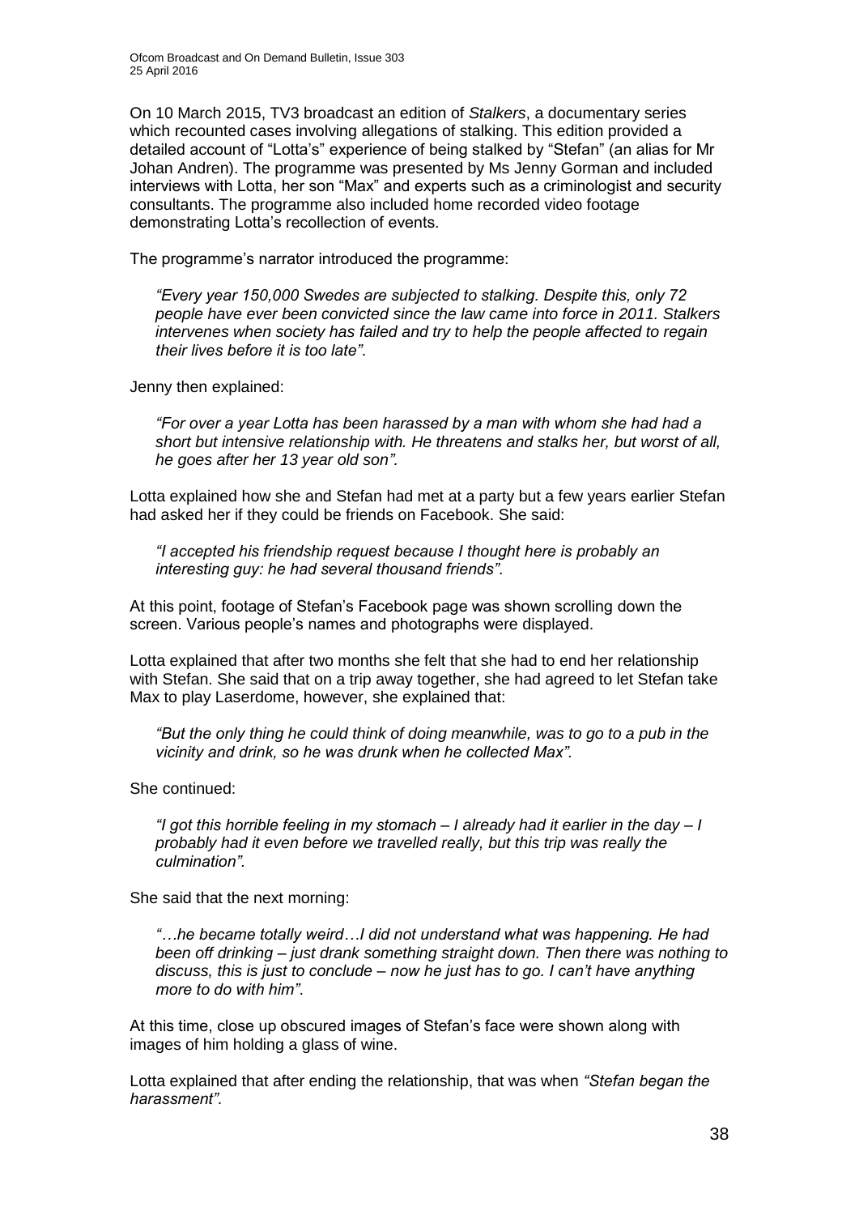On 10 March 2015, TV3 broadcast an edition of *Stalkers*, a documentary series which recounted cases involving allegations of stalking. This edition provided a detailed account of "Lotta's" experience of being stalked by "Stefan" (an alias for Mr Johan Andren). The programme was presented by Ms Jenny Gorman and included interviews with Lotta, her son "Max" and experts such as a criminologist and security consultants. The programme also included home recorded video footage demonstrating Lotta's recollection of events.

The programme's narrator introduced the programme:

> *"Every year 150,000 Swedes are subjected to stalking. Despite this, only 72 people have ever been convicted since the law came into force in 2011. Stalkers intervenes when society has failed and try to help the people affected to regain their lives before it is too late"*.

Jenny then explained:

> *"For over a year Lotta has been harassed by a man with whom she had had a short but intensive relationship with. He threatens and stalks her, but worst of all, he goes after her 13 year old son".*

Lotta explained how she and Stefan had met at a party but a few years earlier Stefan had asked her if they could be friends on Facebook. She said:

> *"I accepted his friendship request because I thought here is probably an interesting guy: he had several thousand friends"*.

At this point, footage of Stefan's Facebook page was shown scrolling down the screen. Various people's names and photographs were displayed.

Lotta explained that after two months she felt that she had to end her relationship with Stefan. She said that on a trip away together, she had agreed to let Stefan take Max to play Laserdome, however, she explained that:

> *"But the only thing he could think of doing meanwhile, was to go to a pub in the vicinity and drink, so he was drunk when he collected Max".*

She continued:

> *"I got this horrible feeling in my stomach – I already had it earlier in the day – I probably had it even before we travelled really, but this trip was really the culmination".*

She said that the next morning:

> *"…he became totally weird…I did not understand what was happening. He had been off drinking – just drank something straight down. Then there was nothing to discuss, this is just to conclude – now he just has to go. I can't have anything more to do with him"*.

At this time, close up obscured images of Stefan's face were shown along with images of him holding a glass of wine.

Lotta explained that after ending the relationship, that was when *"Stefan began the harassment"*.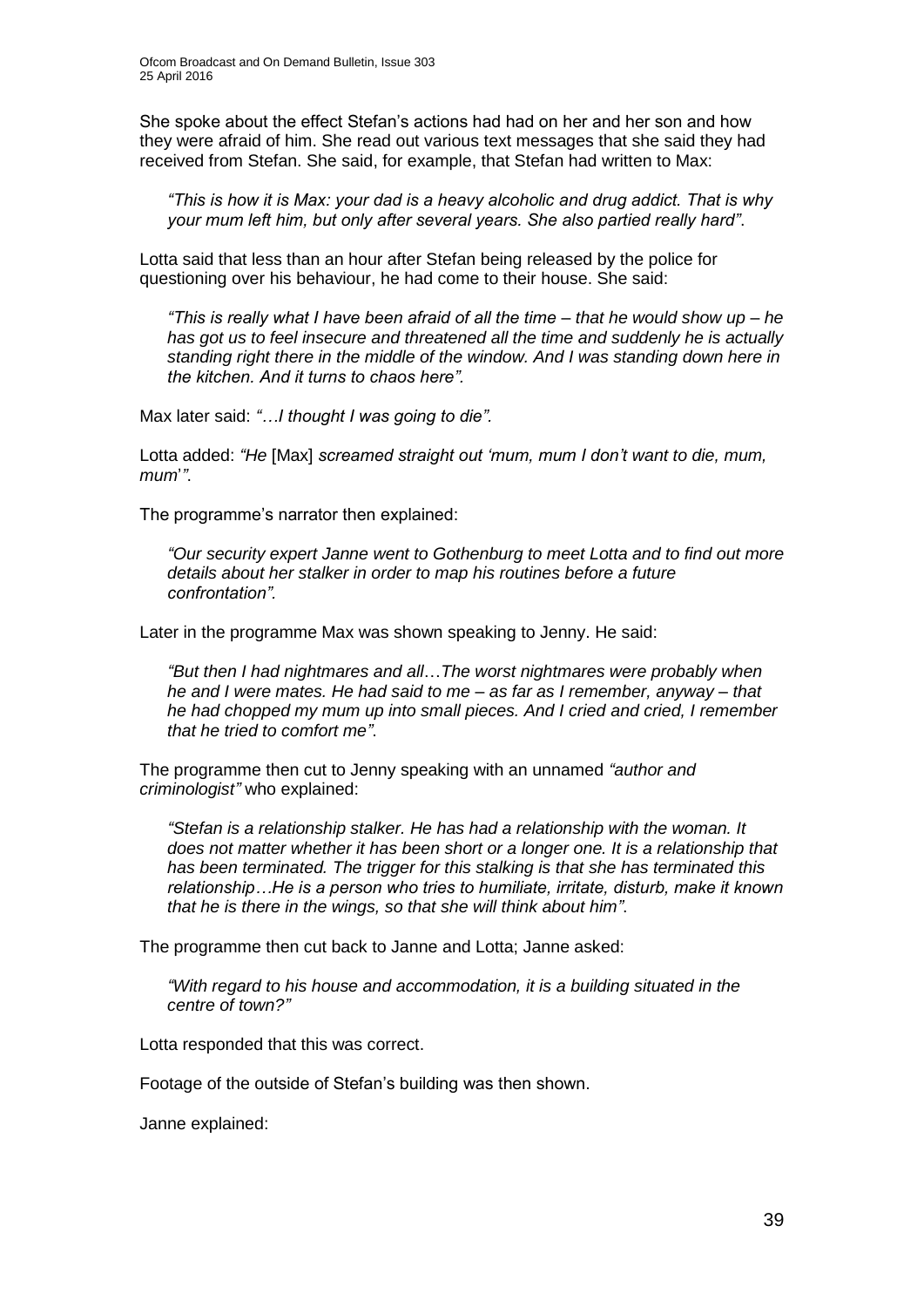She spoke about the effect Stefan's actions had had on her and her son and how they were afraid of him. She read out various text messages that she said they had received from Stefan. She said, for example, that Stefan had written to Max:

> *"This is how it is Max: your dad is a heavy alcoholic and drug addict. That is why your mum left him, but only after several years. She also partied really hard".*

Lotta said that less than an hour after Stefan being released by the police for questioning over his behaviour, he had come to their house. She said:

> *"This is really what I have been afraid of all the time – that he would show up – he has got us to feel insecure and threatened all the time and suddenly he is actually standing right there in the middle of the window. And I was standing down here in the kitchen. And it turns to chaos here".*

Max later said: *"…I thought I was going to die".*

Lotta added: *"He* [Max] *screamed straight out 'mum, mum I don't want to die, mum, mum*'*"*.

The programme's narrator then explained:

> *"Our security expert Janne went to Gothenburg to meet Lotta and to find out more details about her stalker in order to map his routines before a future confrontation".*

Later in the programme Max was shown speaking to Jenny. He said:

> *"But then I had nightmares and all…The worst nightmares were probably when he and I were mates. He had said to me – as far as I remember, anyway – that he had chopped my mum up into small pieces. And I cried and cried, I remember that he tried to comfort me"*.

The programme then cut to Jenny speaking with an unnamed *"author and criminologist"* who explained:

> *"Stefan is a relationship stalker. He has had a relationship with the woman. It does not matter whether it has been short or a longer one. It is a relationship that has been terminated. The trigger for this stalking is that she has terminated this relationship…He is a person who tries to humiliate, irritate, disturb, make it known that he is there in the wings, so that she will think about him"*.

The programme then cut back to Janne and Lotta; Janne asked:

> *"With regard to his house and accommodation, it is a building situated in the centre of town?"*

Lotta responded that this was correct.

Footage of the outside of Stefan's building was then shown.

Janne explained: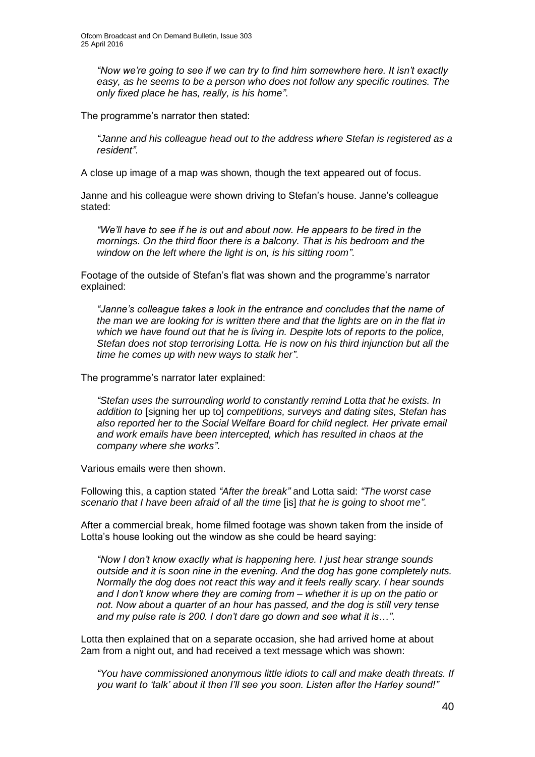*"Now we're going to see if we can try to find him somewhere here. It isn't exactly easy, as he seems to be a person who does not follow any specific routines. The only fixed place he has, really, is his home"*.

The programme's narrator then stated:

*"Janne and his colleague head out to the address where Stefan is registered as a resident"*.

A close up image of a map was shown, though the text appeared out of focus.

Janne and his colleague were shown driving to Stefan's house. Janne's colleague stated:

*"We'll have to see if he is out and about now. He appears to be tired in the mornings. On the third floor there is a balcony. That is his bedroom and the window on the left where the light is on, is his sitting room"*.

Footage of the outside of Stefan's flat was shown and the programme's narrator explained:

*"Janne's colleague takes a look in the entrance and concludes that the name of the man we are looking for is written there and that the lights are on in the flat in which we have found out that he is living in. Despite lots of reports to the police, Stefan does not stop terrorising Lotta. He is now on his third injunction but all the time he comes up with new ways to stalk her"*.

The programme's narrator later explained:

*"Stefan uses the surrounding world to constantly remind Lotta that he exists. In addition to* [signing her up to] *competitions, surveys and dating sites, Stefan has also reported her to the Social Welfare Board for child neglect. Her private email and work emails have been intercepted, which has resulted in chaos at the company where she works"*.

Various emails were then shown.

Following this, a caption stated *"After the break"* and Lotta said: *"The worst case scenario that I have been afraid of all the time* [is] *that he is going to shoot me"*.

After a commercial break, home filmed footage was shown taken from the inside of Lotta's house looking out the window as she could be heard saying:

*"Now I don't know exactly what is happening here. I just hear strange sounds outside and it is soon nine in the evening. And the dog has gone completely nuts. Normally the dog does not react this way and it feels really scary. I hear sounds and I don't know where they are coming from – whether it is up on the patio or not. Now about a quarter of an hour has passed, and the dog is still very tense and my pulse rate is 200. I don't dare go down and see what it is…"*.

Lotta then explained that on a separate occasion, she had arrived home at about 2am from a night out, and had received a text message which was shown:

*"You have commissioned anonymous little idiots to call and make death threats. If you want to 'talk' about it then I'll see you soon. Listen after the Harley sound!"*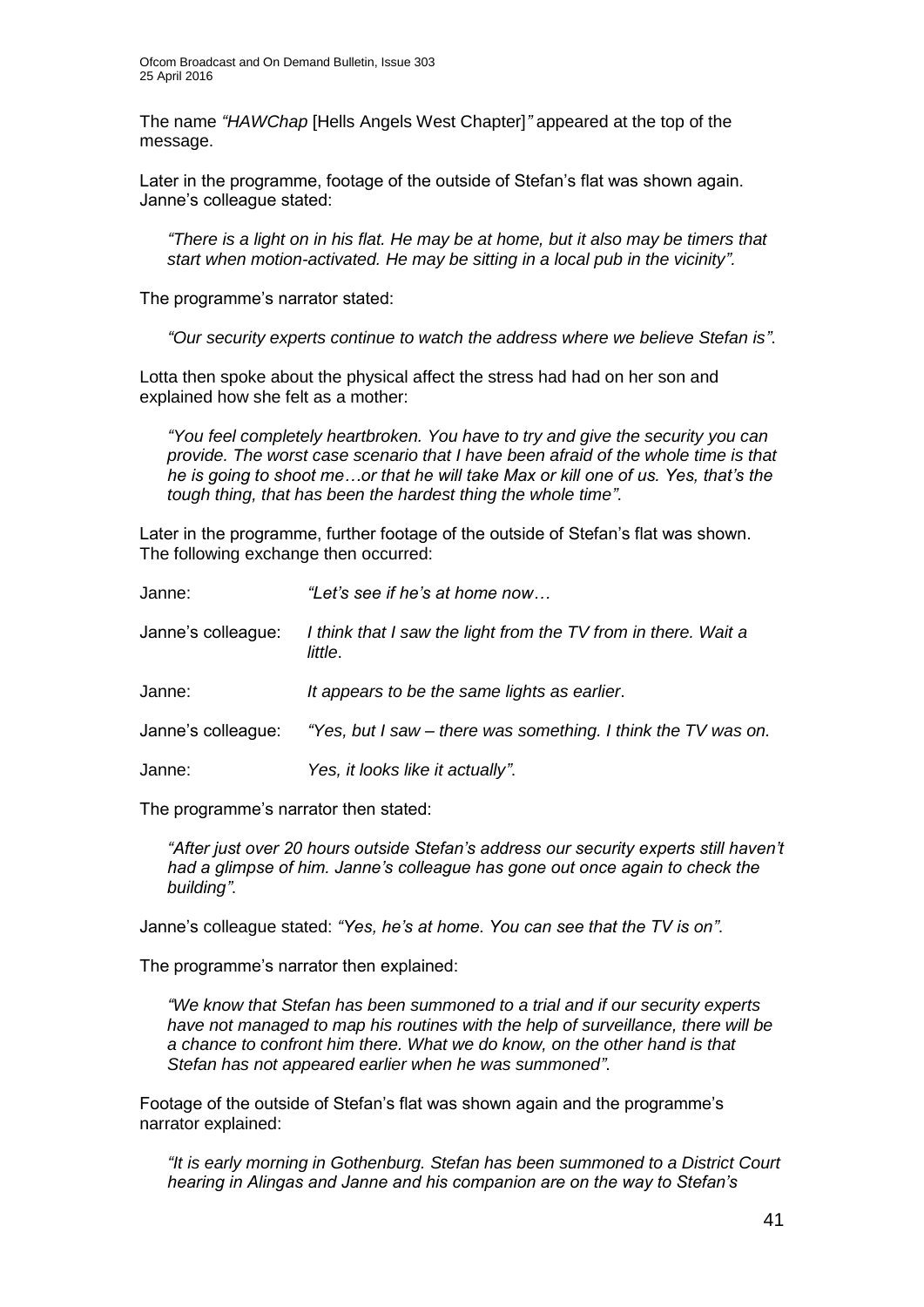The name *"HAWChap* [Hells Angels West Chapter]*"* appeared at the top of the message.

Later in the programme, footage of the outside of Stefan's flat was shown again. Janne's colleague stated:

> *"There is a light on in his flat. He may be at home, but it also may be timers that start when motion-activated. He may be sitting in a local pub in the vicinity".*

The programme's narrator stated:

> *"Our security experts continue to watch the address where we believe Stefan is"*.

Lotta then spoke about the physical affect the stress had had on her son and explained how she felt as a mother:

> *"You feel completely heartbroken. You have to try and give the security you can provide. The worst case scenario that I have been afraid of the whole time is that he is going to shoot me…or that he will take Max or kill one of us. Yes, that's the tough thing, that has been the hardest thing the whole time"*.

Later in the programme, further footage of the outside of Stefan's flat was shown. The following exchange then occurred:

| | |
|---|---|
| Janne: | *"Let's see if he's at home now…* |
| Janne's colleague: | *I think that I saw the light from the TV from in there. Wait a little*. |
| Janne: | *It appears to be the same lights as earlier*. |
| Janne's colleague: | *"Yes, but I saw – there was something. I think the TV was on.* |
| Janne: | *Yes, it looks like it actually"*. |

The programme's narrator then stated:

> *"After just over 20 hours outside Stefan's address our security experts still haven't had a glimpse of him. Janne's colleague has gone out once again to check the building"*.

Janne's colleague stated: *"Yes, he's at home. You can see that the TV is on"*.

The programme's narrator then explained:

> *"We know that Stefan has been summoned to a trial and if our security experts have not managed to map his routines with the help of surveillance, there will be a chance to confront him there. What we do know, on the other hand is that Stefan has not appeared earlier when he was summoned"*.

Footage of the outside of Stefan's flat was shown again and the programme's narrator explained:

> *"It is early morning in Gothenburg. Stefan has been summoned to a District Court hearing in Alingas and Janne and his companion are on the way to Stefan's*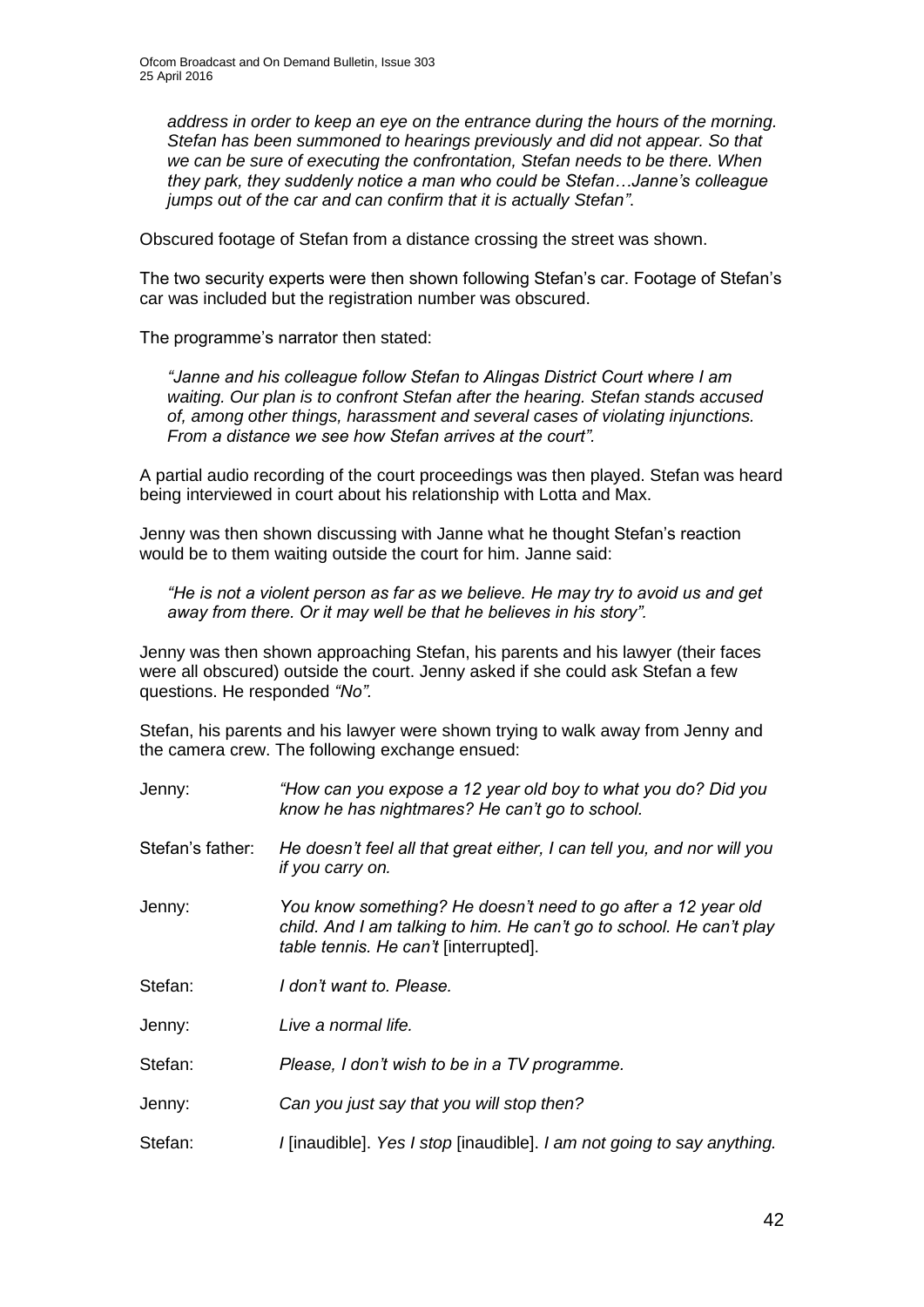*address in order to keep an eye on the entrance during the hours of the morning. Stefan has been summoned to hearings previously and did not appear. So that we can be sure of executing the confrontation, Stefan needs to be there. When they park, they suddenly notice a man who could be Stefan…Janne's colleague jumps out of the car and can confirm that it is actually Stefan".*

Obscured footage of Stefan from a distance crossing the street was shown.

The two security experts were then shown following Stefan's car. Footage of Stefan's car was included but the registration number was obscured.

The programme's narrator then stated:

*"Janne and his colleague follow Stefan to Alingas District Court where I am waiting. Our plan is to confront Stefan after the hearing. Stefan stands accused of, among other things, harassment and several cases of violating injunctions. From a distance we see how Stefan arrives at the court".*

A partial audio recording of the court proceedings was then played. Stefan was heard being interviewed in court about his relationship with Lotta and Max.

Jenny was then shown discussing with Janne what he thought Stefan's reaction would be to them waiting outside the court for him. Janne said:

*"He is not a violent person as far as we believe. He may try to avoid us and get away from there. Or it may well be that he believes in his story".*

Jenny was then shown approaching Stefan, his parents and his lawyer (their faces were all obscured) outside the court. Jenny asked if she could ask Stefan a few questions. He responded *"No".*

Stefan, his parents and his lawyer were shown trying to walk away from Jenny and the camera crew. The following exchange ensued:

| | |
|---|---|
| Jenny: | *"How can you expose a 12 year old boy to what you do? Did you know he has nightmares? He can't go to school.* |
| Stefan's father: | *He doesn't feel all that great either, I can tell you, and nor will you if you carry on.* |
| Jenny: | *You know something? He doesn't need to go after a 12 year old child. And I am talking to him. He can't go to school. He can't play table tennis. He can't* [interrupted]. |
| Stefan: | *I don't want to. Please.* |
| Jenny: | *Live a normal life.* |
| Stefan: | *Please, I don't wish to be in a TV programme.* |
| Jenny: | *Can you just say that you will stop then?* |
| Stefan: | *I* [inaudible]. *Yes I stop* [inaudible]. *I am not going to say anything.* |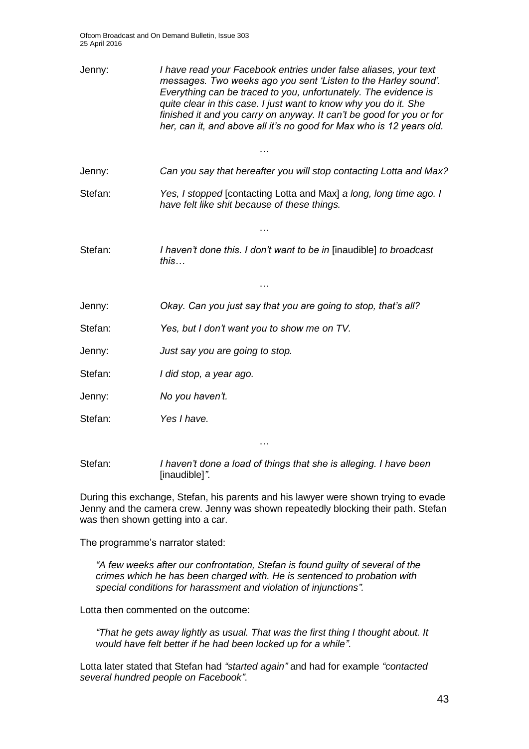Jenny: *I have read your Facebook entries under false aliases, your text messages. Two weeks ago you sent 'Listen to the Harley sound'. Everything can be traced to you, unfortunately. The evidence is quite clear in this case. I just want to know why you do it. She finished it and you carry on anyway. It can't be good for you or for her, can it, and above all it's no good for Max who is 12 years old.*

…

Jenny: *Can you say that hereafter you will stop contacting Lotta and Max?*

Stefan: *Yes, I stopped* [contacting Lotta and Max] *a long, long time ago. I have felt like shit because of these things.*

…

Stefan: *I haven't done this. I don't want to be in* [inaudible] *to broadcast this…*

…

Jenny: *Okay. Can you just say that you are going to stop, that's all?*

Stefan: *Yes, but I don't want you to show me on TV.*

Jenny: *Just say you are going to stop.*

Stefan: *I did stop, a year ago.*

Jenny: *No you haven't.*

Stefan: *Yes I have.*

…

Stefan: *I haven't done a load of things that she is alleging. I have been* [inaudible]*".*

During this exchange, Stefan, his parents and his lawyer were shown trying to evade Jenny and the camera crew. Jenny was shown repeatedly blocking their path. Stefan was then shown getting into a car.

The programme's narrator stated:

> *"A few weeks after our confrontation, Stefan is found guilty of several of the crimes which he has been charged with. He is sentenced to probation with special conditions for harassment and violation of injunctions".*

Lotta then commented on the outcome:

> *"That he gets away lightly as usual. That was the first thing I thought about. It would have felt better if he had been locked up for a while"*.

Lotta later stated that Stefan had *"started again"* and had for example *"contacted several hundred people on Facebook"*.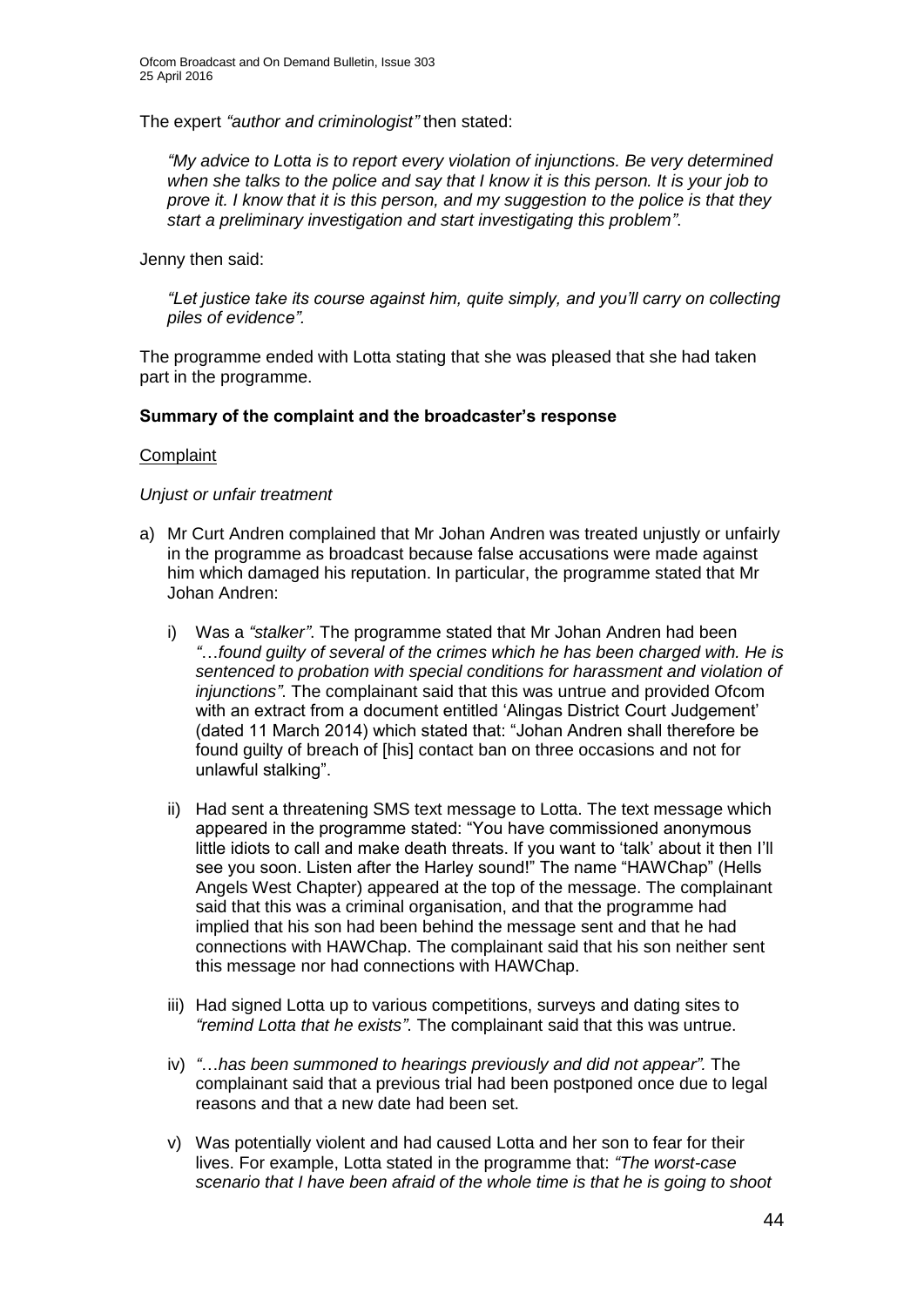The expert *"author and criminologist"* then stated:

> *"My advice to Lotta is to report every violation of injunctions. Be very determined when she talks to the police and say that I know it is this person. It is your job to prove it. I know that it is this person, and my suggestion to the police is that they start a preliminary investigation and start investigating this problem".*

Jenny then said:

> *"Let justice take its course against him, quite simply, and you'll carry on collecting piles of evidence".*

The programme ended with Lotta stating that she was pleased that she had taken part in the programme.

**Summary of the complaint and the broadcaster's response**

Complaint

*Unjust or unfair treatment*

a) Mr Curt Andren complained that Mr Johan Andren was treated unjustly or unfairly in the programme as broadcast because false accusations were made against him which damaged his reputation. In particular, the programme stated that Mr Johan Andren:

   i) Was a *"stalker"*. The programme stated that Mr Johan Andren had been *"…found guilty of several of the crimes which he has been charged with. He is sentenced to probation with special conditions for harassment and violation of injunctions"*. The complainant said that this was untrue and provided Ofcom with an extract from a document entitled 'Alingas District Court Judgement' (dated 11 March 2014) which stated that: "Johan Andren shall therefore be found guilty of breach of [his] contact ban on three occasions and not for unlawful stalking".

   ii) Had sent a threatening SMS text message to Lotta. The text message which appeared in the programme stated: "You have commissioned anonymous little idiots to call and make death threats. If you want to 'talk' about it then I'll see you soon. Listen after the Harley sound!" The name "HAWChap" (Hells Angels West Chapter) appeared at the top of the message. The complainant said that this was a criminal organisation, and that the programme had implied that his son had been behind the message sent and that he had connections with HAWChap. The complainant said that his son neither sent this message nor had connections with HAWChap.

   iii) Had signed Lotta up to various competitions, surveys and dating sites to *"remind Lotta that he exists"*. The complainant said that this was untrue.

   iv) *"…has been summoned to hearings previously and did not appear".* The complainant said that a previous trial had been postponed once due to legal reasons and that a new date had been set.

   v) Was potentially violent and had caused Lotta and her son to fear for their lives. For example, Lotta stated in the programme that: *"The worst-case scenario that I have been afraid of the whole time is that he is going to shoot*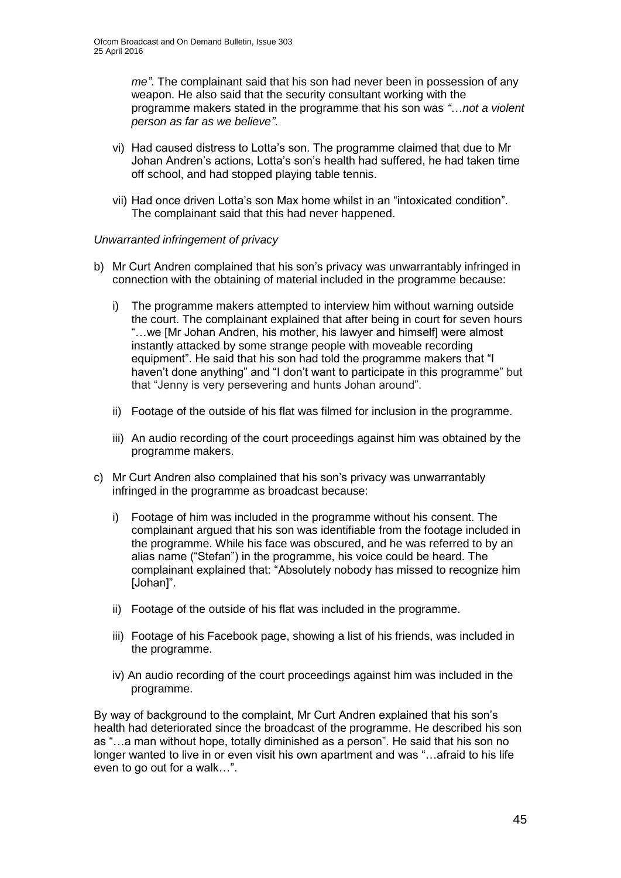*me"*. The complainant said that his son had never been in possession of any weapon. He also said that the security consultant working with the programme makers stated in the programme that his son was *"…not a violent person as far as we believe"*.

vi) Had caused distress to Lotta's son. The programme claimed that due to Mr Johan Andren's actions, Lotta's son's health had suffered, he had taken time off school, and had stopped playing table tennis.

vii) Had once driven Lotta's son Max home whilst in an "intoxicated condition". The complainant said that this had never happened.

*Unwarranted infringement of privacy*

b) Mr Curt Andren complained that his son's privacy was unwarrantably infringed in connection with the obtaining of material included in the programme because:

   i) The programme makers attempted to interview him without warning outside the court. The complainant explained that after being in court for seven hours "…we [Mr Johan Andren, his mother, his lawyer and himself] were almost instantly attacked by some strange people with moveable recording equipment". He said that his son had told the programme makers that "I haven't done anything" and "I don't want to participate in this programme" but that "Jenny is very persevering and hunts Johan around".

   ii) Footage of the outside of his flat was filmed for inclusion in the programme.

   iii) An audio recording of the court proceedings against him was obtained by the programme makers.

c) Mr Curt Andren also complained that his son's privacy was unwarrantably infringed in the programme as broadcast because:

   i) Footage of him was included in the programme without his consent. The complainant argued that his son was identifiable from the footage included in the programme. While his face was obscured, and he was referred to by an alias name ("Stefan") in the programme, his voice could be heard. The complainant explained that: "Absolutely nobody has missed to recognize him [Johan]".

   ii) Footage of the outside of his flat was included in the programme.

   iii) Footage of his Facebook page, showing a list of his friends, was included in the programme.

   iv) An audio recording of the court proceedings against him was included in the programme.

By way of background to the complaint, Mr Curt Andren explained that his son's health had deteriorated since the broadcast of the programme. He described his son as "…a man without hope, totally diminished as a person". He said that his son no longer wanted to live in or even visit his own apartment and was "…afraid to his life even to go out for a walk…".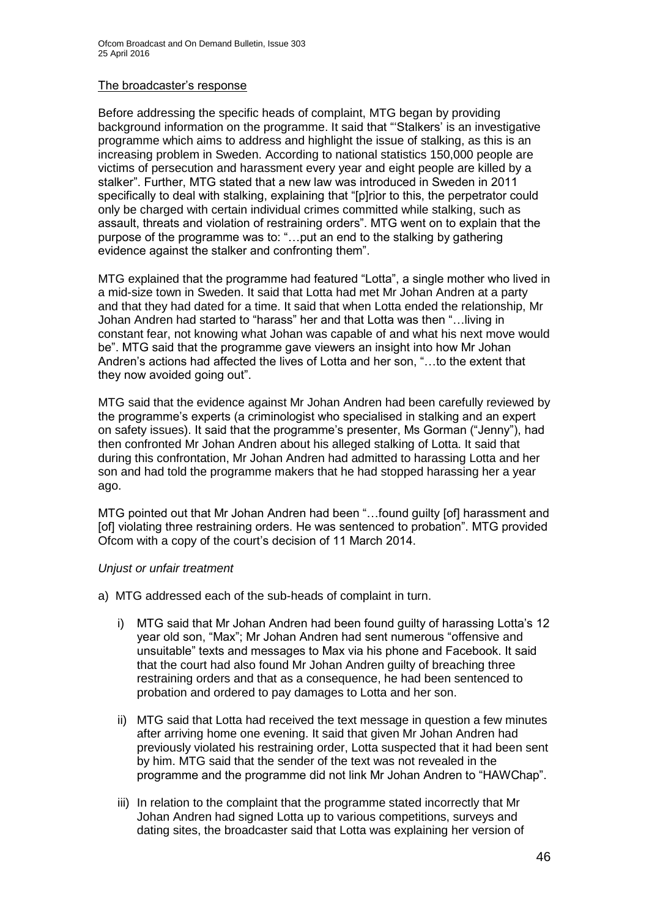The broadcaster's response

Before addressing the specific heads of complaint, MTG began by providing background information on the programme. It said that "'Stalkers' is an investigative programme which aims to address and highlight the issue of stalking, as this is an increasing problem in Sweden. According to national statistics 150,000 people are victims of persecution and harassment every year and eight people are killed by a stalker". Further, MTG stated that a new law was introduced in Sweden in 2011 specifically to deal with stalking, explaining that "[p]rior to this, the perpetrator could only be charged with certain individual crimes committed while stalking, such as assault, threats and violation of restraining orders". MTG went on to explain that the purpose of the programme was to: "…put an end to the stalking by gathering evidence against the stalker and confronting them".

MTG explained that the programme had featured "Lotta", a single mother who lived in a mid-size town in Sweden. It said that Lotta had met Mr Johan Andren at a party and that they had dated for a time. It said that when Lotta ended the relationship, Mr Johan Andren had started to "harass" her and that Lotta was then "…living in constant fear, not knowing what Johan was capable of and what his next move would be". MTG said that the programme gave viewers an insight into how Mr Johan Andren's actions had affected the lives of Lotta and her son, "…to the extent that they now avoided going out".

MTG said that the evidence against Mr Johan Andren had been carefully reviewed by the programme's experts (a criminologist who specialised in stalking and an expert on safety issues). It said that the programme's presenter, Ms Gorman ("Jenny"), had then confronted Mr Johan Andren about his alleged stalking of Lotta. It said that during this confrontation, Mr Johan Andren had admitted to harassing Lotta and her son and had told the programme makers that he had stopped harassing her a year ago.

MTG pointed out that Mr Johan Andren had been "…found guilty [of] harassment and [of] violating three restraining orders. He was sentenced to probation". MTG provided Ofcom with a copy of the court's decision of 11 March 2014.

*Unjust or unfair treatment*

a) MTG addressed each of the sub-heads of complaint in turn.

   i) MTG said that Mr Johan Andren had been found guilty of harassing Lotta's 12 year old son, "Max"; Mr Johan Andren had sent numerous "offensive and unsuitable" texts and messages to Max via his phone and Facebook. It said that the court had also found Mr Johan Andren guilty of breaching three restraining orders and that as a consequence, he had been sentenced to probation and ordered to pay damages to Lotta and her son.

   ii) MTG said that Lotta had received the text message in question a few minutes after arriving home one evening. It said that given Mr Johan Andren had previously violated his restraining order, Lotta suspected that it had been sent by him. MTG said that the sender of the text was not revealed in the programme and the programme did not link Mr Johan Andren to "HAWChap".

   iii) In relation to the complaint that the programme stated incorrectly that Mr Johan Andren had signed Lotta up to various competitions, surveys and dating sites, the broadcaster said that Lotta was explaining her version of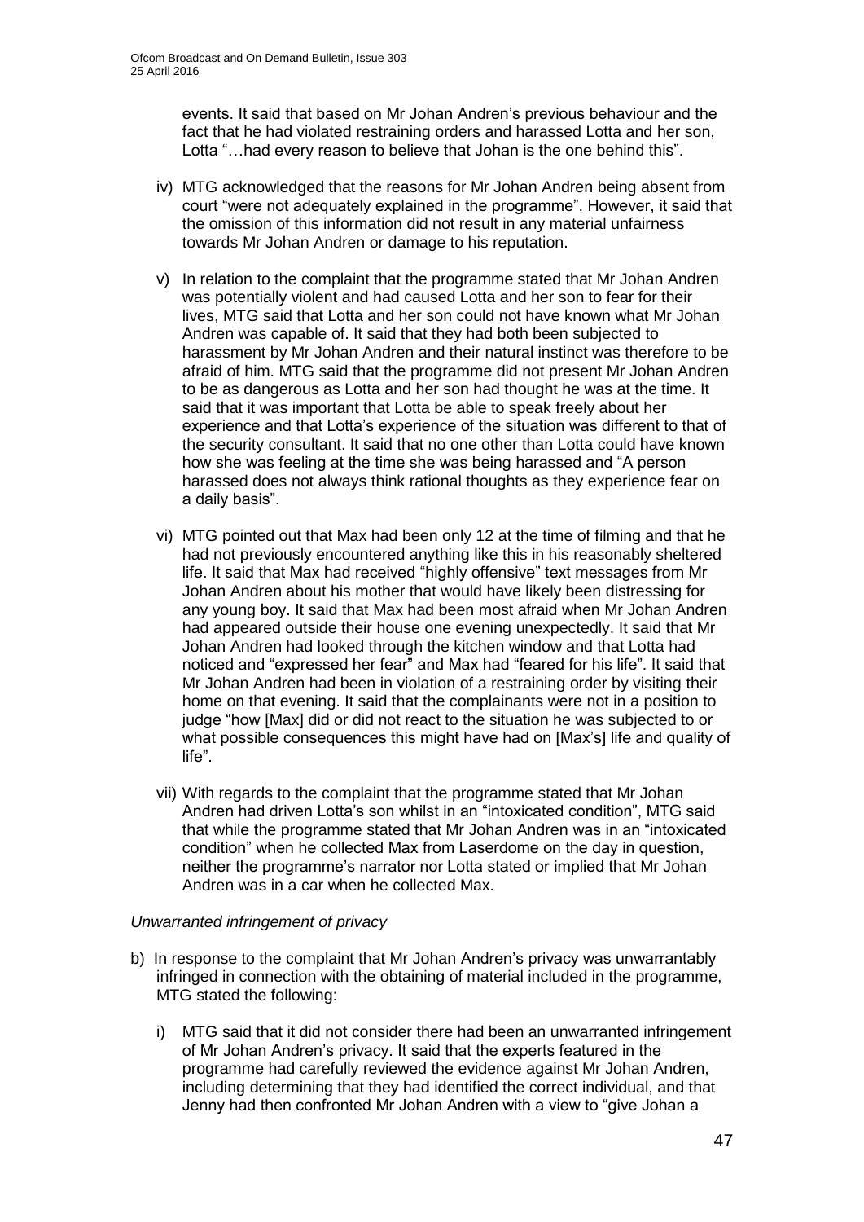events. It said that based on Mr Johan Andren's previous behaviour and the fact that he had violated restraining orders and harassed Lotta and her son, Lotta "…had every reason to believe that Johan is the one behind this".

iv) MTG acknowledged that the reasons for Mr Johan Andren being absent from court "were not adequately explained in the programme". However, it said that the omission of this information did not result in any material unfairness towards Mr Johan Andren or damage to his reputation.

v) In relation to the complaint that the programme stated that Mr Johan Andren was potentially violent and had caused Lotta and her son to fear for their lives, MTG said that Lotta and her son could not have known what Mr Johan Andren was capable of. It said that they had both been subjected to harassment by Mr Johan Andren and their natural instinct was therefore to be afraid of him. MTG said that the programme did not present Mr Johan Andren to be as dangerous as Lotta and her son had thought he was at the time. It said that it was important that Lotta be able to speak freely about her experience and that Lotta's experience of the situation was different to that of the security consultant. It said that no one other than Lotta could have known how she was feeling at the time she was being harassed and "A person harassed does not always think rational thoughts as they experience fear on a daily basis".

vi) MTG pointed out that Max had been only 12 at the time of filming and that he had not previously encountered anything like this in his reasonably sheltered life. It said that Max had received "highly offensive" text messages from Mr Johan Andren about his mother that would have likely been distressing for any young boy. It said that Max had been most afraid when Mr Johan Andren had appeared outside their house one evening unexpectedly. It said that Mr Johan Andren had looked through the kitchen window and that Lotta had noticed and "expressed her fear" and Max had "feared for his life". It said that Mr Johan Andren had been in violation of a restraining order by visiting their home on that evening. It said that the complainants were not in a position to judge "how [Max] did or did not react to the situation he was subjected to or what possible consequences this might have had on [Max's] life and quality of life".

vii) With regards to the complaint that the programme stated that Mr Johan Andren had driven Lotta's son whilst in an "intoxicated condition", MTG said that while the programme stated that Mr Johan Andren was in an "intoxicated condition" when he collected Max from Laserdome on the day in question, neither the programme's narrator nor Lotta stated or implied that Mr Johan Andren was in a car when he collected Max.

*Unwarranted infringement of privacy*

b) In response to the complaint that Mr Johan Andren's privacy was unwarrantably infringed in connection with the obtaining of material included in the programme, MTG stated the following:

i) MTG said that it did not consider there had been an unwarranted infringement of Mr Johan Andren's privacy. It said that the experts featured in the programme had carefully reviewed the evidence against Mr Johan Andren, including determining that they had identified the correct individual, and that Jenny had then confronted Mr Johan Andren with a view to "give Johan a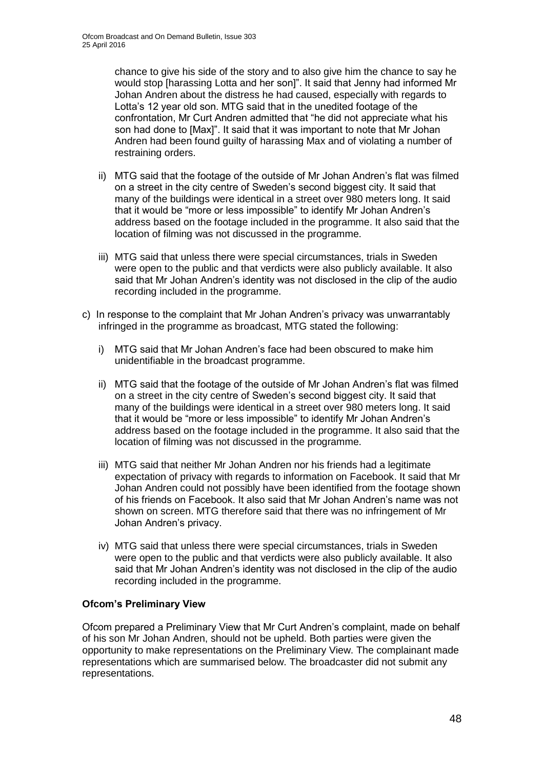chance to give his side of the story and to also give him the chance to say he would stop [harassing Lotta and her son]". It said that Jenny had informed Mr Johan Andren about the distress he had caused, especially with regards to Lotta's 12 year old son. MTG said that in the unedited footage of the confrontation, Mr Curt Andren admitted that "he did not appreciate what his son had done to [Max]". It said that it was important to note that Mr Johan Andren had been found guilty of harassing Max and of violating a number of restraining orders.

ii) MTG said that the footage of the outside of Mr Johan Andren's flat was filmed on a street in the city centre of Sweden's second biggest city. It said that many of the buildings were identical in a street over 980 meters long. It said that it would be "more or less impossible" to identify Mr Johan Andren's address based on the footage included in the programme. It also said that the location of filming was not discussed in the programme.

iii) MTG said that unless there were special circumstances, trials in Sweden were open to the public and that verdicts were also publicly available. It also said that Mr Johan Andren's identity was not disclosed in the clip of the audio recording included in the programme.

c) In response to the complaint that Mr Johan Andren's privacy was unwarrantably infringed in the programme as broadcast, MTG stated the following:

i) MTG said that Mr Johan Andren's face had been obscured to make him unidentifiable in the broadcast programme.

ii) MTG said that the footage of the outside of Mr Johan Andren's flat was filmed on a street in the city centre of Sweden's second biggest city. It said that many of the buildings were identical in a street over 980 meters long. It said that it would be "more or less impossible" to identify Mr Johan Andren's address based on the footage included in the programme. It also said that the location of filming was not discussed in the programme.

iii) MTG said that neither Mr Johan Andren nor his friends had a legitimate expectation of privacy with regards to information on Facebook. It said that Mr Johan Andren could not possibly have been identified from the footage shown of his friends on Facebook. It also said that Mr Johan Andren's name was not shown on screen. MTG therefore said that there was no infringement of Mr Johan Andren's privacy.

iv) MTG said that unless there were special circumstances, trials in Sweden were open to the public and that verdicts were also publicly available. It also said that Mr Johan Andren's identity was not disclosed in the clip of the audio recording included in the programme.

**Ofcom's Preliminary View**

Ofcom prepared a Preliminary View that Mr Curt Andren's complaint, made on behalf of his son Mr Johan Andren, should not be upheld. Both parties were given the opportunity to make representations on the Preliminary View. The complainant made representations which are summarised below. The broadcaster did not submit any representations.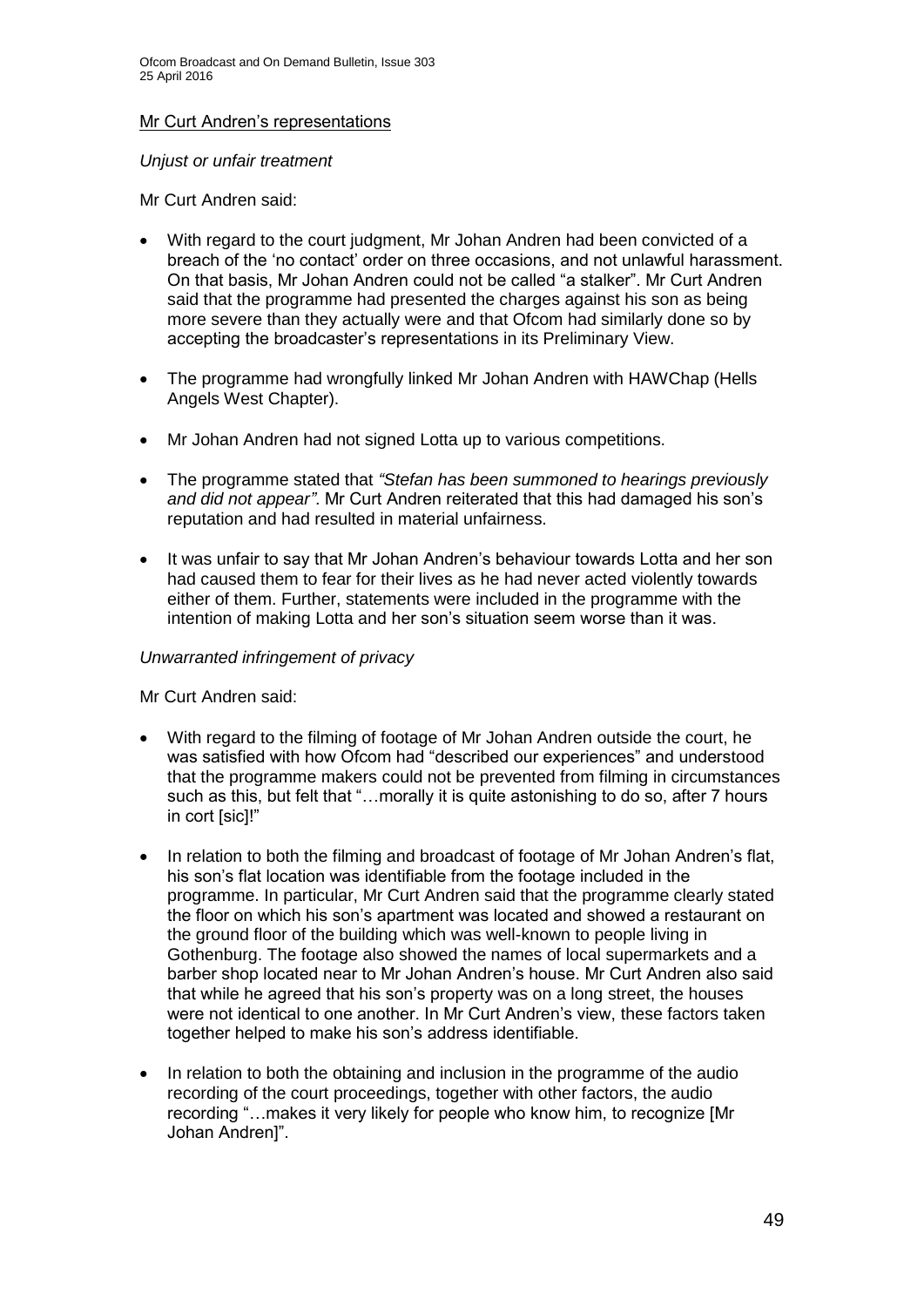Mr Curt Andren's representations

*Unjust or unfair treatment*

Mr Curt Andren said:

- With regard to the court judgment, Mr Johan Andren had been convicted of a breach of the 'no contact' order on three occasions, and not unlawful harassment. On that basis, Mr Johan Andren could not be called "a stalker". Mr Curt Andren said that the programme had presented the charges against his son as being more severe than they actually were and that Ofcom had similarly done so by accepting the broadcaster's representations in its Preliminary View.
- The programme had wrongfully linked Mr Johan Andren with HAWChap (Hells Angels West Chapter).
- Mr Johan Andren had not signed Lotta up to various competitions.
- The programme stated that *"Stefan has been summoned to hearings previously and did not appear"*. Mr Curt Andren reiterated that this had damaged his son's reputation and had resulted in material unfairness.
- It was unfair to say that Mr Johan Andren's behaviour towards Lotta and her son had caused them to fear for their lives as he had never acted violently towards either of them. Further, statements were included in the programme with the intention of making Lotta and her son's situation seem worse than it was.

*Unwarranted infringement of privacy*

Mr Curt Andren said:

- With regard to the filming of footage of Mr Johan Andren outside the court, he was satisfied with how Ofcom had "described our experiences" and understood that the programme makers could not be prevented from filming in circumstances such as this, but felt that "…morally it is quite astonishing to do so, after 7 hours in cort [sic]!"
- In relation to both the filming and broadcast of footage of Mr Johan Andren's flat, his son's flat location was identifiable from the footage included in the programme. In particular, Mr Curt Andren said that the programme clearly stated the floor on which his son's apartment was located and showed a restaurant on the ground floor of the building which was well-known to people living in Gothenburg. The footage also showed the names of local supermarkets and a barber shop located near to Mr Johan Andren's house. Mr Curt Andren also said that while he agreed that his son's property was on a long street, the houses were not identical to one another. In Mr Curt Andren's view, these factors taken together helped to make his son's address identifiable.
- In relation to both the obtaining and inclusion in the programme of the audio recording of the court proceedings, together with other factors, the audio recording "…makes it very likely for people who know him, to recognize [Mr Johan Andren]".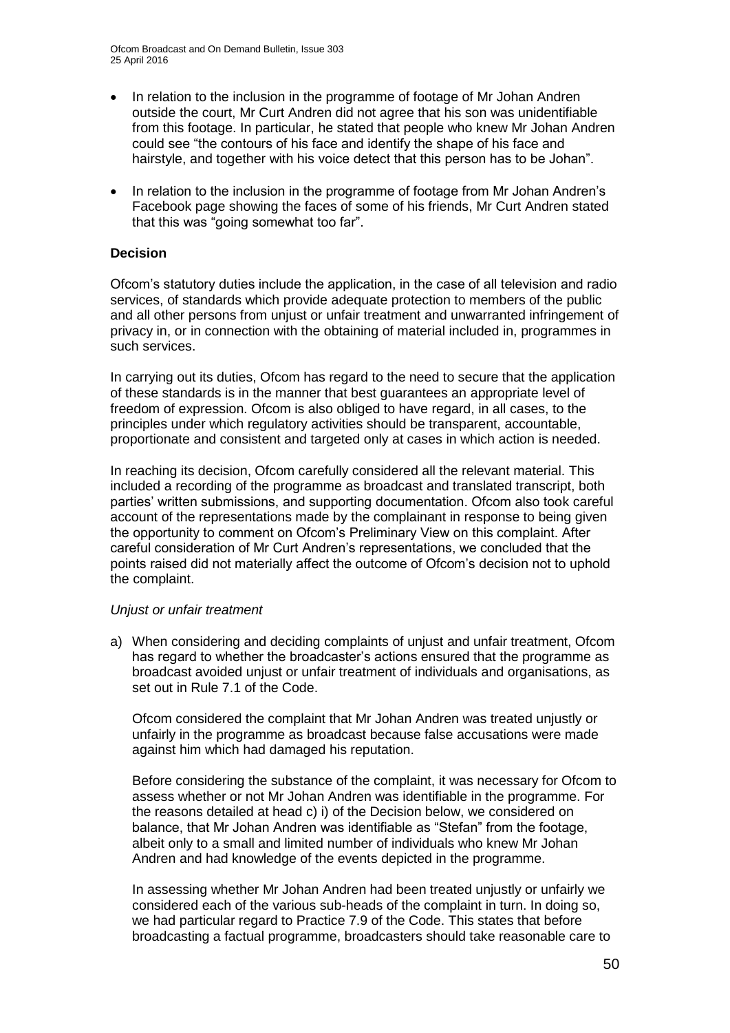- In relation to the inclusion in the programme of footage of Mr Johan Andren outside the court, Mr Curt Andren did not agree that his son was unidentifiable from this footage. In particular, he stated that people who knew Mr Johan Andren could see "the contours of his face and identify the shape of his face and hairstyle, and together with his voice detect that this person has to be Johan".
- In relation to the inclusion in the programme of footage from Mr Johan Andren's Facebook page showing the faces of some of his friends, Mr Curt Andren stated that this was "going somewhat too far".

**Decision**

Ofcom's statutory duties include the application, in the case of all television and radio services, of standards which provide adequate protection to members of the public and all other persons from unjust or unfair treatment and unwarranted infringement of privacy in, or in connection with the obtaining of material included in, programmes in such services.

In carrying out its duties, Ofcom has regard to the need to secure that the application of these standards is in the manner that best guarantees an appropriate level of freedom of expression. Ofcom is also obliged to have regard, in all cases, to the principles under which regulatory activities should be transparent, accountable, proportionate and consistent and targeted only at cases in which action is needed.

In reaching its decision, Ofcom carefully considered all the relevant material. This included a recording of the programme as broadcast and translated transcript, both parties' written submissions, and supporting documentation. Ofcom also took careful account of the representations made by the complainant in response to being given the opportunity to comment on Ofcom's Preliminary View on this complaint. After careful consideration of Mr Curt Andren's representations, we concluded that the points raised did not materially affect the outcome of Ofcom's decision not to uphold the complaint.

*Unjust or unfair treatment*

a) When considering and deciding complaints of unjust and unfair treatment, Ofcom has regard to whether the broadcaster's actions ensured that the programme as broadcast avoided unjust or unfair treatment of individuals and organisations, as set out in Rule 7.1 of the Code.

   Ofcom considered the complaint that Mr Johan Andren was treated unjustly or unfairly in the programme as broadcast because false accusations were made against him which had damaged his reputation.

   Before considering the substance of the complaint, it was necessary for Ofcom to assess whether or not Mr Johan Andren was identifiable in the programme. For the reasons detailed at head c) i) of the Decision below, we considered on balance, that Mr Johan Andren was identifiable as "Stefan" from the footage, albeit only to a small and limited number of individuals who knew Mr Johan Andren and had knowledge of the events depicted in the programme.

   In assessing whether Mr Johan Andren had been treated unjustly or unfairly we considered each of the various sub-heads of the complaint in turn. In doing so, we had particular regard to Practice 7.9 of the Code. This states that before broadcasting a factual programme, broadcasters should take reasonable care to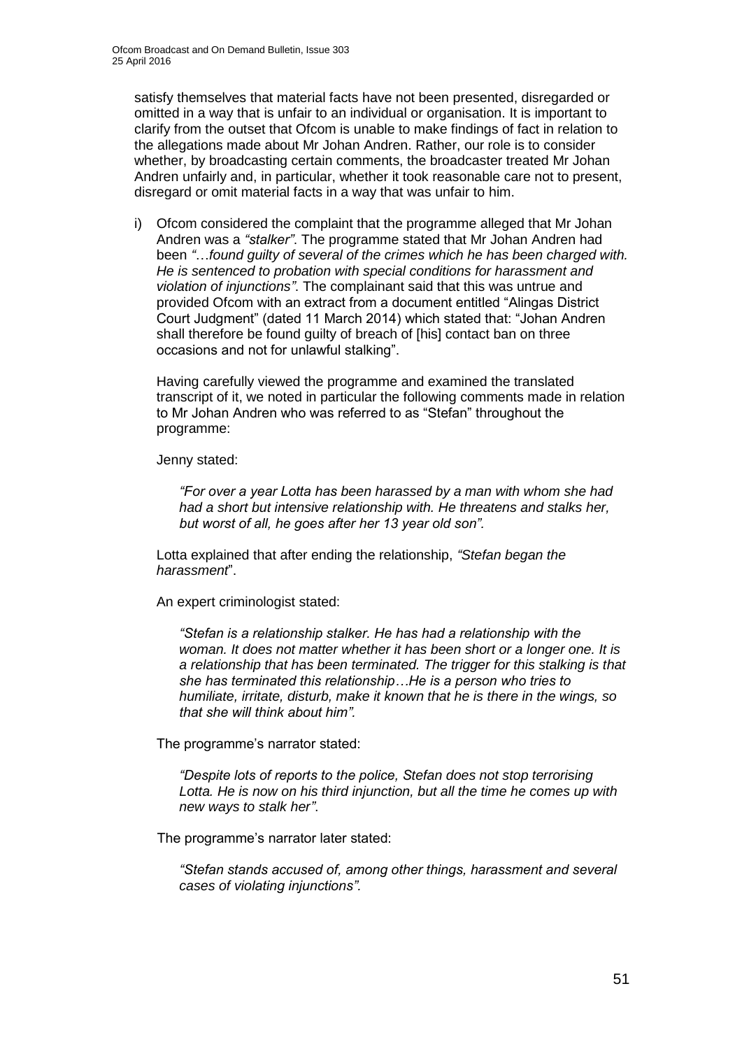satisfy themselves that material facts have not been presented, disregarded or omitted in a way that is unfair to an individual or organisation. It is important to clarify from the outset that Ofcom is unable to make findings of fact in relation to the allegations made about Mr Johan Andren. Rather, our role is to consider whether, by broadcasting certain comments, the broadcaster treated Mr Johan Andren unfairly and, in particular, whether it took reasonable care not to present, disregard or omit material facts in a way that was unfair to him.

i) Ofcom considered the complaint that the programme alleged that Mr Johan Andren was a *"stalker"*. The programme stated that Mr Johan Andren had been *"…found guilty of several of the crimes which he has been charged with. He is sentenced to probation with special conditions for harassment and violation of injunctions"*. The complainant said that this was untrue and provided Ofcom with an extract from a document entitled "Alingas District Court Judgment" (dated 11 March 2014) which stated that: "Johan Andren shall therefore be found guilty of breach of [his] contact ban on three occasions and not for unlawful stalking".

   Having carefully viewed the programme and examined the translated transcript of it, we noted in particular the following comments made in relation to Mr Johan Andren who was referred to as "Stefan" throughout the programme:

   Jenny stated:

   > *"For over a year Lotta has been harassed by a man with whom she had had a short but intensive relationship with. He threatens and stalks her, but worst of all, he goes after her 13 year old son".*

   Lotta explained that after ending the relationship, *"Stefan began the harassment*".

   An expert criminologist stated:

   > *"Stefan is a relationship stalker. He has had a relationship with the woman. It does not matter whether it has been short or a longer one. It is a relationship that has been terminated. The trigger for this stalking is that she has terminated this relationship…He is a person who tries to humiliate, irritate, disturb, make it known that he is there in the wings, so that she will think about him".*

   The programme's narrator stated:

   > *"Despite lots of reports to the police, Stefan does not stop terrorising Lotta. He is now on his third injunction, but all the time he comes up with new ways to stalk her".*

   The programme's narrator later stated:

   > *"Stefan stands accused of, among other things, harassment and several cases of violating injunctions".*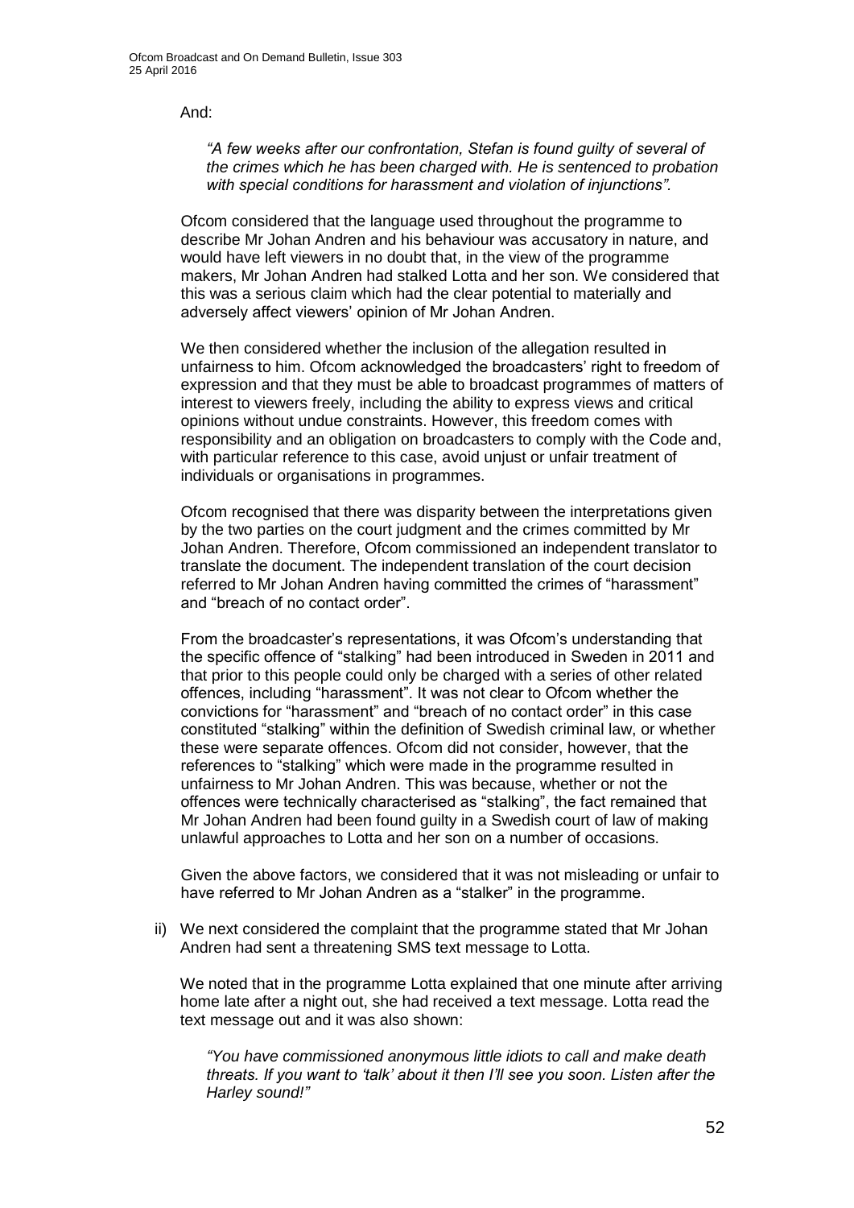And:

*"A few weeks after our confrontation, Stefan is found guilty of several of the crimes which he has been charged with. He is sentenced to probation with special conditions for harassment and violation of injunctions".*

Ofcom considered that the language used throughout the programme to describe Mr Johan Andren and his behaviour was accusatory in nature, and would have left viewers in no doubt that, in the view of the programme makers, Mr Johan Andren had stalked Lotta and her son. We considered that this was a serious claim which had the clear potential to materially and adversely affect viewers' opinion of Mr Johan Andren.

We then considered whether the inclusion of the allegation resulted in unfairness to him. Ofcom acknowledged the broadcasters' right to freedom of expression and that they must be able to broadcast programmes of matters of interest to viewers freely, including the ability to express views and critical opinions without undue constraints. However, this freedom comes with responsibility and an obligation on broadcasters to comply with the Code and, with particular reference to this case, avoid unjust or unfair treatment of individuals or organisations in programmes.

Ofcom recognised that there was disparity between the interpretations given by the two parties on the court judgment and the crimes committed by Mr Johan Andren. Therefore, Ofcom commissioned an independent translator to translate the document. The independent translation of the court decision referred to Mr Johan Andren having committed the crimes of "harassment" and "breach of no contact order".

From the broadcaster's representations, it was Ofcom's understanding that the specific offence of "stalking" had been introduced in Sweden in 2011 and that prior to this people could only be charged with a series of other related offences, including "harassment". It was not clear to Ofcom whether the convictions for "harassment" and "breach of no contact order" in this case constituted "stalking" within the definition of Swedish criminal law, or whether these were separate offences. Ofcom did not consider, however, that the references to "stalking" which were made in the programme resulted in unfairness to Mr Johan Andren. This was because, whether or not the offences were technically characterised as "stalking", the fact remained that Mr Johan Andren had been found guilty in a Swedish court of law of making unlawful approaches to Lotta and her son on a number of occasions.

Given the above factors, we considered that it was not misleading or unfair to have referred to Mr Johan Andren as a "stalker" in the programme.

ii) We next considered the complaint that the programme stated that Mr Johan Andren had sent a threatening SMS text message to Lotta.

We noted that in the programme Lotta explained that one minute after arriving home late after a night out, she had received a text message. Lotta read the text message out and it was also shown:

*"You have commissioned anonymous little idiots to call and make death threats. If you want to 'talk' about it then I'll see you soon. Listen after the Harley sound!"*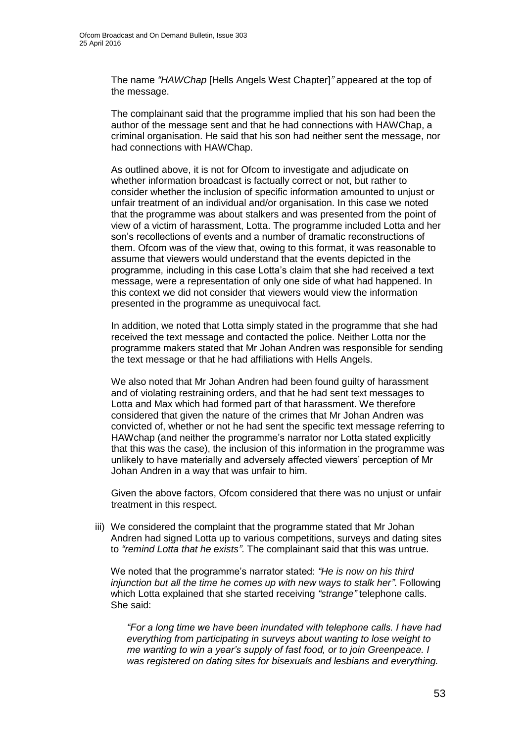The name *"HAWChap* [Hells Angels West Chapter]*"* appeared at the top of the message.

The complainant said that the programme implied that his son had been the author of the message sent and that he had connections with HAWChap, a criminal organisation. He said that his son had neither sent the message, nor had connections with HAWChap.

As outlined above, it is not for Ofcom to investigate and adjudicate on whether information broadcast is factually correct or not, but rather to consider whether the inclusion of specific information amounted to unjust or unfair treatment of an individual and/or organisation. In this case we noted that the programme was about stalkers and was presented from the point of view of a victim of harassment, Lotta. The programme included Lotta and her son's recollections of events and a number of dramatic reconstructions of them. Ofcom was of the view that, owing to this format, it was reasonable to assume that viewers would understand that the events depicted in the programme, including in this case Lotta's claim that she had received a text message, were a representation of only one side of what had happened. In this context we did not consider that viewers would view the information presented in the programme as unequivocal fact.

In addition, we noted that Lotta simply stated in the programme that she had received the text message and contacted the police. Neither Lotta nor the programme makers stated that Mr Johan Andren was responsible for sending the text message or that he had affiliations with Hells Angels.

We also noted that Mr Johan Andren had been found guilty of harassment and of violating restraining orders, and that he had sent text messages to Lotta and Max which had formed part of that harassment. We therefore considered that given the nature of the crimes that Mr Johan Andren was convicted of, whether or not he had sent the specific text message referring to HAWchap (and neither the programme's narrator nor Lotta stated explicitly that this was the case), the inclusion of this information in the programme was unlikely to have materially and adversely affected viewers' perception of Mr Johan Andren in a way that was unfair to him.

Given the above factors, Ofcom considered that there was no unjust or unfair treatment in this respect.

iii) We considered the complaint that the programme stated that Mr Johan Andren had signed Lotta up to various competitions, surveys and dating sites to *"remind Lotta that he exists"*. The complainant said that this was untrue.

We noted that the programme's narrator stated: *"He is now on his third injunction but all the time he comes up with new ways to stalk her"*. Following which Lotta explained that she started receiving *"strange"* telephone calls. She said:

> *"For a long time we have been inundated with telephone calls. I have had everything from participating in surveys about wanting to lose weight to me wanting to win a year's supply of fast food, or to join Greenpeace. I was registered on dating sites for bisexuals and lesbians and everything.*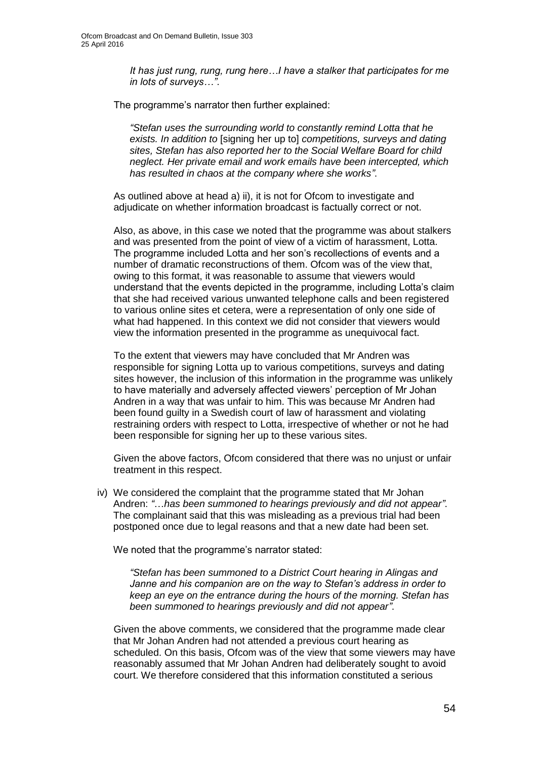*It has just rung, rung, rung here…I have a stalker that participates for me in lots of surveys…"*.

The programme's narrator then further explained:

*"Stefan uses the surrounding world to constantly remind Lotta that he exists. In addition to* [signing her up to] *competitions, surveys and dating sites, Stefan has also reported her to the Social Welfare Board for child neglect. Her private email and work emails have been intercepted, which has resulted in chaos at the company where she works"*.

As outlined above at head a) ii), it is not for Ofcom to investigate and adjudicate on whether information broadcast is factually correct or not.

Also, as above, in this case we noted that the programme was about stalkers and was presented from the point of view of a victim of harassment, Lotta. The programme included Lotta and her son's recollections of events and a number of dramatic reconstructions of them. Ofcom was of the view that, owing to this format, it was reasonable to assume that viewers would understand that the events depicted in the programme, including Lotta's claim that she had received various unwanted telephone calls and been registered to various online sites et cetera, were a representation of only one side of what had happened. In this context we did not consider that viewers would view the information presented in the programme as unequivocal fact.

To the extent that viewers may have concluded that Mr Andren was responsible for signing Lotta up to various competitions, surveys and dating sites however, the inclusion of this information in the programme was unlikely to have materially and adversely affected viewers' perception of Mr Johan Andren in a way that was unfair to him. This was because Mr Andren had been found guilty in a Swedish court of law of harassment and violating restraining orders with respect to Lotta, irrespective of whether or not he had been responsible for signing her up to these various sites.

Given the above factors, Ofcom considered that there was no unjust or unfair treatment in this respect.

iv) We considered the complaint that the programme stated that Mr Johan Andren: *"…has been summoned to hearings previously and did not appear"*. The complainant said that this was misleading as a previous trial had been postponed once due to legal reasons and that a new date had been set.

We noted that the programme's narrator stated:

*"Stefan has been summoned to a District Court hearing in Alingas and Janne and his companion are on the way to Stefan's address in order to keep an eye on the entrance during the hours of the morning. Stefan has been summoned to hearings previously and did not appear"*.

Given the above comments, we considered that the programme made clear that Mr Johan Andren had not attended a previous court hearing as scheduled. On this basis, Ofcom was of the view that some viewers may have reasonably assumed that Mr Johan Andren had deliberately sought to avoid court. We therefore considered that this information constituted a serious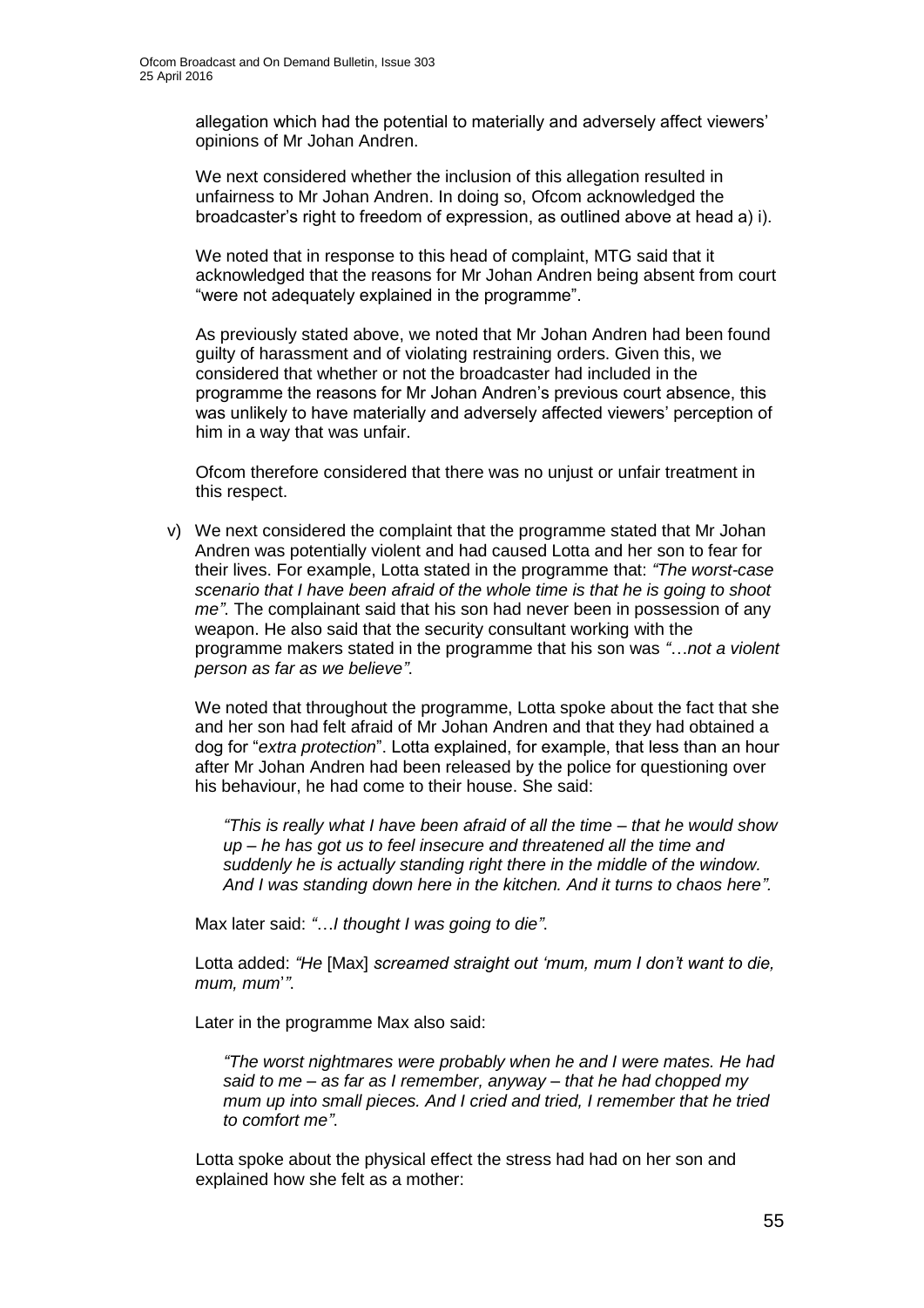allegation which had the potential to materially and adversely affect viewers' opinions of Mr Johan Andren.

We next considered whether the inclusion of this allegation resulted in unfairness to Mr Johan Andren. In doing so, Ofcom acknowledged the broadcaster's right to freedom of expression, as outlined above at head a) i).

We noted that in response to this head of complaint, MTG said that it acknowledged that the reasons for Mr Johan Andren being absent from court "were not adequately explained in the programme".

As previously stated above, we noted that Mr Johan Andren had been found guilty of harassment and of violating restraining orders. Given this, we considered that whether or not the broadcaster had included in the programme the reasons for Mr Johan Andren's previous court absence, this was unlikely to have materially and adversely affected viewers' perception of him in a way that was unfair.

Ofcom therefore considered that there was no unjust or unfair treatment in this respect.

v) We next considered the complaint that the programme stated that Mr Johan Andren was potentially violent and had caused Lotta and her son to fear for their lives. For example, Lotta stated in the programme that: *"The worst-case scenario that I have been afraid of the whole time is that he is going to shoot me"*. The complainant said that his son had never been in possession of any weapon. He also said that the security consultant working with the programme makers stated in the programme that his son was *"…not a violent person as far as we believe"*.

We noted that throughout the programme, Lotta spoke about the fact that she and her son had felt afraid of Mr Johan Andren and that they had obtained a dog for "*extra protection*". Lotta explained, for example, that less than an hour after Mr Johan Andren had been released by the police for questioning over his behaviour, he had come to their house. She said:

> *"This is really what I have been afraid of all the time – that he would show up – he has got us to feel insecure and threatened all the time and suddenly he is actually standing right there in the middle of the window. And I was standing down here in the kitchen. And it turns to chaos here"*.

Max later said: *"…I thought I was going to die"*.

Lotta added: *"He* [Max] *screamed straight out 'mum, mum I don't want to die, mum, mum'"*.

Later in the programme Max also said:

> *"The worst nightmares were probably when he and I were mates. He had said to me – as far as I remember, anyway – that he had chopped my mum up into small pieces. And I cried and tried, I remember that he tried to comfort me"*.

Lotta spoke about the physical effect the stress had had on her son and explained how she felt as a mother: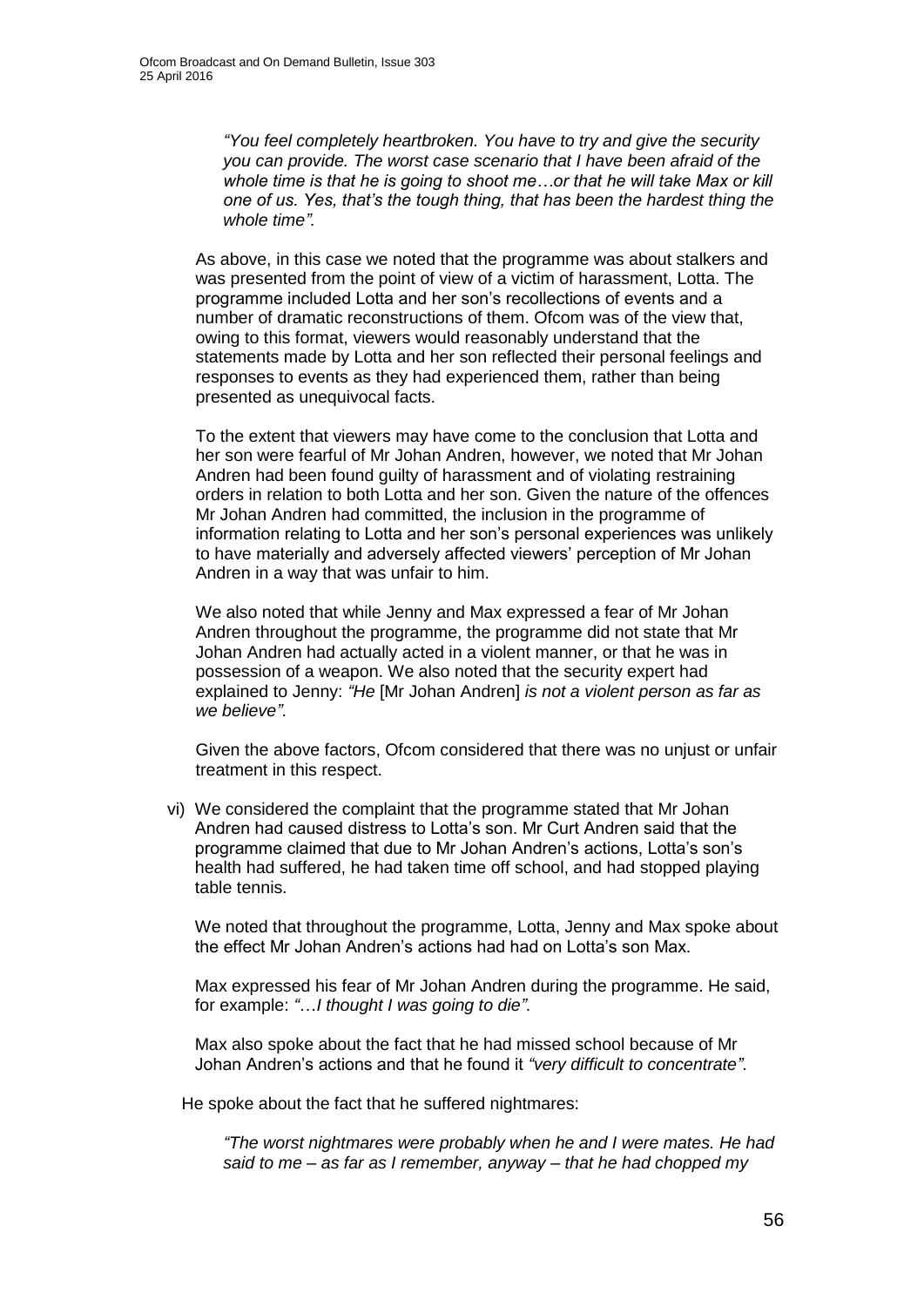*"You feel completely heartbroken. You have to try and give the security you can provide. The worst case scenario that I have been afraid of the whole time is that he is going to shoot me…or that he will take Max or kill one of us. Yes, that's the tough thing, that has been the hardest thing the whole time".*

As above, in this case we noted that the programme was about stalkers and was presented from the point of view of a victim of harassment, Lotta. The programme included Lotta and her son's recollections of events and a number of dramatic reconstructions of them. Ofcom was of the view that, owing to this format, viewers would reasonably understand that the statements made by Lotta and her son reflected their personal feelings and responses to events as they had experienced them, rather than being presented as unequivocal facts.

To the extent that viewers may have come to the conclusion that Lotta and her son were fearful of Mr Johan Andren, however, we noted that Mr Johan Andren had been found guilty of harassment and of violating restraining orders in relation to both Lotta and her son. Given the nature of the offences Mr Johan Andren had committed, the inclusion in the programme of information relating to Lotta and her son's personal experiences was unlikely to have materially and adversely affected viewers' perception of Mr Johan Andren in a way that was unfair to him.

We also noted that while Jenny and Max expressed a fear of Mr Johan Andren throughout the programme, the programme did not state that Mr Johan Andren had actually acted in a violent manner, or that he was in possession of a weapon. We also noted that the security expert had explained to Jenny: *"He* [Mr Johan Andren] *is not a violent person as far as we believe".*

Given the above factors, Ofcom considered that there was no unjust or unfair treatment in this respect.

vi) We considered the complaint that the programme stated that Mr Johan Andren had caused distress to Lotta's son. Mr Curt Andren said that the programme claimed that due to Mr Johan Andren's actions, Lotta's son's health had suffered, he had taken time off school, and had stopped playing table tennis.

We noted that throughout the programme, Lotta, Jenny and Max spoke about the effect Mr Johan Andren's actions had had on Lotta's son Max.

Max expressed his fear of Mr Johan Andren during the programme. He said, for example: *"…I thought I was going to die".*

Max also spoke about the fact that he had missed school because of Mr Johan Andren's actions and that he found it *"very difficult to concentrate".*

He spoke about the fact that he suffered nightmares:

*"The worst nightmares were probably when he and I were mates. He had said to me – as far as I remember, anyway – that he had chopped my*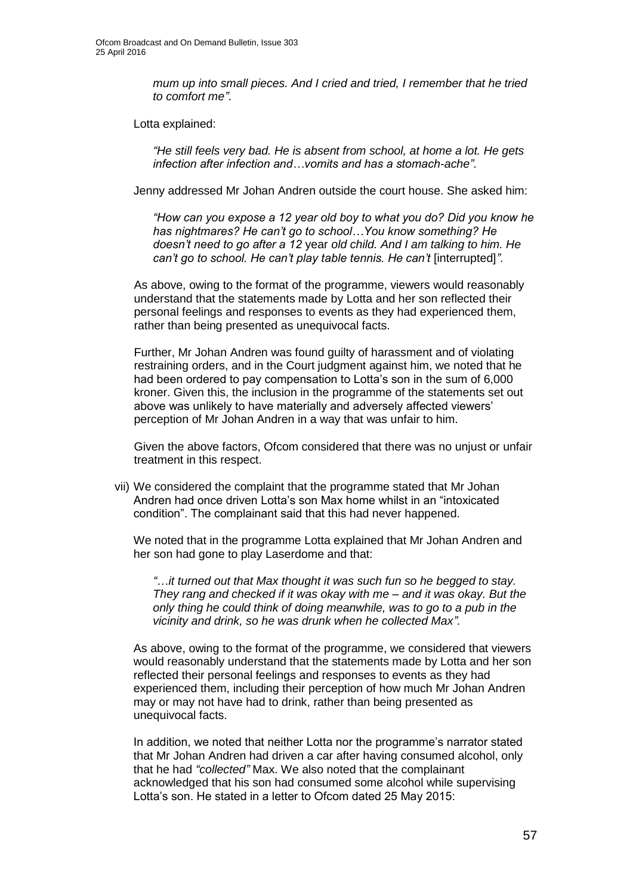*mum up into small pieces. And I cried and tried, I remember that he tried to comfort me"*.

Lotta explained:

*"He still feels very bad. He is absent from school, at home a lot. He gets infection after infection and…vomits and has a stomach-ache"*.

Jenny addressed Mr Johan Andren outside the court house. She asked him:

*"How can you expose a 12 year old boy to what you do? Did you know he has nightmares? He can't go to school…You know something? He doesn't need to go after a 12* year *old child. And I am talking to him. He can't go to school. He can't play table tennis. He can't* [interrupted]*"*.

As above, owing to the format of the programme, viewers would reasonably understand that the statements made by Lotta and her son reflected their personal feelings and responses to events as they had experienced them, rather than being presented as unequivocal facts.

Further, Mr Johan Andren was found guilty of harassment and of violating restraining orders, and in the Court judgment against him, we noted that he had been ordered to pay compensation to Lotta's son in the sum of 6,000 kroner. Given this, the inclusion in the programme of the statements set out above was unlikely to have materially and adversely affected viewers' perception of Mr Johan Andren in a way that was unfair to him.

Given the above factors, Ofcom considered that there was no unjust or unfair treatment in this respect.

vii) We considered the complaint that the programme stated that Mr Johan Andren had once driven Lotta's son Max home whilst in an "intoxicated condition". The complainant said that this had never happened.

We noted that in the programme Lotta explained that Mr Johan Andren and her son had gone to play Laserdome and that:

*"…it turned out that Max thought it was such fun so he begged to stay. They rang and checked if it was okay with me – and it was okay. But the only thing he could think of doing meanwhile, was to go to a pub in the vicinity and drink, so he was drunk when he collected Max"*.

As above, owing to the format of the programme, we considered that viewers would reasonably understand that the statements made by Lotta and her son reflected their personal feelings and responses to events as they had experienced them, including their perception of how much Mr Johan Andren may or may not have had to drink, rather than being presented as unequivocal facts.

In addition, we noted that neither Lotta nor the programme's narrator stated that Mr Johan Andren had driven a car after having consumed alcohol, only that he had *"collected"* Max. We also noted that the complainant acknowledged that his son had consumed some alcohol while supervising Lotta's son. He stated in a letter to Ofcom dated 25 May 2015: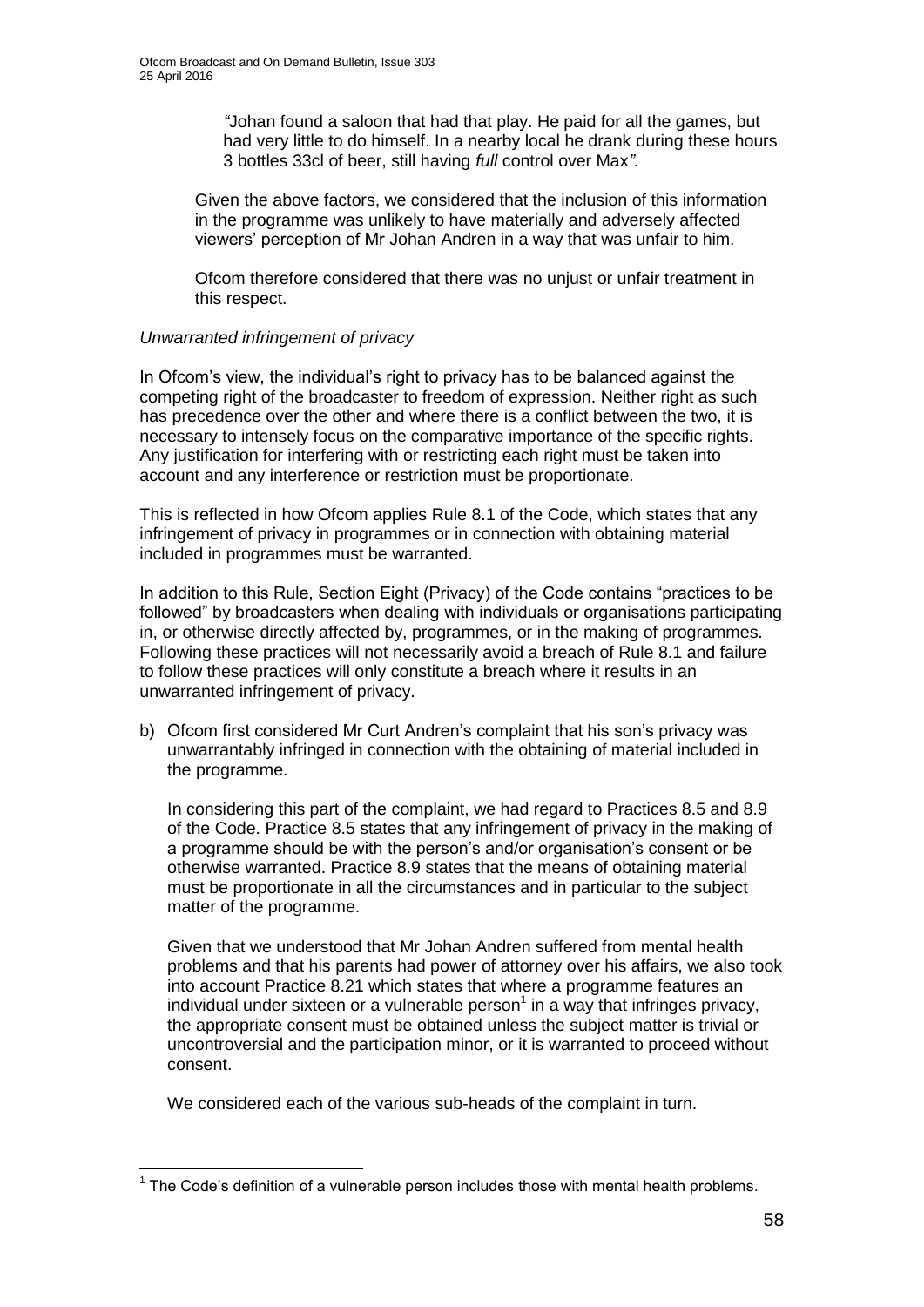*"*Johan found a saloon that had that play. He paid for all the games, but had very little to do himself. In a nearby local he drank during these hours 3 bottles 33cl of beer, still having *full* control over Max*"*.

Given the above factors, we considered that the inclusion of this information in the programme was unlikely to have materially and adversely affected viewers' perception of Mr Johan Andren in a way that was unfair to him.

Ofcom therefore considered that there was no unjust or unfair treatment in this respect.

*Unwarranted infringement of privacy*

In Ofcom's view, the individual's right to privacy has to be balanced against the competing right of the broadcaster to freedom of expression. Neither right as such has precedence over the other and where there is a conflict between the two, it is necessary to intensely focus on the comparative importance of the specific rights. Any justification for interfering with or restricting each right must be taken into account and any interference or restriction must be proportionate.

This is reflected in how Ofcom applies Rule 8.1 of the Code, which states that any infringement of privacy in programmes or in connection with obtaining material included in programmes must be warranted.

In addition to this Rule, Section Eight (Privacy) of the Code contains "practices to be followed" by broadcasters when dealing with individuals or organisations participating in, or otherwise directly affected by, programmes, or in the making of programmes. Following these practices will not necessarily avoid a breach of Rule 8.1 and failure to follow these practices will only constitute a breach where it results in an unwarranted infringement of privacy.

b) Ofcom first considered Mr Curt Andren's complaint that his son's privacy was unwarrantably infringed in connection with the obtaining of material included in the programme.

   In considering this part of the complaint, we had regard to Practices 8.5 and 8.9 of the Code. Practice 8.5 states that any infringement of privacy in the making of a programme should be with the person's and/or organisation's consent or be otherwise warranted. Practice 8.9 states that the means of obtaining material must be proportionate in all the circumstances and in particular to the subject matter of the programme.

   Given that we understood that Mr Johan Andren suffered from mental health problems and that his parents had power of attorney over his affairs, we also took into account Practice 8.21 which states that where a programme features an individual under sixteen or a vulnerable person[1] in a way that infringes privacy, the appropriate consent must be obtained unless the subject matter is trivial or uncontroversial and the participation minor, or it is warranted to proceed without consent.

   We considered each of the various sub-heads of the complaint in turn.

[1] The Code's definition of a vulnerable person includes those with mental health problems.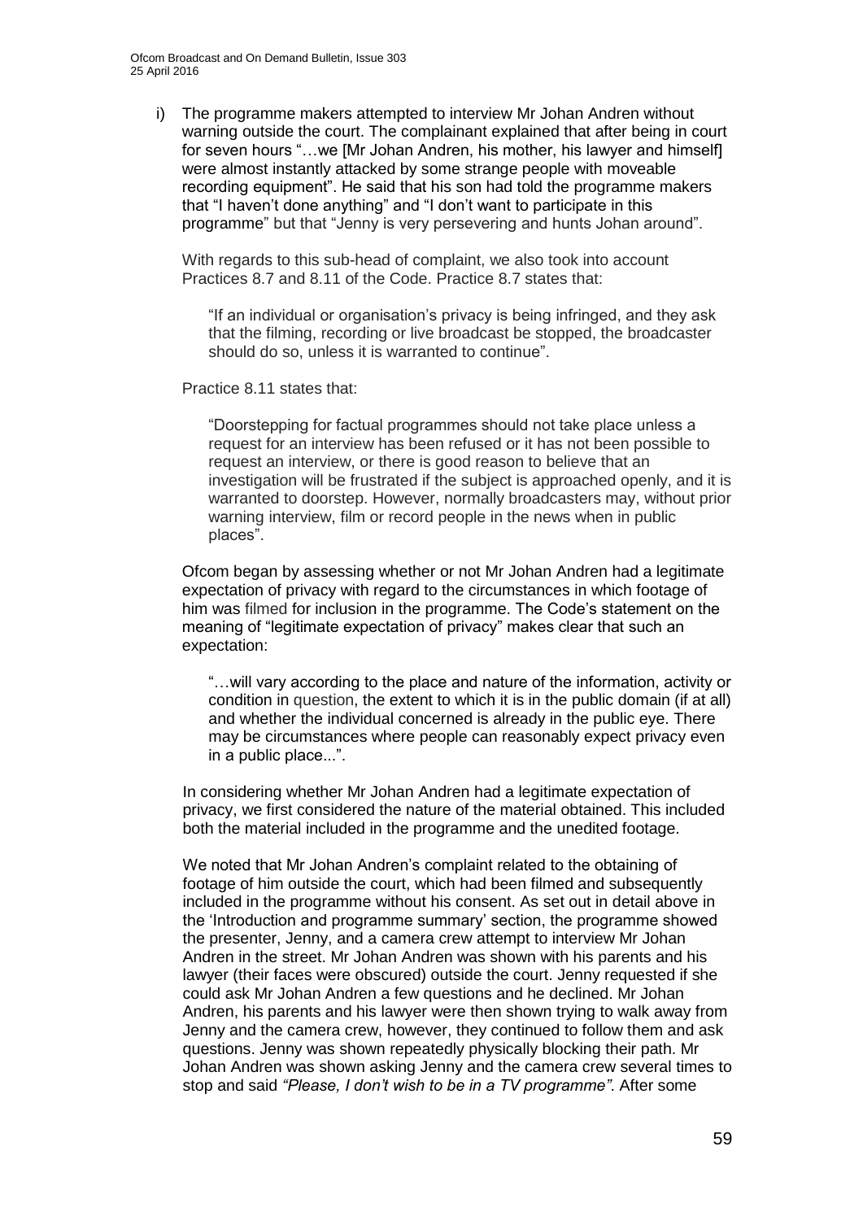i) The programme makers attempted to interview Mr Johan Andren without warning outside the court. The complainant explained that after being in court for seven hours "…we [Mr Johan Andren, his mother, his lawyer and himself] were almost instantly attacked by some strange people with moveable recording equipment". He said that his son had told the programme makers that "I haven't done anything" and "I don't want to participate in this programme" but that "Jenny is very persevering and hunts Johan around".

With regards to this sub-head of complaint, we also took into account Practices 8.7 and 8.11 of the Code. Practice 8.7 states that:

> "If an individual or organisation's privacy is being infringed, and they ask that the filming, recording or live broadcast be stopped, the broadcaster should do so, unless it is warranted to continue".

Practice 8.11 states that:

> "Doorstepping for factual programmes should not take place unless a request for an interview has been refused or it has not been possible to request an interview, or there is good reason to believe that an investigation will be frustrated if the subject is approached openly, and it is warranted to doorstep. However, normally broadcasters may, without prior warning interview, film or record people in the news when in public places".

Ofcom began by assessing whether or not Mr Johan Andren had a legitimate expectation of privacy with regard to the circumstances in which footage of him was filmed for inclusion in the programme. The Code's statement on the meaning of "legitimate expectation of privacy" makes clear that such an expectation:

> "…will vary according to the place and nature of the information, activity or condition in question, the extent to which it is in the public domain (if at all) and whether the individual concerned is already in the public eye. There may be circumstances where people can reasonably expect privacy even in a public place...".

In considering whether Mr Johan Andren had a legitimate expectation of privacy, we first considered the nature of the material obtained. This included both the material included in the programme and the unedited footage.

We noted that Mr Johan Andren's complaint related to the obtaining of footage of him outside the court, which had been filmed and subsequently included in the programme without his consent. As set out in detail above in the 'Introduction and programme summary' section, the programme showed the presenter, Jenny, and a camera crew attempt to interview Mr Johan Andren in the street. Mr Johan Andren was shown with his parents and his lawyer (their faces were obscured) outside the court. Jenny requested if she could ask Mr Johan Andren a few questions and he declined. Mr Johan Andren, his parents and his lawyer were then shown trying to walk away from Jenny and the camera crew, however, they continued to follow them and ask questions. Jenny was shown repeatedly physically blocking their path. Mr Johan Andren was shown asking Jenny and the camera crew several times to stop and said *"Please, I don't wish to be in a TV programme"*. After some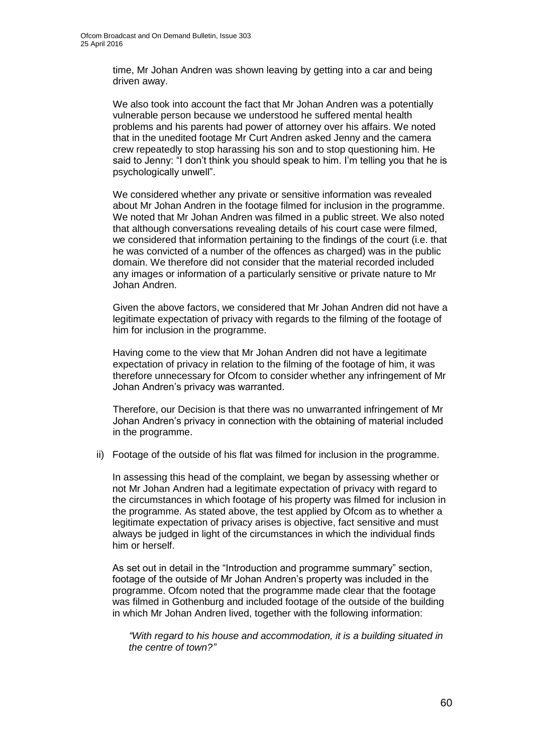time, Mr Johan Andren was shown leaving by getting into a car and being driven away.

We also took into account the fact that Mr Johan Andren was a potentially vulnerable person because we understood he suffered mental health problems and his parents had power of attorney over his affairs. We noted that in the unedited footage Mr Curt Andren asked Jenny and the camera crew repeatedly to stop harassing his son and to stop questioning him. He said to Jenny: "I don't think you should speak to him. I'm telling you that he is psychologically unwell".

We considered whether any private or sensitive information was revealed about Mr Johan Andren in the footage filmed for inclusion in the programme. We noted that Mr Johan Andren was filmed in a public street. We also noted that although conversations revealing details of his court case were filmed, we considered that information pertaining to the findings of the court (i.e. that he was convicted of a number of the offences as charged) was in the public domain. We therefore did not consider that the material recorded included any images or information of a particularly sensitive or private nature to Mr Johan Andren.

Given the above factors, we considered that Mr Johan Andren did not have a legitimate expectation of privacy with regards to the filming of the footage of him for inclusion in the programme.

Having come to the view that Mr Johan Andren did not have a legitimate expectation of privacy in relation to the filming of the footage of him, it was therefore unnecessary for Ofcom to consider whether any infringement of Mr Johan Andren's privacy was warranted.

Therefore, our Decision is that there was no unwarranted infringement of Mr Johan Andren's privacy in connection with the obtaining of material included in the programme.

ii) Footage of the outside of his flat was filmed for inclusion in the programme.

In assessing this head of the complaint, we began by assessing whether or not Mr Johan Andren had a legitimate expectation of privacy with regard to the circumstances in which footage of his property was filmed for inclusion in the programme. As stated above, the test applied by Ofcom as to whether a legitimate expectation of privacy arises is objective, fact sensitive and must always be judged in light of the circumstances in which the individual finds him or herself.

As set out in detail in the "Introduction and programme summary" section, footage of the outside of Mr Johan Andren's property was included in the programme. Ofcom noted that the programme made clear that the footage was filmed in Gothenburg and included footage of the outside of the building in which Mr Johan Andren lived, together with the following information:

*"With regard to his house and accommodation, it is a building situated in the centre of town?"*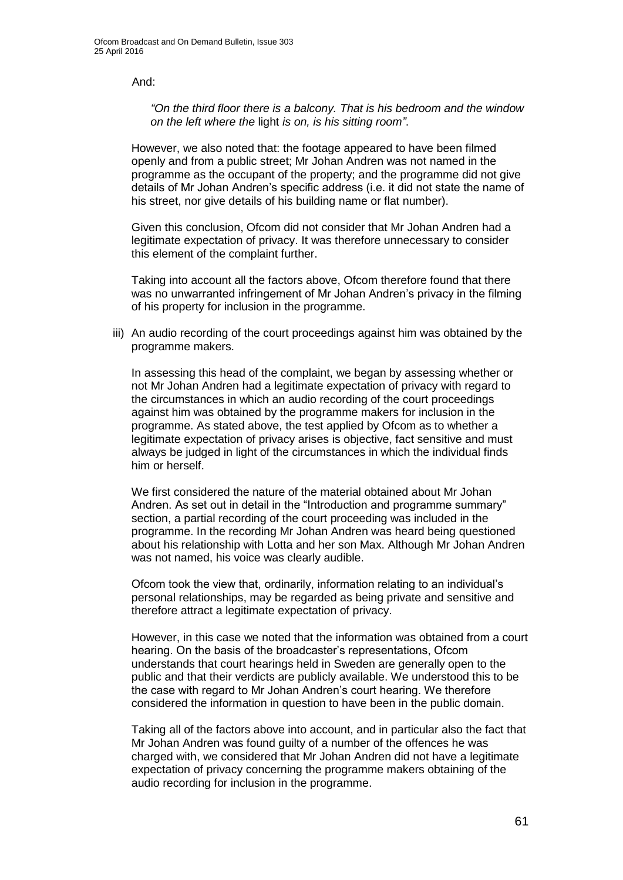And:

*"On the third floor there is a balcony. That is his bedroom and the window on the left where the* light *is on, is his sitting room"*.

However, we also noted that: the footage appeared to have been filmed openly and from a public street; Mr Johan Andren was not named in the programme as the occupant of the property; and the programme did not give details of Mr Johan Andren's specific address (i.e. it did not state the name of his street, nor give details of his building name or flat number).

Given this conclusion, Ofcom did not consider that Mr Johan Andren had a legitimate expectation of privacy. It was therefore unnecessary to consider this element of the complaint further.

Taking into account all the factors above, Ofcom therefore found that there was no unwarranted infringement of Mr Johan Andren's privacy in the filming of his property for inclusion in the programme.

iii) An audio recording of the court proceedings against him was obtained by the programme makers.

In assessing this head of the complaint, we began by assessing whether or not Mr Johan Andren had a legitimate expectation of privacy with regard to the circumstances in which an audio recording of the court proceedings against him was obtained by the programme makers for inclusion in the programme. As stated above, the test applied by Ofcom as to whether a legitimate expectation of privacy arises is objective, fact sensitive and must always be judged in light of the circumstances in which the individual finds him or herself.

We first considered the nature of the material obtained about Mr Johan Andren. As set out in detail in the "Introduction and programme summary" section, a partial recording of the court proceeding was included in the programme. In the recording Mr Johan Andren was heard being questioned about his relationship with Lotta and her son Max. Although Mr Johan Andren was not named, his voice was clearly audible.

Ofcom took the view that, ordinarily, information relating to an individual's personal relationships, may be regarded as being private and sensitive and therefore attract a legitimate expectation of privacy.

However, in this case we noted that the information was obtained from a court hearing. On the basis of the broadcaster's representations, Ofcom understands that court hearings held in Sweden are generally open to the public and that their verdicts are publicly available. We understood this to be the case with regard to Mr Johan Andren's court hearing. We therefore considered the information in question to have been in the public domain.

Taking all of the factors above into account, and in particular also the fact that Mr Johan Andren was found guilty of a number of the offences he was charged with, we considered that Mr Johan Andren did not have a legitimate expectation of privacy concerning the programme makers obtaining of the audio recording for inclusion in the programme.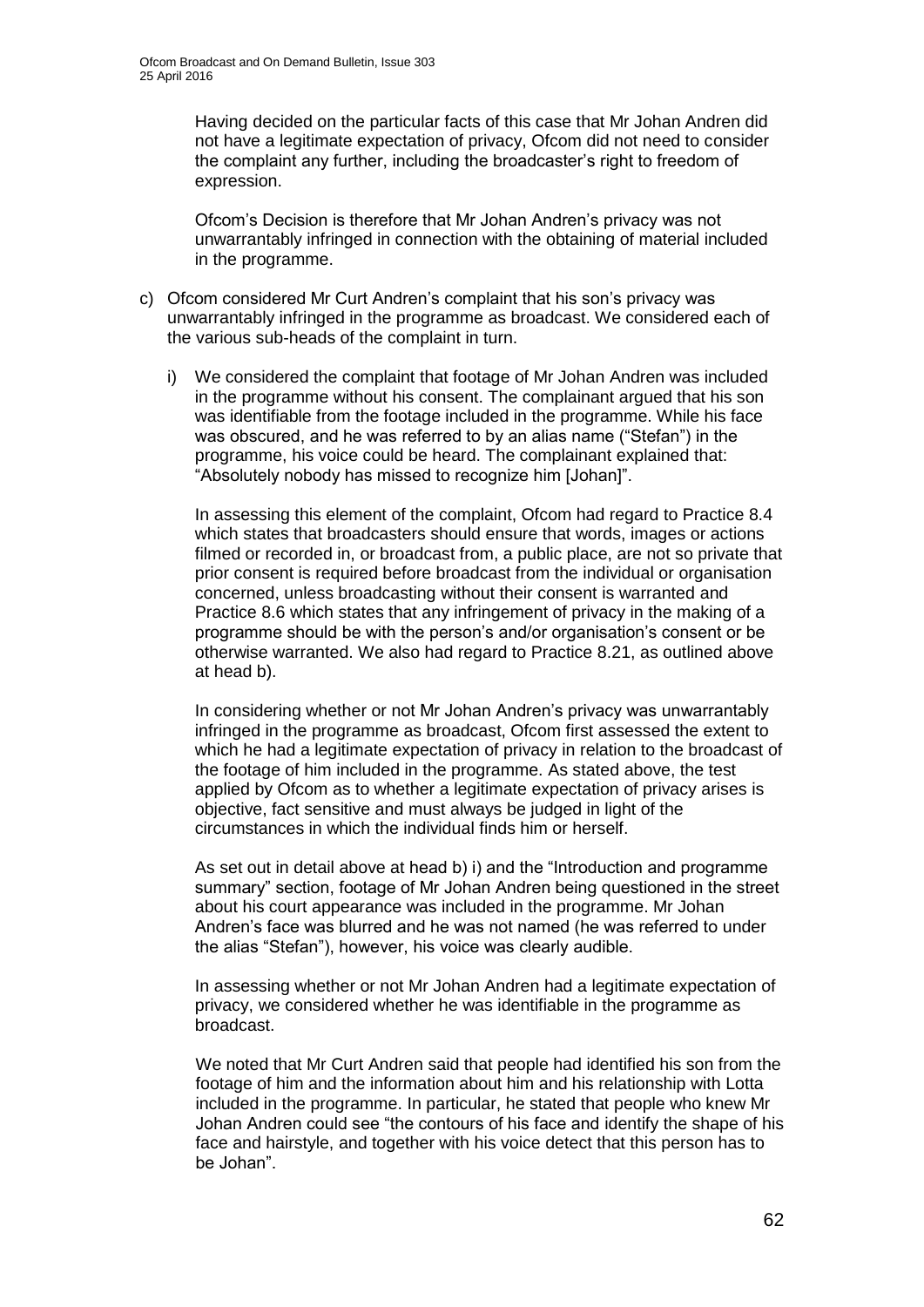Having decided on the particular facts of this case that Mr Johan Andren did not have a legitimate expectation of privacy, Ofcom did not need to consider the complaint any further, including the broadcaster's right to freedom of expression.

Ofcom's Decision is therefore that Mr Johan Andren's privacy was not unwarrantably infringed in connection with the obtaining of material included in the programme.

c) Ofcom considered Mr Curt Andren's complaint that his son's privacy was unwarrantably infringed in the programme as broadcast. We considered each of the various sub-heads of the complaint in turn.

   i) We considered the complaint that footage of Mr Johan Andren was included in the programme without his consent. The complainant argued that his son was identifiable from the footage included in the programme. While his face was obscured, and he was referred to by an alias name ("Stefan") in the programme, his voice could be heard. The complainant explained that: "Absolutely nobody has missed to recognize him [Johan]".

   In assessing this element of the complaint, Ofcom had regard to Practice 8.4 which states that broadcasters should ensure that words, images or actions filmed or recorded in, or broadcast from, a public place, are not so private that prior consent is required before broadcast from the individual or organisation concerned, unless broadcasting without their consent is warranted and Practice 8.6 which states that any infringement of privacy in the making of a programme should be with the person's and/or organisation's consent or be otherwise warranted. We also had regard to Practice 8.21, as outlined above at head b).

   In considering whether or not Mr Johan Andren's privacy was unwarrantably infringed in the programme as broadcast, Ofcom first assessed the extent to which he had a legitimate expectation of privacy in relation to the broadcast of the footage of him included in the programme. As stated above, the test applied by Ofcom as to whether a legitimate expectation of privacy arises is objective, fact sensitive and must always be judged in light of the circumstances in which the individual finds him or herself.

   As set out in detail above at head b) i) and the "Introduction and programme summary" section, footage of Mr Johan Andren being questioned in the street about his court appearance was included in the programme. Mr Johan Andren's face was blurred and he was not named (he was referred to under the alias "Stefan"), however, his voice was clearly audible.

   In assessing whether or not Mr Johan Andren had a legitimate expectation of privacy, we considered whether he was identifiable in the programme as broadcast.

   We noted that Mr Curt Andren said that people had identified his son from the footage of him and the information about him and his relationship with Lotta included in the programme. In particular, he stated that people who knew Mr Johan Andren could see "the contours of his face and identify the shape of his face and hairstyle, and together with his voice detect that this person has to be Johan".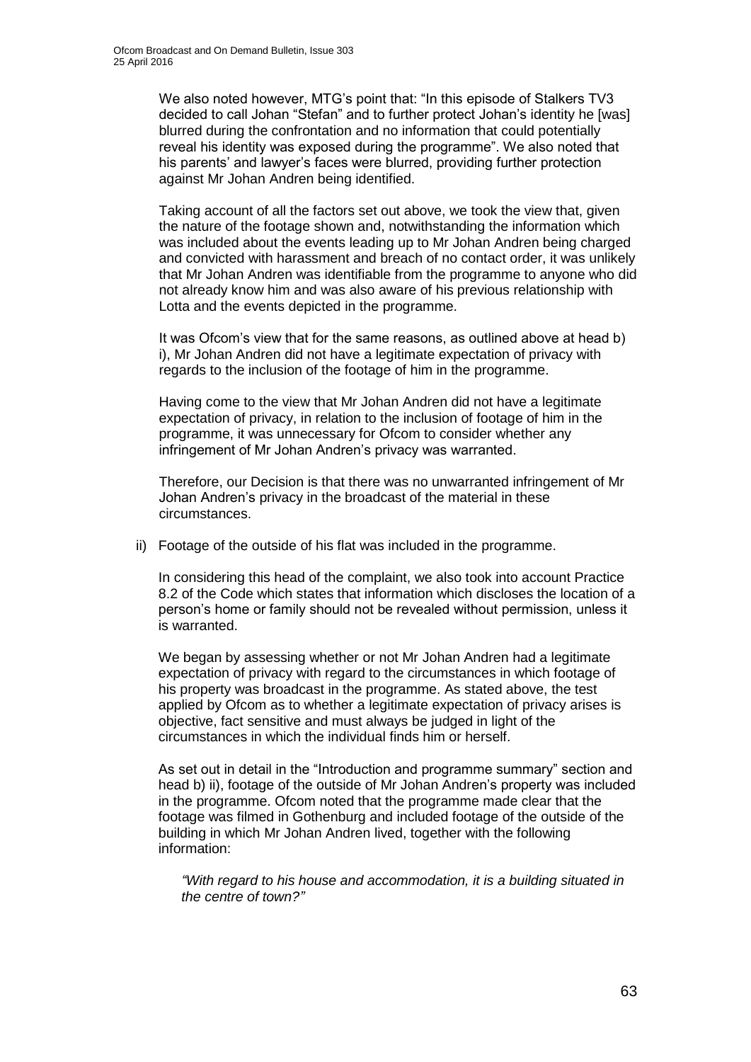We also noted however, MTG's point that: "In this episode of Stalkers TV3 decided to call Johan "Stefan" and to further protect Johan's identity he [was] blurred during the confrontation and no information that could potentially reveal his identity was exposed during the programme". We also noted that his parents' and lawyer's faces were blurred, providing further protection against Mr Johan Andren being identified.

Taking account of all the factors set out above, we took the view that, given the nature of the footage shown and, notwithstanding the information which was included about the events leading up to Mr Johan Andren being charged and convicted with harassment and breach of no contact order, it was unlikely that Mr Johan Andren was identifiable from the programme to anyone who did not already know him and was also aware of his previous relationship with Lotta and the events depicted in the programme.

It was Ofcom's view that for the same reasons, as outlined above at head b) i), Mr Johan Andren did not have a legitimate expectation of privacy with regards to the inclusion of the footage of him in the programme.

Having come to the view that Mr Johan Andren did not have a legitimate expectation of privacy, in relation to the inclusion of footage of him in the programme, it was unnecessary for Ofcom to consider whether any infringement of Mr Johan Andren's privacy was warranted.

Therefore, our Decision is that there was no unwarranted infringement of Mr Johan Andren's privacy in the broadcast of the material in these circumstances.

ii) Footage of the outside of his flat was included in the programme.

In considering this head of the complaint, we also took into account Practice 8.2 of the Code which states that information which discloses the location of a person's home or family should not be revealed without permission, unless it is warranted.

We began by assessing whether or not Mr Johan Andren had a legitimate expectation of privacy with regard to the circumstances in which footage of his property was broadcast in the programme. As stated above, the test applied by Ofcom as to whether a legitimate expectation of privacy arises is objective, fact sensitive and must always be judged in light of the circumstances in which the individual finds him or herself.

As set out in detail in the "Introduction and programme summary" section and head b) ii), footage of the outside of Mr Johan Andren's property was included in the programme. Ofcom noted that the programme made clear that the footage was filmed in Gothenburg and included footage of the outside of the building in which Mr Johan Andren lived, together with the following information:

> *"With regard to his house and accommodation, it is a building situated in the centre of town?"*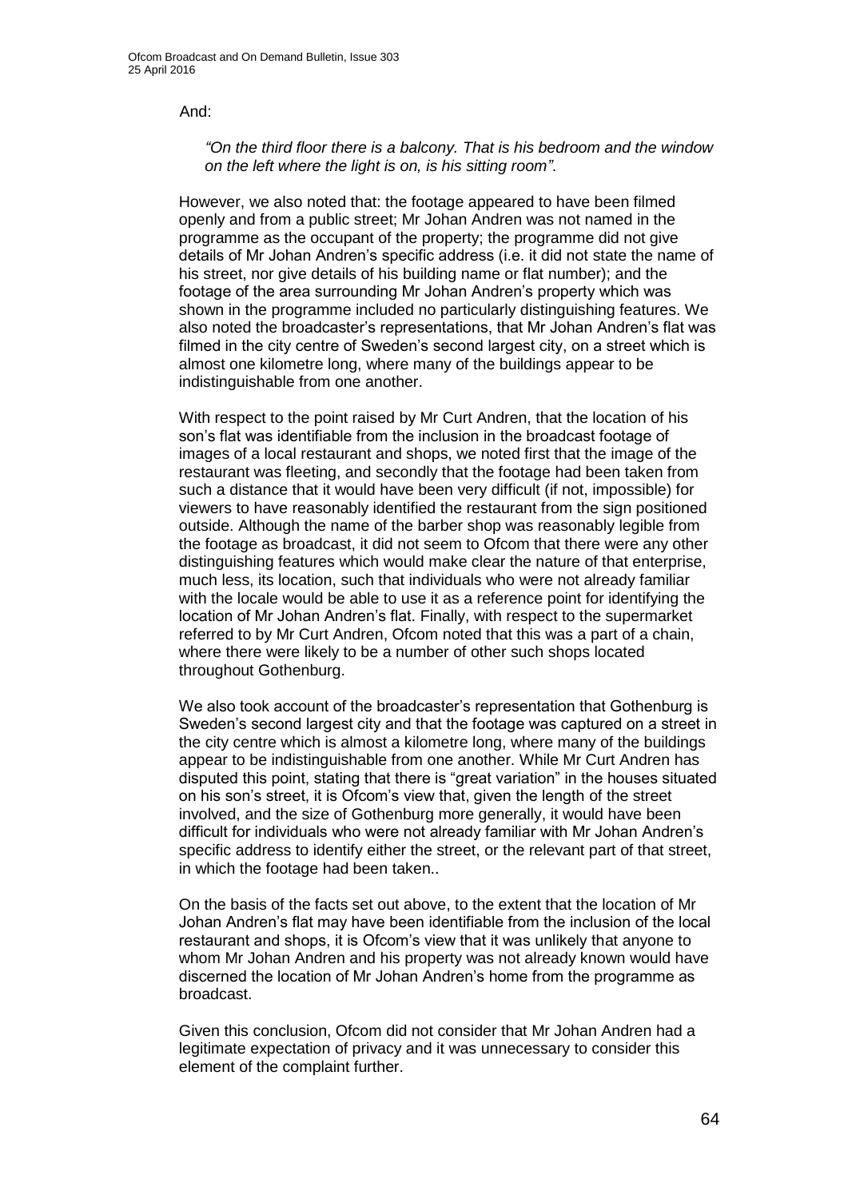And:

> *"On the third floor there is a balcony. That is his bedroom and the window on the left where the light is on, is his sitting room"*.

However, we also noted that: the footage appeared to have been filmed openly and from a public street; Mr Johan Andren was not named in the programme as the occupant of the property; the programme did not give details of Mr Johan Andren's specific address (i.e. it did not state the name of his street, nor give details of his building name or flat number); and the footage of the area surrounding Mr Johan Andren's property which was shown in the programme included no particularly distinguishing features. We also noted the broadcaster's representations, that Mr Johan Andren's flat was filmed in the city centre of Sweden's second largest city, on a street which is almost one kilometre long, where many of the buildings appear to be indistinguishable from one another.

With respect to the point raised by Mr Curt Andren, that the location of his son's flat was identifiable from the inclusion in the broadcast footage of images of a local restaurant and shops, we noted first that the image of the restaurant was fleeting, and secondly that the footage had been taken from such a distance that it would have been very difficult (if not, impossible) for viewers to have reasonably identified the restaurant from the sign positioned outside. Although the name of the barber shop was reasonably legible from the footage as broadcast, it did not seem to Ofcom that there were any other distinguishing features which would make clear the nature of that enterprise, much less, its location, such that individuals who were not already familiar with the locale would be able to use it as a reference point for identifying the location of Mr Johan Andren's flat. Finally, with respect to the supermarket referred to by Mr Curt Andren, Ofcom noted that this was a part of a chain, where there were likely to be a number of other such shops located throughout Gothenburg.

We also took account of the broadcaster's representation that Gothenburg is Sweden's second largest city and that the footage was captured on a street in the city centre which is almost a kilometre long, where many of the buildings appear to be indistinguishable from one another. While Mr Curt Andren has disputed this point, stating that there is "great variation" in the houses situated on his son's street, it is Ofcom's view that, given the length of the street involved, and the size of Gothenburg more generally, it would have been difficult for individuals who were not already familiar with Mr Johan Andren's specific address to identify either the street, or the relevant part of that street, in which the footage had been taken..

On the basis of the facts set out above, to the extent that the location of Mr Johan Andren's flat may have been identifiable from the inclusion of the local restaurant and shops, it is Ofcom's view that it was unlikely that anyone to whom Mr Johan Andren and his property was not already known would have discerned the location of Mr Johan Andren's home from the programme as broadcast.

Given this conclusion, Ofcom did not consider that Mr Johan Andren had a legitimate expectation of privacy and it was unnecessary to consider this element of the complaint further.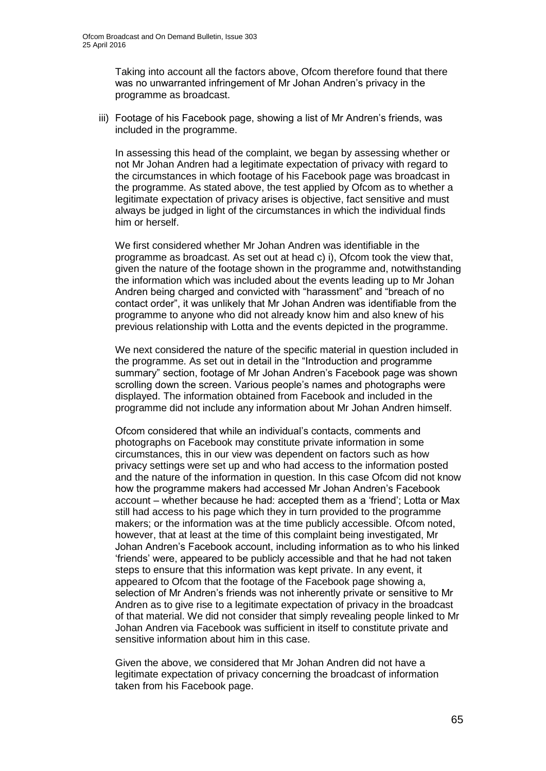Taking into account all the factors above, Ofcom therefore found that there was no unwarranted infringement of Mr Johan Andren's privacy in the programme as broadcast.

iii) Footage of his Facebook page, showing a list of Mr Andren's friends, was included in the programme.

In assessing this head of the complaint, we began by assessing whether or not Mr Johan Andren had a legitimate expectation of privacy with regard to the circumstances in which footage of his Facebook page was broadcast in the programme. As stated above, the test applied by Ofcom as to whether a legitimate expectation of privacy arises is objective, fact sensitive and must always be judged in light of the circumstances in which the individual finds him or herself.

We first considered whether Mr Johan Andren was identifiable in the programme as broadcast. As set out at head c) i), Ofcom took the view that, given the nature of the footage shown in the programme and, notwithstanding the information which was included about the events leading up to Mr Johan Andren being charged and convicted with "harassment" and "breach of no contact order", it was unlikely that Mr Johan Andren was identifiable from the programme to anyone who did not already know him and also knew of his previous relationship with Lotta and the events depicted in the programme.

We next considered the nature of the specific material in question included in the programme. As set out in detail in the "Introduction and programme summary" section, footage of Mr Johan Andren's Facebook page was shown scrolling down the screen. Various people's names and photographs were displayed. The information obtained from Facebook and included in the programme did not include any information about Mr Johan Andren himself.

Ofcom considered that while an individual's contacts, comments and photographs on Facebook may constitute private information in some circumstances, this in our view was dependent on factors such as how privacy settings were set up and who had access to the information posted and the nature of the information in question. In this case Ofcom did not know how the programme makers had accessed Mr Johan Andren's Facebook account – whether because he had: accepted them as a 'friend'; Lotta or Max still had access to his page which they in turn provided to the programme makers; or the information was at the time publicly accessible. Ofcom noted, however, that at least at the time of this complaint being investigated, Mr Johan Andren's Facebook account, including information as to who his linked 'friends' were, appeared to be publicly accessible and that he had not taken steps to ensure that this information was kept private. In any event, it appeared to Ofcom that the footage of the Facebook page showing a, selection of Mr Andren's friends was not inherently private or sensitive to Mr Andren as to give rise to a legitimate expectation of privacy in the broadcast of that material. We did not consider that simply revealing people linked to Mr Johan Andren via Facebook was sufficient in itself to constitute private and sensitive information about him in this case.

Given the above, we considered that Mr Johan Andren did not have a legitimate expectation of privacy concerning the broadcast of information taken from his Facebook page.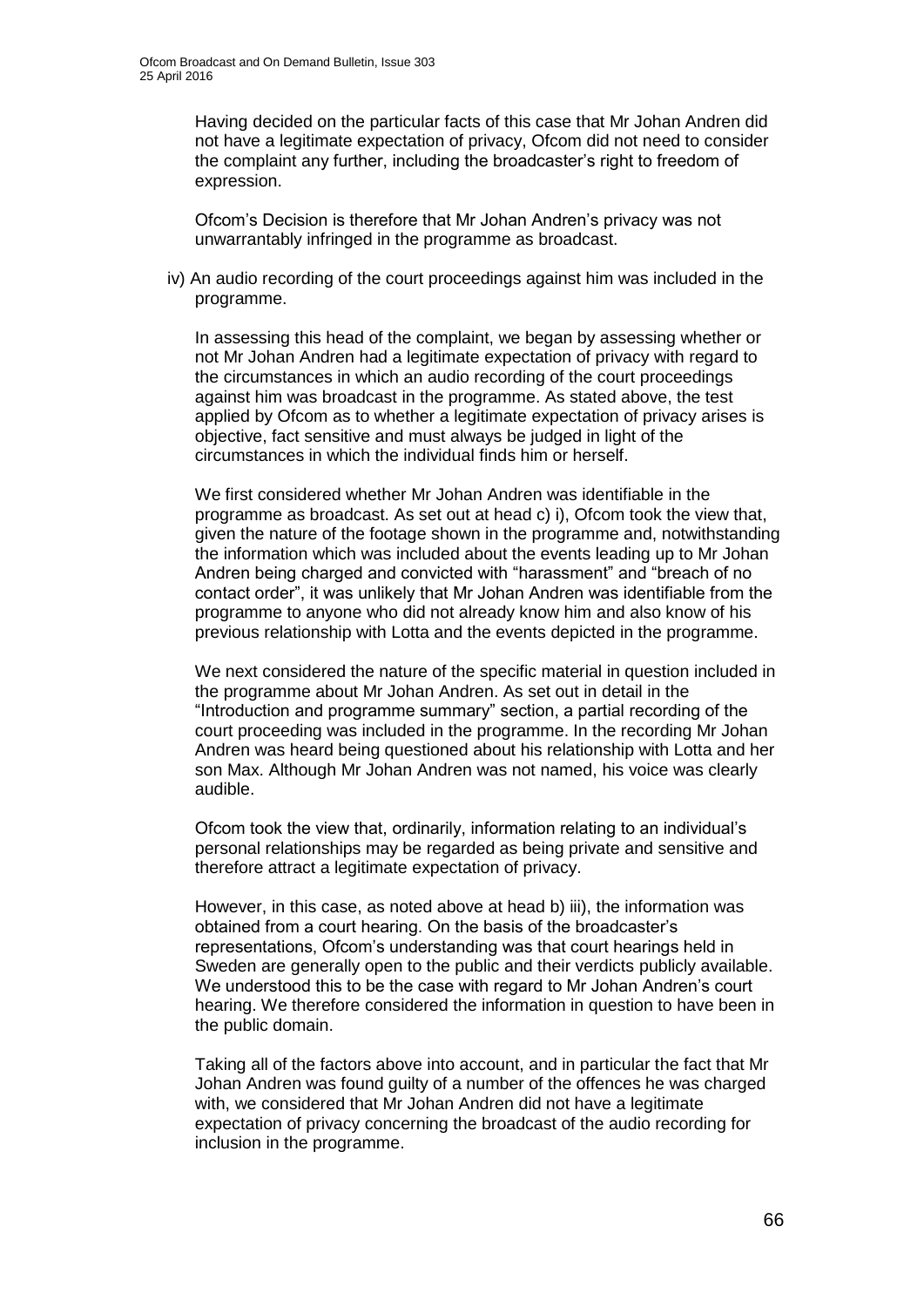Having decided on the particular facts of this case that Mr Johan Andren did not have a legitimate expectation of privacy, Ofcom did not need to consider the complaint any further, including the broadcaster's right to freedom of expression.

Ofcom's Decision is therefore that Mr Johan Andren's privacy was not unwarrantably infringed in the programme as broadcast.

iv) An audio recording of the court proceedings against him was included in the programme.

In assessing this head of the complaint, we began by assessing whether or not Mr Johan Andren had a legitimate expectation of privacy with regard to the circumstances in which an audio recording of the court proceedings against him was broadcast in the programme. As stated above, the test applied by Ofcom as to whether a legitimate expectation of privacy arises is objective, fact sensitive and must always be judged in light of the circumstances in which the individual finds him or herself.

We first considered whether Mr Johan Andren was identifiable in the programme as broadcast. As set out at head c) i), Ofcom took the view that, given the nature of the footage shown in the programme and, notwithstanding the information which was included about the events leading up to Mr Johan Andren being charged and convicted with "harassment" and "breach of no contact order", it was unlikely that Mr Johan Andren was identifiable from the programme to anyone who did not already know him and also know of his previous relationship with Lotta and the events depicted in the programme.

We next considered the nature of the specific material in question included in the programme about Mr Johan Andren. As set out in detail in the "Introduction and programme summary" section, a partial recording of the court proceeding was included in the programme. In the recording Mr Johan Andren was heard being questioned about his relationship with Lotta and her son Max. Although Mr Johan Andren was not named, his voice was clearly audible.

Ofcom took the view that, ordinarily, information relating to an individual's personal relationships may be regarded as being private and sensitive and therefore attract a legitimate expectation of privacy.

However, in this case, as noted above at head b) iii), the information was obtained from a court hearing. On the basis of the broadcaster's representations, Ofcom's understanding was that court hearings held in Sweden are generally open to the public and their verdicts publicly available. We understood this to be the case with regard to Mr Johan Andren's court hearing. We therefore considered the information in question to have been in the public domain.

Taking all of the factors above into account, and in particular the fact that Mr Johan Andren was found guilty of a number of the offences he was charged with, we considered that Mr Johan Andren did not have a legitimate expectation of privacy concerning the broadcast of the audio recording for inclusion in the programme.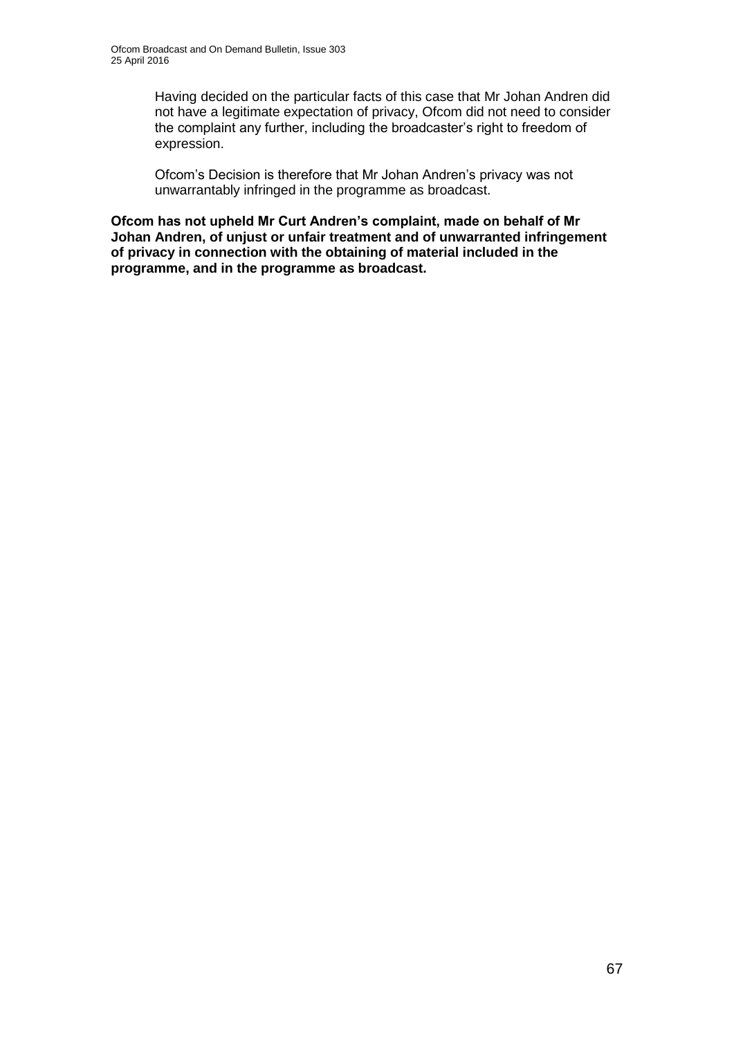Having decided on the particular facts of this case that Mr Johan Andren did not have a legitimate expectation of privacy, Ofcom did not need to consider the complaint any further, including the broadcaster's right to freedom of expression.

Ofcom's Decision is therefore that Mr Johan Andren's privacy was not unwarrantably infringed in the programme as broadcast.

**Ofcom has not upheld Mr Curt Andren's complaint, made on behalf of Mr Johan Andren, of unjust or unfair treatment and of unwarranted infringement of privacy in connection with the obtaining of material included in the programme, and in the programme as broadcast.**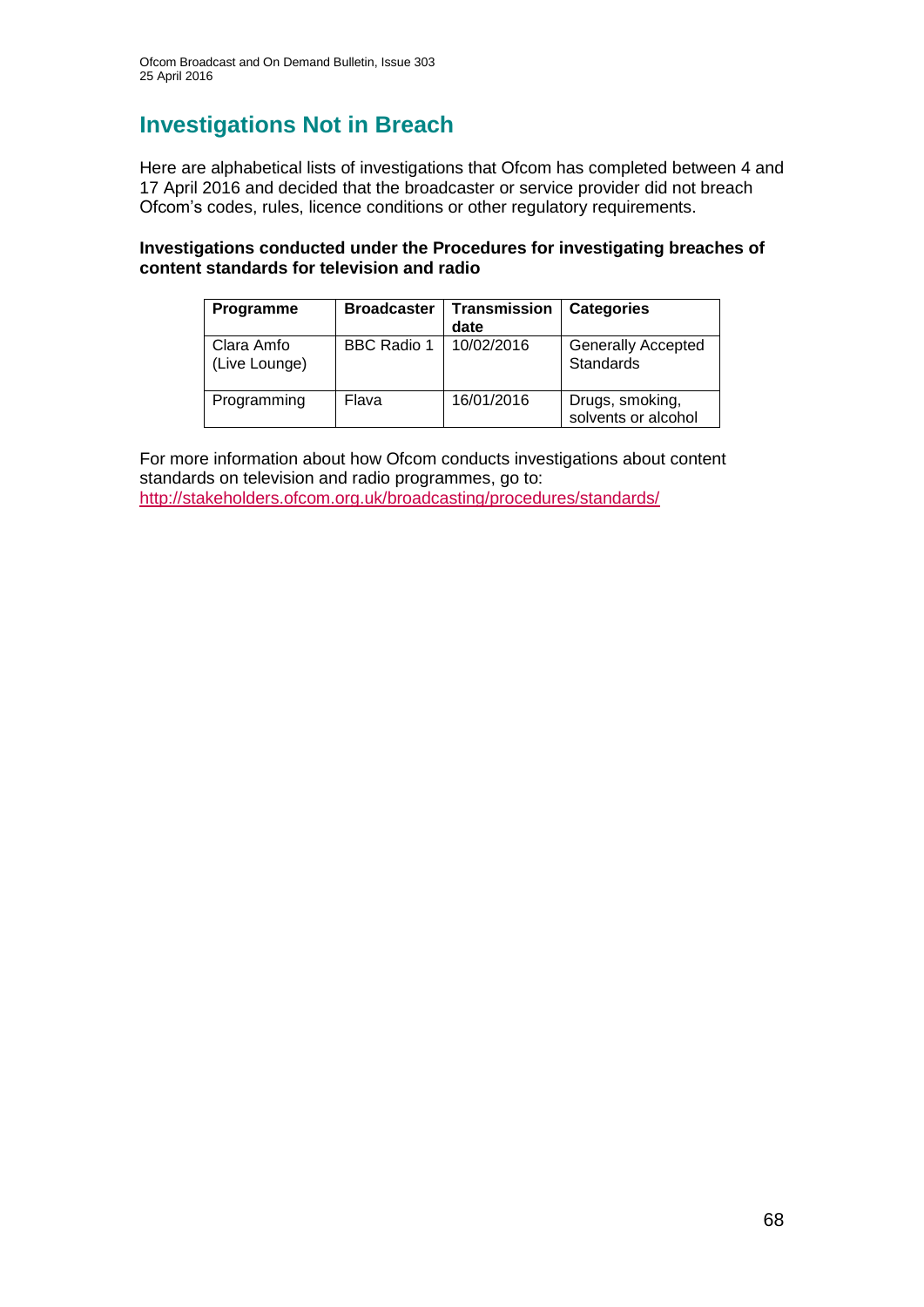# Investigations Not in Breach

Here are alphabetical lists of investigations that Ofcom has completed between 4 and 17 April 2016 and decided that the broadcaster or service provider did not breach Ofcom's codes, rules, licence conditions or other regulatory requirements.

**Investigations conducted under the Procedures for investigating breaches of content standards for television and radio**

| Programme | Broadcaster | Transmission date | Categories |
|---|---|---|---|
| Clara Amfo (Live Lounge) | BBC Radio 1 | 10/02/2016 | Generally Accepted Standards |
| Programming | Flava | 16/01/2016 | Drugs, smoking, solvents or alcohol |

For more information about how Ofcom conducts investigations about content standards on television and radio programmes, go to:
http://stakeholders.ofcom.org.uk/broadcasting/procedures/standards/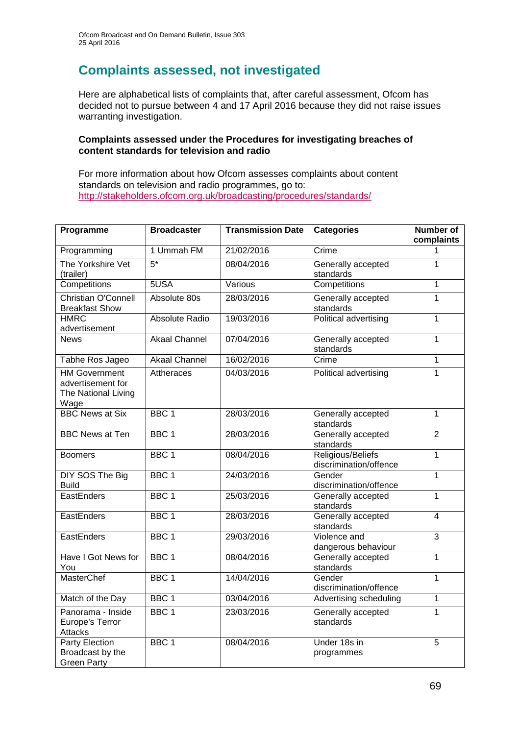## Complaints assessed, not investigated

Here are alphabetical lists of complaints that, after careful assessment, Ofcom has decided not to pursue between 4 and 17 April 2016 because they did not raise issues warranting investigation.

**Complaints assessed under the Procedures for investigating breaches of content standards for television and radio**

For more information about how Ofcom assesses complaints about content standards on television and radio programmes, go to: http://stakeholders.ofcom.org.uk/broadcasting/procedures/standards/

| Programme | Broadcaster | Transmission Date | Categories | Number of complaints |
|---|---|---|---|---|
| Programming | 1 Ummah FM | 21/02/2016 | Crime | 1 |
| The Yorkshire Vet (trailer) | 5* | 08/04/2016 | Generally accepted standards | 1 |
| Competitions | 5USA | Various | Competitions | 1 |
| Christian O'Connell Breakfast Show | Absolute 80s | 28/03/2016 | Generally accepted standards | 1 |
| HMRC advertisement | Absolute Radio | 19/03/2016 | Political advertising | 1 |
| News | Akaal Channel | 07/04/2016 | Generally accepted standards | 1 |
| Tabhe Ros Jageo | Akaal Channel | 16/02/2016 | Crime | 1 |
| HM Government advertisement for The National Living Wage | Attheraces | 04/03/2016 | Political advertising | 1 |
| BBC News at Six | BBC 1 | 28/03/2016 | Generally accepted standards | 1 |
| BBC News at Ten | BBC 1 | 28/03/2016 | Generally accepted standards | 2 |
| Boomers | BBC 1 | 08/04/2016 | Religious/Beliefs discrimination/offence | 1 |
| DIY SOS The Big Build | BBC 1 | 24/03/2016 | Gender discrimination/offence | 1 |
| EastEnders | BBC 1 | 25/03/2016 | Generally accepted standards | 1 |
| EastEnders | BBC 1 | 28/03/2016 | Generally accepted standards | 4 |
| EastEnders | BBC 1 | 29/03/2016 | Violence and dangerous behaviour | 3 |
| Have I Got News for You | BBC 1 | 08/04/2016 | Generally accepted standards | 1 |
| MasterChef | BBC 1 | 14/04/2016 | Gender discrimination/offence | 1 |
| Match of the Day | BBC 1 | 03/04/2016 | Advertising scheduling | 1 |
| Panorama - Inside Europe's Terror Attacks | BBC 1 | 23/03/2016 | Generally accepted standards | 1 |
| Party Election Broadcast by the Green Party | BBC 1 | 08/04/2016 | Under 18s in programmes | 5 |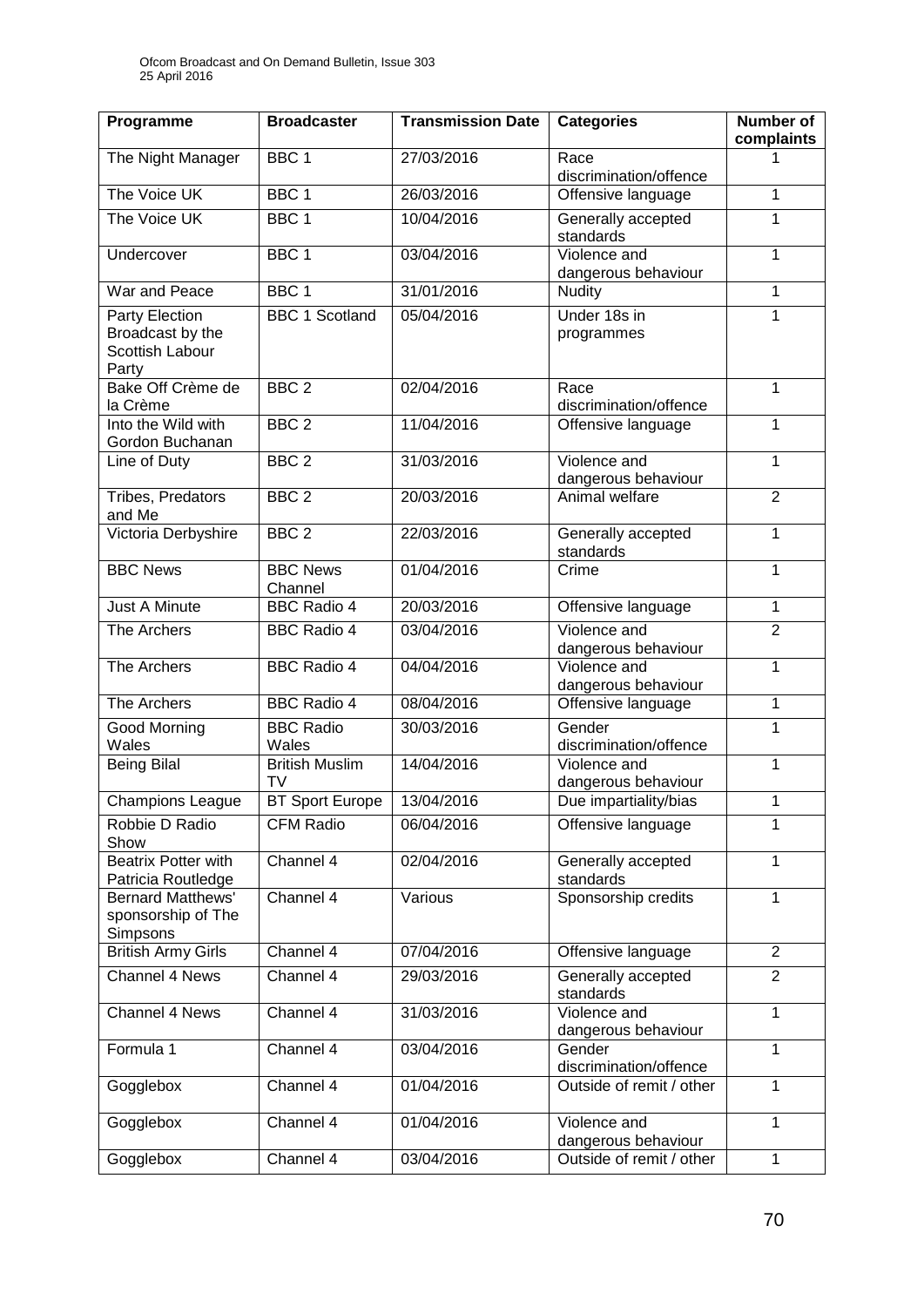| Programme | Broadcaster | Transmission Date | Categories | Number of complaints |
|---|---|---|---|---|
| The Night Manager | BBC 1 | 27/03/2016 | Race discrimination/offence | 1 |
| The Voice UK | BBC 1 | 26/03/2016 | Offensive language | 1 |
| The Voice UK | BBC 1 | 10/04/2016 | Generally accepted standards | 1 |
| Undercover | BBC 1 | 03/04/2016 | Violence and dangerous behaviour | 1 |
| War and Peace | BBC 1 | 31/01/2016 | Nudity | 1 |
| Party Election Broadcast by the Scottish Labour Party | BBC 1 Scotland | 05/04/2016 | Under 18s in programmes | 1 |
| Bake Off Crème de la Crème | BBC 2 | 02/04/2016 | Race discrimination/offence | 1 |
| Into the Wild with Gordon Buchanan | BBC 2 | 11/04/2016 | Offensive language | 1 |
| Line of Duty | BBC 2 | 31/03/2016 | Violence and dangerous behaviour | 1 |
| Tribes, Predators and Me | BBC 2 | 20/03/2016 | Animal welfare | 2 |
| Victoria Derbyshire | BBC 2 | 22/03/2016 | Generally accepted standards | 1 |
| BBC News | BBC News Channel | 01/04/2016 | Crime | 1 |
| Just A Minute | BBC Radio 4 | 20/03/2016 | Offensive language | 1 |
| The Archers | BBC Radio 4 | 03/04/2016 | Violence and dangerous behaviour | 2 |
| The Archers | BBC Radio 4 | 04/04/2016 | Violence and dangerous behaviour | 1 |
| The Archers | BBC Radio 4 | 08/04/2016 | Offensive language | 1 |
| Good Morning Wales | BBC Radio Wales | 30/03/2016 | Gender discrimination/offence | 1 |
| Being Bilal | British Muslim TV | 14/04/2016 | Violence and dangerous behaviour | 1 |
| Champions League | BT Sport Europe | 13/04/2016 | Due impartiality/bias | 1 |
| Robbie D Radio Show | CFM Radio | 06/04/2016 | Offensive language | 1 |
| Beatrix Potter with Patricia Routledge | Channel 4 | 02/04/2016 | Generally accepted standards | 1 |
| Bernard Matthews' sponsorship of The Simpsons | Channel 4 | Various | Sponsorship credits | 1 |
| British Army Girls | Channel 4 | 07/04/2016 | Offensive language | 2 |
| Channel 4 News | Channel 4 | 29/03/2016 | Generally accepted standards | 2 |
| Channel 4 News | Channel 4 | 31/03/2016 | Violence and dangerous behaviour | 1 |
| Formula 1 | Channel 4 | 03/04/2016 | Gender discrimination/offence | 1 |
| Gogglebox | Channel 4 | 01/04/2016 | Outside of remit / other | 1 |
| Gogglebox | Channel 4 | 01/04/2016 | Violence and dangerous behaviour | 1 |
| Gogglebox | Channel 4 | 03/04/2016 | Outside of remit / other | 1 |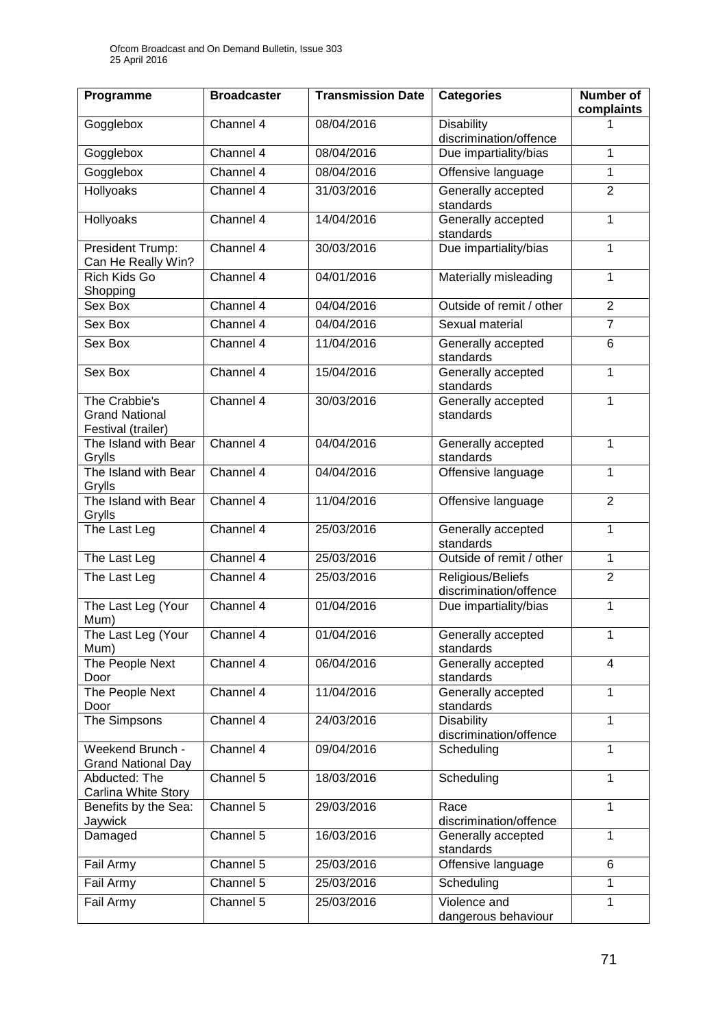| Programme | Broadcaster | Transmission Date | Categories | Number of complaints |
|---|---|---|---|---|
| Gogglebox | Channel 4 | 08/04/2016 | Disability discrimination/offence | 1 |
| Gogglebox | Channel 4 | 08/04/2016 | Due impartiality/bias | 1 |
| Gogglebox | Channel 4 | 08/04/2016 | Offensive language | 1 |
| Hollyoaks | Channel 4 | 31/03/2016 | Generally accepted standards | 2 |
| Hollyoaks | Channel 4 | 14/04/2016 | Generally accepted standards | 1 |
| President Trump: Can He Really Win? | Channel 4 | 30/03/2016 | Due impartiality/bias | 1 |
| Rich Kids Go Shopping | Channel 4 | 04/01/2016 | Materially misleading | 1 |
| Sex Box | Channel 4 | 04/04/2016 | Outside of remit / other | 2 |
| Sex Box | Channel 4 | 04/04/2016 | Sexual material | 7 |
| Sex Box | Channel 4 | 11/04/2016 | Generally accepted standards | 6 |
| Sex Box | Channel 4 | 15/04/2016 | Generally accepted standards | 1 |
| The Crabbie's Grand National Festival (trailer) | Channel 4 | 30/03/2016 | Generally accepted standards | 1 |
| The Island with Bear Grylls | Channel 4 | 04/04/2016 | Generally accepted standards | 1 |
| The Island with Bear Grylls | Channel 4 | 04/04/2016 | Offensive language | 1 |
| The Island with Bear Grylls | Channel 4 | 11/04/2016 | Offensive language | 2 |
| The Last Leg | Channel 4 | 25/03/2016 | Generally accepted standards | 1 |
| The Last Leg | Channel 4 | 25/03/2016 | Outside of remit / other | 1 |
| The Last Leg | Channel 4 | 25/03/2016 | Religious/Beliefs discrimination/offence | 2 |
| The Last Leg (Your Mum) | Channel 4 | 01/04/2016 | Due impartiality/bias | 1 |
| The Last Leg (Your Mum) | Channel 4 | 01/04/2016 | Generally accepted standards | 1 |
| The People Next Door | Channel 4 | 06/04/2016 | Generally accepted standards | 4 |
| The People Next Door | Channel 4 | 11/04/2016 | Generally accepted standards | 1 |
| The Simpsons | Channel 4 | 24/03/2016 | Disability discrimination/offence | 1 |
| Weekend Brunch - Grand National Day | Channel 4 | 09/04/2016 | Scheduling | 1 |
| Abducted: The Carlina White Story | Channel 5 | 18/03/2016 | Scheduling | 1 |
| Benefits by the Sea: Jaywick | Channel 5 | 29/03/2016 | Race discrimination/offence | 1 |
| Damaged | Channel 5 | 16/03/2016 | Generally accepted standards | 1 |
| Fail Army | Channel 5 | 25/03/2016 | Offensive language | 6 |
| Fail Army | Channel 5 | 25/03/2016 | Scheduling | 1 |
| Fail Army | Channel 5 | 25/03/2016 | Violence and dangerous behaviour | 1 |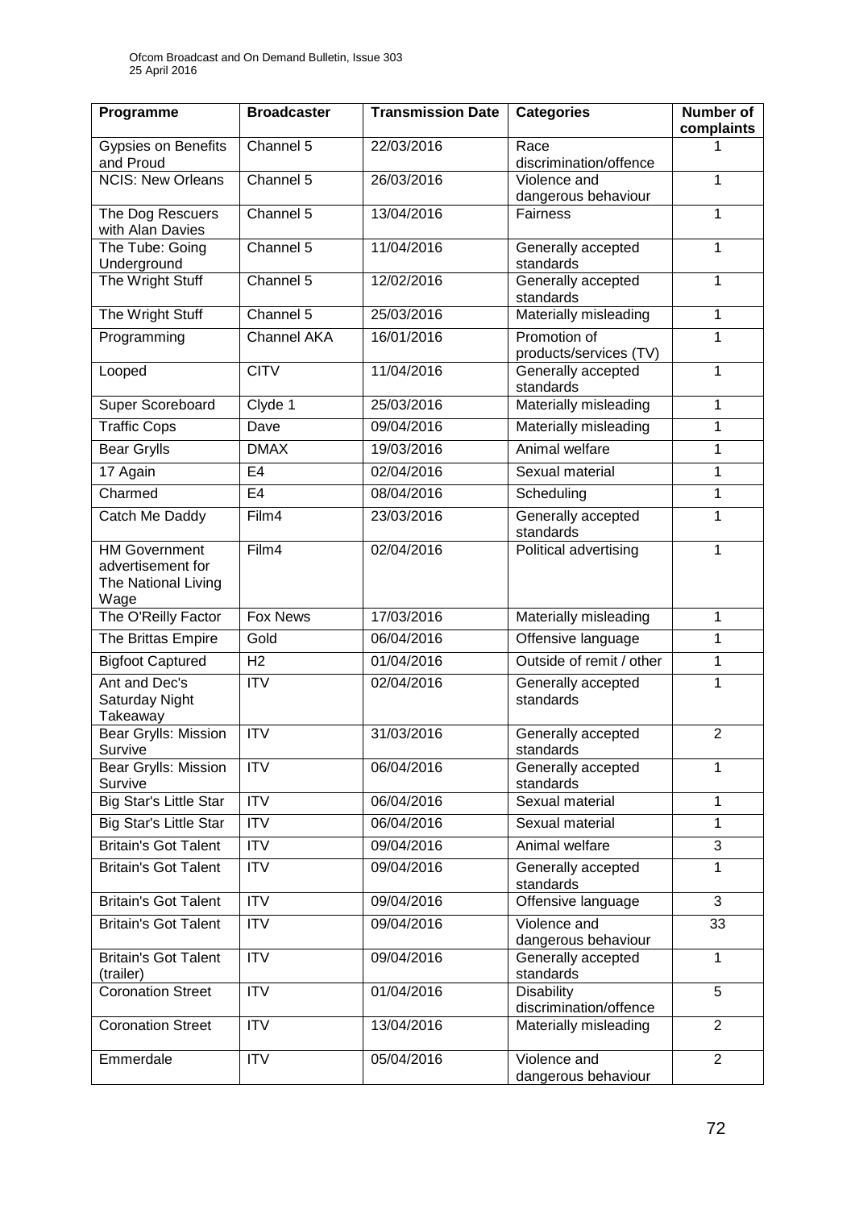| Programme | Broadcaster | Transmission Date | Categories | Number of complaints |
|---|---|---|---|---|
| Gypsies on Benefits and Proud | Channel 5 | 22/03/2016 | Race discrimination/offence | 1 |
| NCIS: New Orleans | Channel 5 | 26/03/2016 | Violence and dangerous behaviour | 1 |
| The Dog Rescuers with Alan Davies | Channel 5 | 13/04/2016 | Fairness | 1 |
| The Tube: Going Underground | Channel 5 | 11/04/2016 | Generally accepted standards | 1 |
| The Wright Stuff | Channel 5 | 12/02/2016 | Generally accepted standards | 1 |
| The Wright Stuff | Channel 5 | 25/03/2016 | Materially misleading | 1 |
| Programming | Channel AKA | 16/01/2016 | Promotion of products/services (TV) | 1 |
| Looped | CITV | 11/04/2016 | Generally accepted standards | 1 |
| Super Scoreboard | Clyde 1 | 25/03/2016 | Materially misleading | 1 |
| Traffic Cops | Dave | 09/04/2016 | Materially misleading | 1 |
| Bear Grylls | DMAX | 19/03/2016 | Animal welfare | 1 |
| 17 Again | E4 | 02/04/2016 | Sexual material | 1 |
| Charmed | E4 | 08/04/2016 | Scheduling | 1 |
| Catch Me Daddy | Film4 | 23/03/2016 | Generally accepted standards | 1 |
| HM Government advertisement for The National Living Wage | Film4 | 02/04/2016 | Political advertising | 1 |
| The O'Reilly Factor | Fox News | 17/03/2016 | Materially misleading | 1 |
| The Brittas Empire | Gold | 06/04/2016 | Offensive language | 1 |
| Bigfoot Captured | H2 | 01/04/2016 | Outside of remit / other | 1 |
| Ant and Dec's Saturday Night Takeaway | ITV | 02/04/2016 | Generally accepted standards | 1 |
| Bear Grylls: Mission Survive | ITV | 31/03/2016 | Generally accepted standards | 2 |
| Bear Grylls: Mission Survive | ITV | 06/04/2016 | Generally accepted standards | 1 |
| Big Star's Little Star | ITV | 06/04/2016 | Sexual material | 1 |
| Big Star's Little Star | ITV | 06/04/2016 | Sexual material | 1 |
| Britain's Got Talent | ITV | 09/04/2016 | Animal welfare | 3 |
| Britain's Got Talent | ITV | 09/04/2016 | Generally accepted standards | 1 |
| Britain's Got Talent | ITV | 09/04/2016 | Offensive language | 3 |
| Britain's Got Talent | ITV | 09/04/2016 | Violence and dangerous behaviour | 33 |
| Britain's Got Talent (trailer) | ITV | 09/04/2016 | Generally accepted standards | 1 |
| Coronation Street | ITV | 01/04/2016 | Disability discrimination/offence | 5 |
| Coronation Street | ITV | 13/04/2016 | Materially misleading | 2 |
| Emmerdale | ITV | 05/04/2016 | Violence and dangerous behaviour | 2 |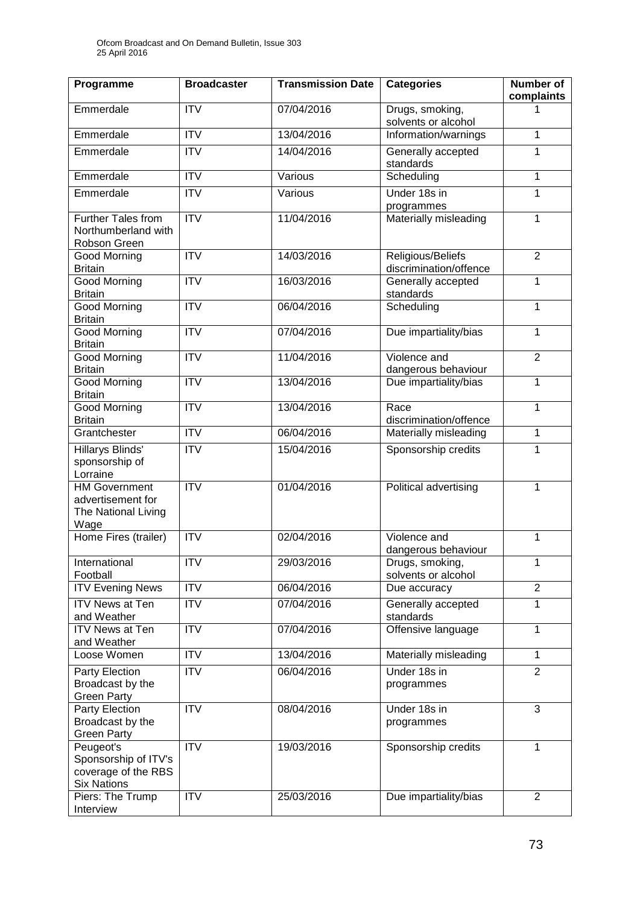| Programme | Broadcaster | Transmission Date | Categories | Number of complaints |
|---|---|---|---|---|
| Emmerdale | ITV | 07/04/2016 | Drugs, smoking, solvents or alcohol | 1 |
| Emmerdale | ITV | 13/04/2016 | Information/warnings | 1 |
| Emmerdale | ITV | 14/04/2016 | Generally accepted standards | 1 |
| Emmerdale | ITV | Various | Scheduling | 1 |
| Emmerdale | ITV | Various | Under 18s in programmes | 1 |
| Further Tales from Northumberland with Robson Green | ITV | 11/04/2016 | Materially misleading | 1 |
| Good Morning Britain | ITV | 14/03/2016 | Religious/Beliefs discrimination/offence | 2 |
| Good Morning Britain | ITV | 16/03/2016 | Generally accepted standards | 1 |
| Good Morning Britain | ITV | 06/04/2016 | Scheduling | 1 |
| Good Morning Britain | ITV | 07/04/2016 | Due impartiality/bias | 1 |
| Good Morning Britain | ITV | 11/04/2016 | Violence and dangerous behaviour | 2 |
| Good Morning Britain | ITV | 13/04/2016 | Due impartiality/bias | 1 |
| Good Morning Britain | ITV | 13/04/2016 | Race discrimination/offence | 1 |
| Grantchester | ITV | 06/04/2016 | Materially misleading | 1 |
| Hillarys Blinds' sponsorship of Lorraine | ITV | 15/04/2016 | Sponsorship credits | 1 |
| HM Government advertisement for The National Living Wage | ITV | 01/04/2016 | Political advertising | 1 |
| Home Fires (trailer) | ITV | 02/04/2016 | Violence and dangerous behaviour | 1 |
| International Football | ITV | 29/03/2016 | Drugs, smoking, solvents or alcohol | 1 |
| ITV Evening News | ITV | 06/04/2016 | Due accuracy | 2 |
| ITV News at Ten and Weather | ITV | 07/04/2016 | Generally accepted standards | 1 |
| ITV News at Ten and Weather | ITV | 07/04/2016 | Offensive language | 1 |
| Loose Women | ITV | 13/04/2016 | Materially misleading | 1 |
| Party Election Broadcast by the Green Party | ITV | 06/04/2016 | Under 18s in programmes | 2 |
| Party Election Broadcast by the Green Party | ITV | 08/04/2016 | Under 18s in programmes | 3 |
| Peugeot's Sponsorship of ITV's coverage of the RBS Six Nations | ITV | 19/03/2016 | Sponsorship credits | 1 |
| Piers: The Trump Interview | ITV | 25/03/2016 | Due impartiality/bias | 2 |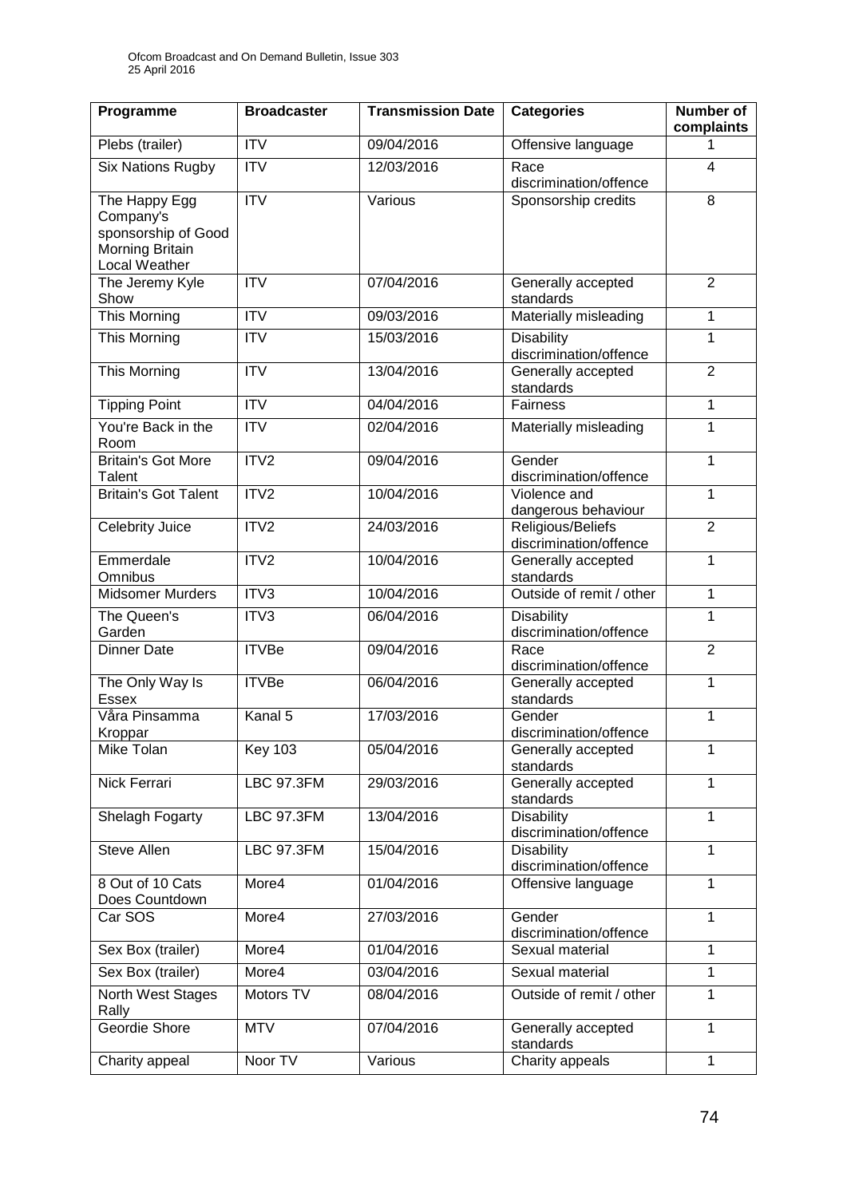| Programme | Broadcaster | Transmission Date | Categories | Number of complaints |
| --- | --- | --- | --- | --- |
| Plebs (trailer) | ITV | 09/04/2016 | Offensive language | 1 |
| Six Nations Rugby | ITV | 12/03/2016 | Race discrimination/offence | 4 |
| The Happy Egg Company's sponsorship of Good Morning Britain Local Weather | ITV | Various | Sponsorship credits | 8 |
| The Jeremy Kyle Show | ITV | 07/04/2016 | Generally accepted standards | 2 |
| This Morning | ITV | 09/03/2016 | Materially misleading | 1 |
| This Morning | ITV | 15/03/2016 | Disability discrimination/offence | 1 |
| This Morning | ITV | 13/04/2016 | Generally accepted standards | 2 |
| Tipping Point | ITV | 04/04/2016 | Fairness | 1 |
| You're Back in the Room | ITV | 02/04/2016 | Materially misleading | 1 |
| Britain's Got More Talent | ITV2 | 09/04/2016 | Gender discrimination/offence | 1 |
| Britain's Got Talent | ITV2 | 10/04/2016 | Violence and dangerous behaviour | 1 |
| Celebrity Juice | ITV2 | 24/03/2016 | Religious/Beliefs discrimination/offence | 2 |
| Emmerdale Omnibus | ITV2 | 10/04/2016 | Generally accepted standards | 1 |
| Midsomer Murders | ITV3 | 10/04/2016 | Outside of remit / other | 1 |
| The Queen's Garden | ITV3 | 06/04/2016 | Disability discrimination/offence | 1 |
| Dinner Date | ITVBe | 09/04/2016 | Race discrimination/offence | 2 |
| The Only Way Is Essex | ITVBe | 06/04/2016 | Generally accepted standards | 1 |
| Våra Pinsamma Kroppar | Kanal 5 | 17/03/2016 | Gender discrimination/offence | 1 |
| Mike Tolan | Key 103 | 05/04/2016 | Generally accepted standards | 1 |
| Nick Ferrari | LBC 97.3FM | 29/03/2016 | Generally accepted standards | 1 |
| Shelagh Fogarty | LBC 97.3FM | 13/04/2016 | Disability discrimination/offence | 1 |
| Steve Allen | LBC 97.3FM | 15/04/2016 | Disability discrimination/offence | 1 |
| 8 Out of 10 Cats Does Countdown | More4 | 01/04/2016 | Offensive language | 1 |
| Car SOS | More4 | 27/03/2016 | Gender discrimination/offence | 1 |
| Sex Box (trailer) | More4 | 01/04/2016 | Sexual material | 1 |
| Sex Box (trailer) | More4 | 03/04/2016 | Sexual material | 1 |
| North West Stages Rally | Motors TV | 08/04/2016 | Outside of remit / other | 1 |
| Geordie Shore | MTV | 07/04/2016 | Generally accepted standards | 1 |
| Charity appeal | Noor TV | Various | Charity appeals | 1 |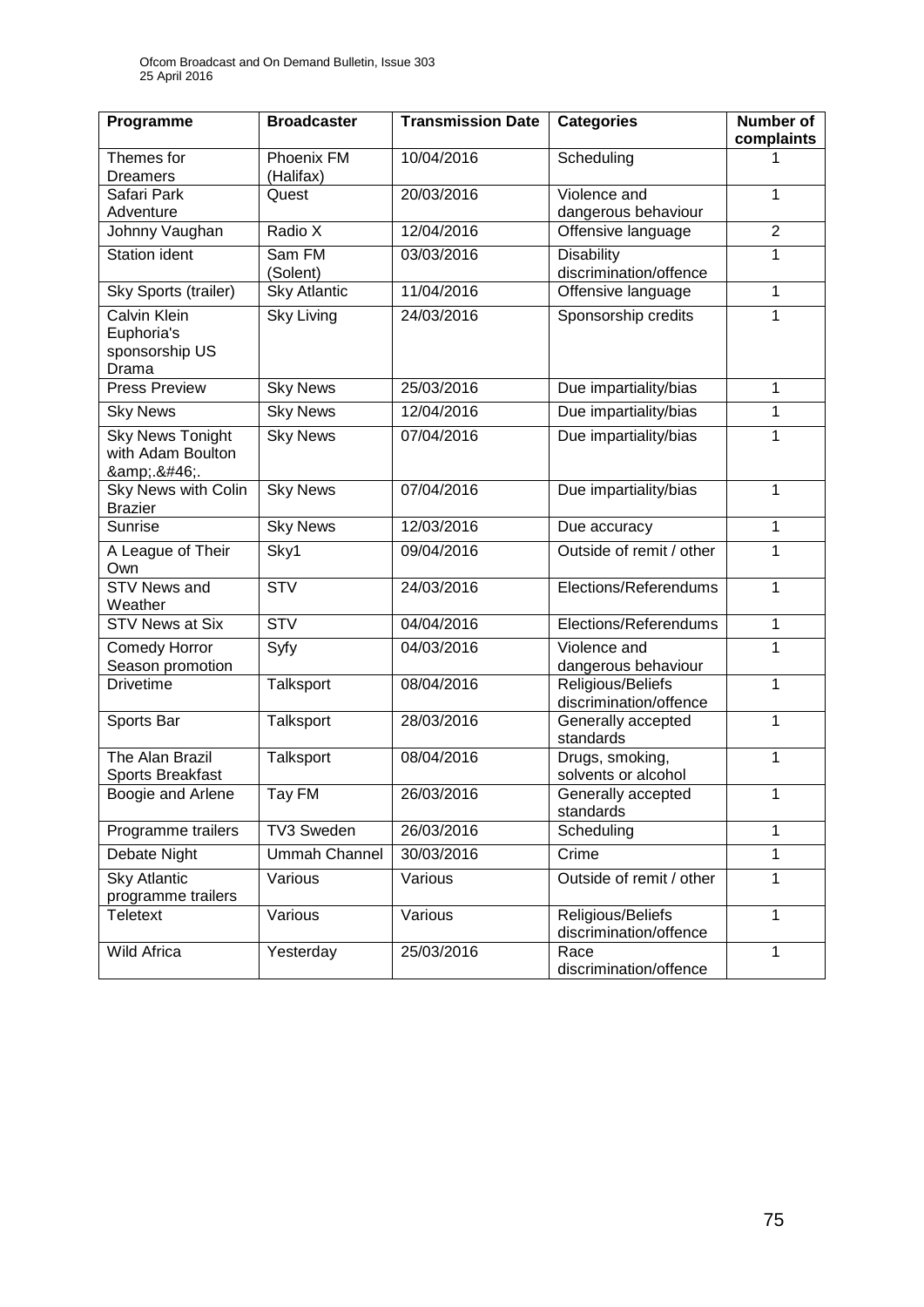| Programme | Broadcaster | Transmission Date | Categories | Number of complaints |
|---|---|---|---|---|
| Themes for Dreamers | Phoenix FM (Halifax) | 10/04/2016 | Scheduling | 1 |
| Safari Park Adventure | Quest | 20/03/2016 | Violence and dangerous behaviour | 1 |
| Johnny Vaughan | Radio X | 12/04/2016 | Offensive language | 2 |
| Station ident | Sam FM (Solent) | 03/03/2016 | Disability discrimination/offence | 1 |
| Sky Sports (trailer) | Sky Atlantic | 11/04/2016 | Offensive language | 1 |
| Calvin Klein Euphoria's sponsorship US Drama | Sky Living | 24/03/2016 | Sponsorship credits | 1 |
| Press Preview | Sky News | 25/03/2016 | Due impartiality/bias | 1 |
| Sky News | Sky News | 12/04/2016 | Due impartiality/bias | 1 |
| Sky News Tonight with Adam Boulton &amp;.&#46;. | Sky News | 07/04/2016 | Due impartiality/bias | 1 |
| Sky News with Colin Brazier | Sky News | 07/04/2016 | Due impartiality/bias | 1 |
| Sunrise | Sky News | 12/03/2016 | Due accuracy | 1 |
| A League of Their Own | Sky1 | 09/04/2016 | Outside of remit / other | 1 |
| STV News and Weather | STV | 24/03/2016 | Elections/Referendums | 1 |
| STV News at Six | STV | 04/04/2016 | Elections/Referendums | 1 |
| Comedy Horror Season promotion | Syfy | 04/03/2016 | Violence and dangerous behaviour | 1 |
| Drivetime | Talksport | 08/04/2016 | Religious/Beliefs discrimination/offence | 1 |
| Sports Bar | Talksport | 28/03/2016 | Generally accepted standards | 1 |
| The Alan Brazil Sports Breakfast | Talksport | 08/04/2016 | Drugs, smoking, solvents or alcohol | 1 |
| Boogie and Arlene | Tay FM | 26/03/2016 | Generally accepted standards | 1 |
| Programme trailers | TV3 Sweden | 26/03/2016 | Scheduling | 1 |
| Debate Night | Ummah Channel | 30/03/2016 | Crime | 1 |
| Sky Atlantic programme trailers | Various | Various | Outside of remit / other | 1 |
| Teletext | Various | Various | Religious/Beliefs discrimination/offence | 1 |
| Wild Africa | Yesterday | 25/03/2016 | Race discrimination/offence | 1 |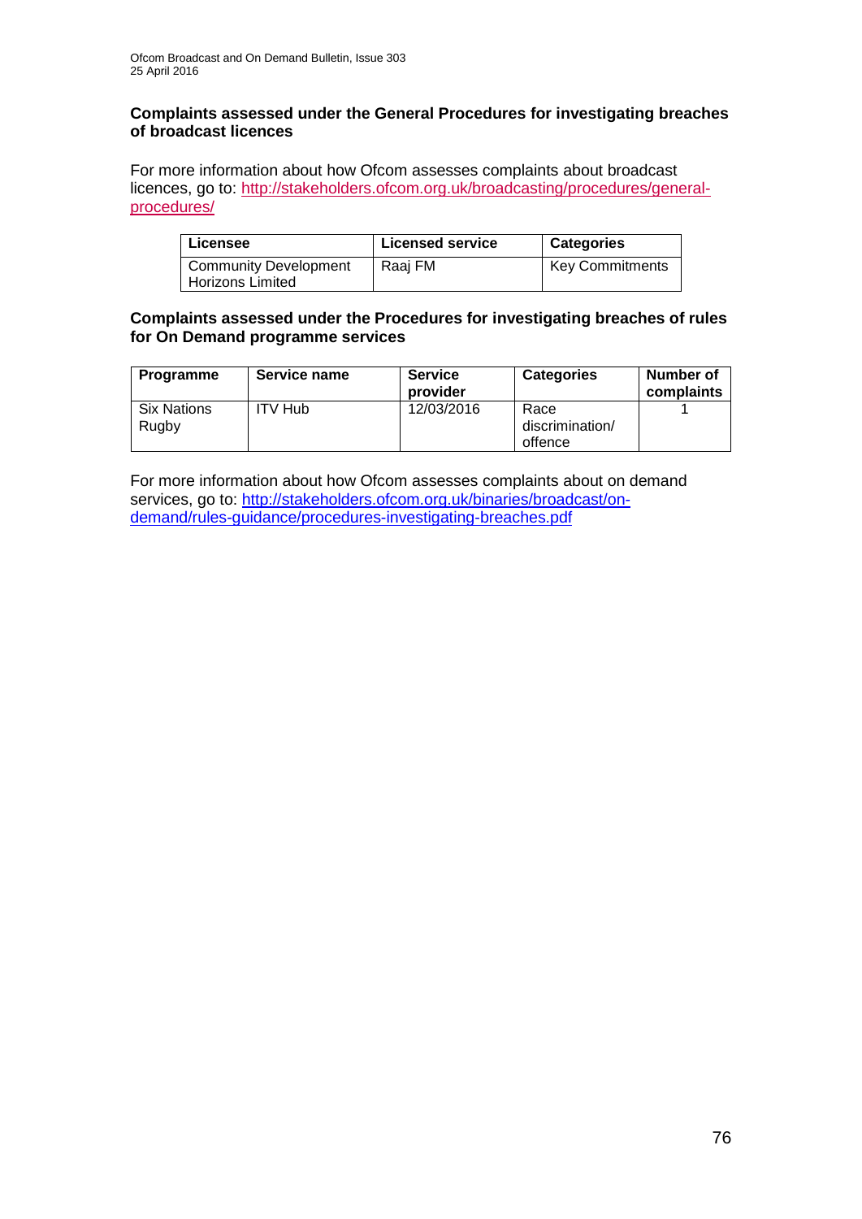**Complaints assessed under the General Procedures for investigating breaches of broadcast licences**

For more information about how Ofcom assesses complaints about broadcast licences, go to: http://stakeholders.ofcom.org.uk/broadcasting/procedures/general-procedures/

| Licensee | Licensed service | Categories |
|---|---|---|
| Community Development Horizons Limited | Raaj FM | Key Commitments |

**Complaints assessed under the Procedures for investigating breaches of rules for On Demand programme services**

| Programme | Service name | Service provider | Categories | Number of complaints |
|---|---|---|---|---|
| Six Nations Rugby | ITV Hub | 12/03/2016 | Race discrimination/ offence | 1 |

For more information about how Ofcom assesses complaints about on demand services, go to: http://stakeholders.ofcom.org.uk/binaries/broadcast/on-demand/rules-guidance/procedures-investigating-breaches.pdf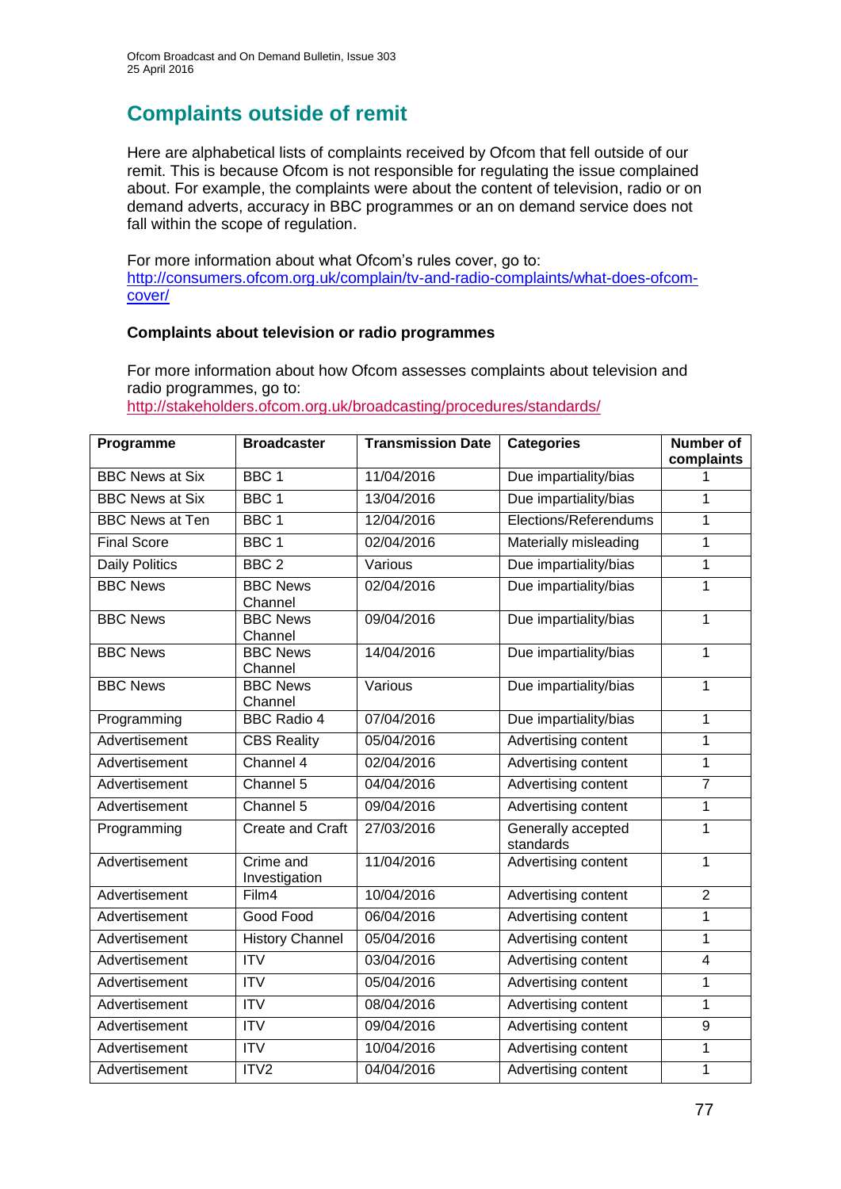## Complaints outside of remit

Here are alphabetical lists of complaints received by Ofcom that fell outside of our remit. This is because Ofcom is not responsible for regulating the issue complained about. For example, the complaints were about the content of television, radio or on demand adverts, accuracy in BBC programmes or an on demand service does not fall within the scope of regulation.

For more information about what Ofcom's rules cover, go to: [http://consumers.ofcom.org.uk/complain/tv-and-radio-complaints/what-does-ofcom-cover/](http://consumers.ofcom.org.uk/complain/tv-and-radio-complaints/what-does-ofcom-cover/)

### Complaints about television or radio programmes

For more information about how Ofcom assesses complaints about television and radio programmes, go to: [http://stakeholders.ofcom.org.uk/broadcasting/procedures/standards/](http://stakeholders.ofcom.org.uk/broadcasting/procedures/standards/)

| Programme | Broadcaster | Transmission Date | Categories | Number of complaints |
|---|---|---|---|---|
| BBC News at Six | BBC 1 | 11/04/2016 | Due impartiality/bias | 1 |
| BBC News at Six | BBC 1 | 13/04/2016 | Due impartiality/bias | 1 |
| BBC News at Ten | BBC 1 | 12/04/2016 | Elections/Referendums | 1 |
| Final Score | BBC 1 | 02/04/2016 | Materially misleading | 1 |
| Daily Politics | BBC 2 | Various | Due impartiality/bias | 1 |
| BBC News | BBC News Channel | 02/04/2016 | Due impartiality/bias | 1 |
| BBC News | BBC News Channel | 09/04/2016 | Due impartiality/bias | 1 |
| BBC News | BBC News Channel | 14/04/2016 | Due impartiality/bias | 1 |
| BBC News | BBC News Channel | Various | Due impartiality/bias | 1 |
| Programming | BBC Radio 4 | 07/04/2016 | Due impartiality/bias | 1 |
| Advertisement | CBS Reality | 05/04/2016 | Advertising content | 1 |
| Advertisement | Channel 4 | 02/04/2016 | Advertising content | 1 |
| Advertisement | Channel 5 | 04/04/2016 | Advertising content | 7 |
| Advertisement | Channel 5 | 09/04/2016 | Advertising content | 1 |
| Programming | Create and Craft | 27/03/2016 | Generally accepted standards | 1 |
| Advertisement | Crime and Investigation | 11/04/2016 | Advertising content | 1 |
| Advertisement | Film4 | 10/04/2016 | Advertising content | 2 |
| Advertisement | Good Food | 06/04/2016 | Advertising content | 1 |
| Advertisement | History Channel | 05/04/2016 | Advertising content | 1 |
| Advertisement | ITV | 03/04/2016 | Advertising content | 4 |
| Advertisement | ITV | 05/04/2016 | Advertising content | 1 |
| Advertisement | ITV | 08/04/2016 | Advertising content | 1 |
| Advertisement | ITV | 09/04/2016 | Advertising content | 9 |
| Advertisement | ITV | 10/04/2016 | Advertising content | 1 |
| Advertisement | ITV2 | 04/04/2016 | Advertising content | 1 |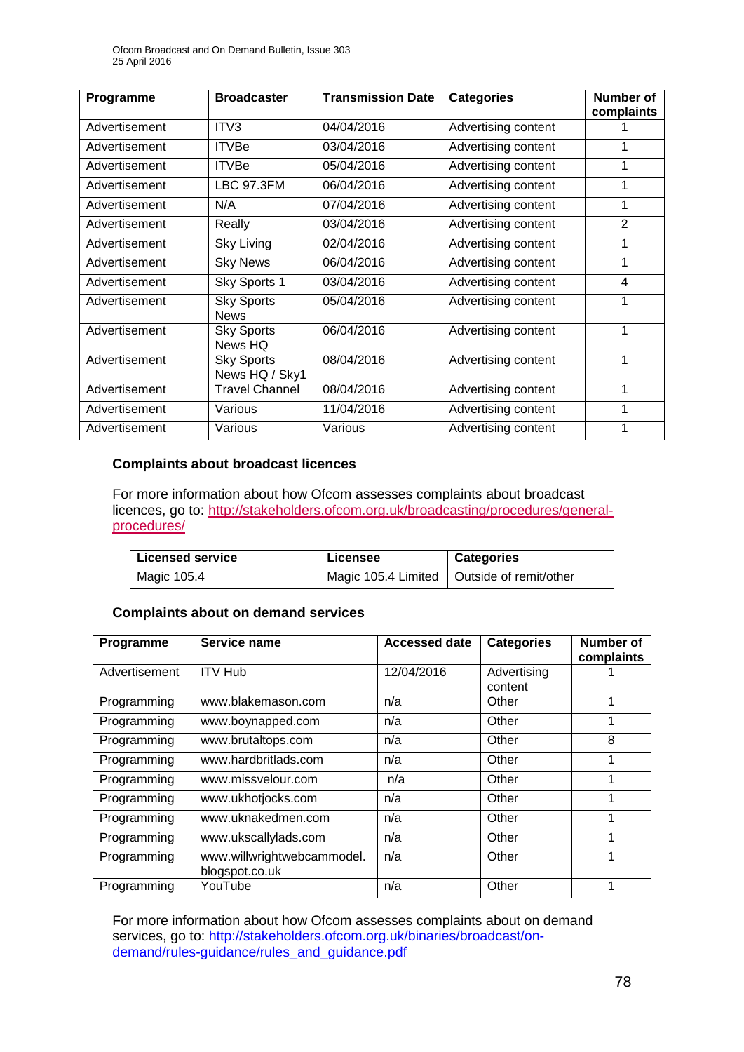| Programme | Broadcaster | Transmission Date | Categories | Number of complaints |
|---|---|---|---|---|
| Advertisement | ITV3 | 04/04/2016 | Advertising content | 1 |
| Advertisement | ITVBe | 03/04/2016 | Advertising content | 1 |
| Advertisement | ITVBe | 05/04/2016 | Advertising content | 1 |
| Advertisement | LBC 97.3FM | 06/04/2016 | Advertising content | 1 |
| Advertisement | N/A | 07/04/2016 | Advertising content | 1 |
| Advertisement | Really | 03/04/2016 | Advertising content | 2 |
| Advertisement | Sky Living | 02/04/2016 | Advertising content | 1 |
| Advertisement | Sky News | 06/04/2016 | Advertising content | 1 |
| Advertisement | Sky Sports 1 | 03/04/2016 | Advertising content | 4 |
| Advertisement | Sky Sports News | 05/04/2016 | Advertising content | 1 |
| Advertisement | Sky Sports News HQ | 06/04/2016 | Advertising content | 1 |
| Advertisement | Sky Sports News HQ / Sky1 | 08/04/2016 | Advertising content | 1 |
| Advertisement | Travel Channel | 08/04/2016 | Advertising content | 1 |
| Advertisement | Various | 11/04/2016 | Advertising content | 1 |
| Advertisement | Various | Various | Advertising content | 1 |

## Complaints about broadcast licences

For more information about how Ofcom assesses complaints about broadcast licences, go to: http://stakeholders.ofcom.org.uk/broadcasting/procedures/general-procedures/

| Licensed service | Licensee | Categories |
|---|---|---|
| Magic 105.4 | Magic 105.4 Limited | Outside of remit/other |

## Complaints about on demand services

| Programme | Service name | Accessed date | Categories | Number of complaints |
|---|---|---|---|---|
| Advertisement | ITV Hub | 12/04/2016 | Advertising content | 1 |
| Programming | www.blakemason.com | n/a | Other | 1 |
| Programming | www.boynapped.com | n/a | Other | 1 |
| Programming | www.brutaltops.com | n/a | Other | 8 |
| Programming | www.hardbritlads.com | n/a | Other | 1 |
| Programming | www.missvelour.com | n/a | Other | 1 |
| Programming | www.ukhotjocks.com | n/a | Other | 1 |
| Programming | www.uknakedmen.com | n/a | Other | 1 |
| Programming | www.ukscallylads.com | n/a | Other | 1 |
| Programming | www.willwrightwebcammodel.blogspot.co.uk | n/a | Other | 1 |
| Programming | YouTube | n/a | Other | 1 |

For more information about how Ofcom assesses complaints about on demand services, go to: http://stakeholders.ofcom.org.uk/binaries/broadcast/on-demand/rules-guidance/rules_and_guidance.pdf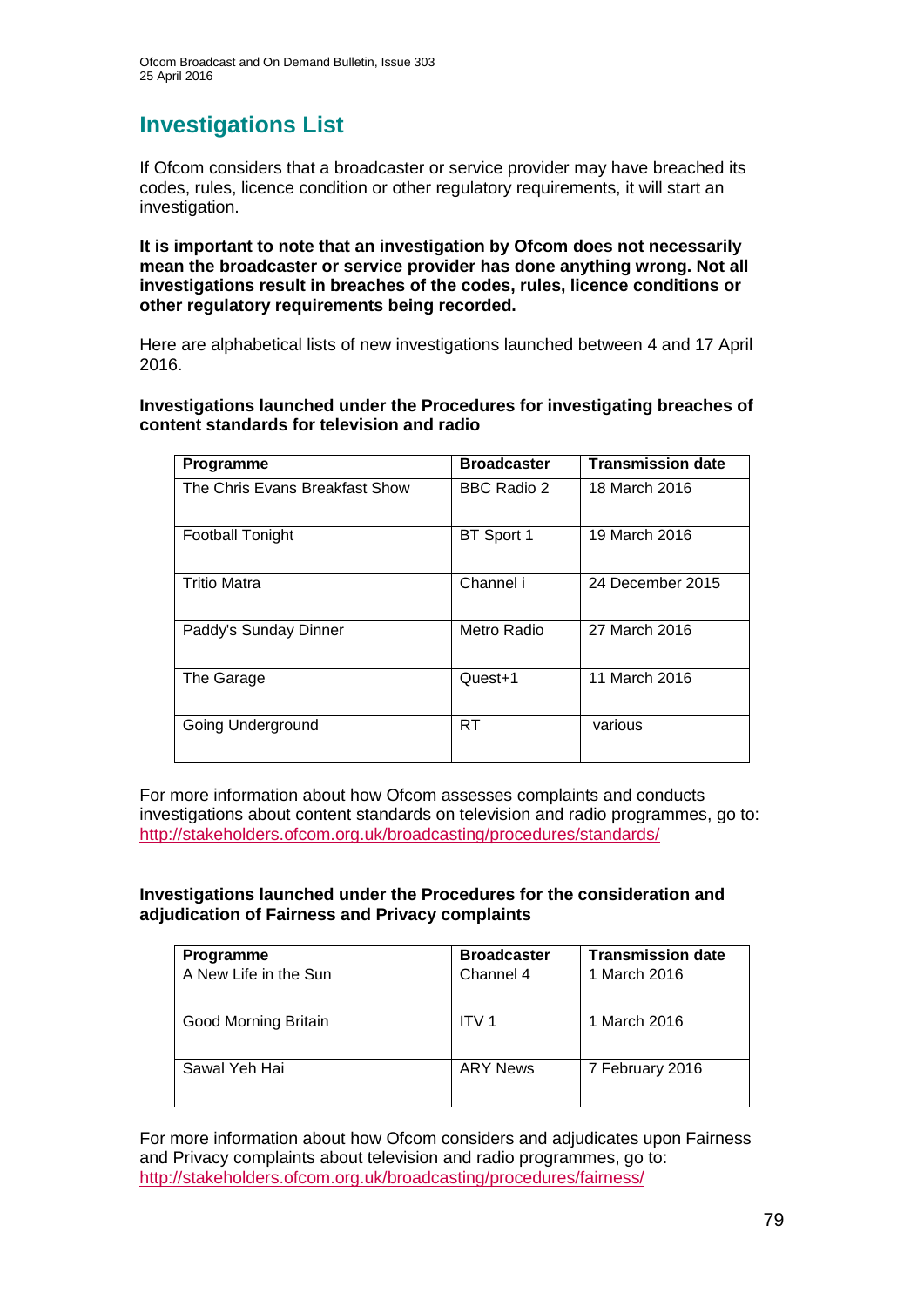# Investigations List

If Ofcom considers that a broadcaster or service provider may have breached its codes, rules, licence condition or other regulatory requirements, it will start an investigation.

**It is important to note that an investigation by Ofcom does not necessarily mean the broadcaster or service provider has done anything wrong. Not all investigations result in breaches of the codes, rules, licence conditions or other regulatory requirements being recorded.**

Here are alphabetical lists of new investigations launched between 4 and 17 April 2016.

**Investigations launched under the Procedures for investigating breaches of content standards for television and radio**

| Programme | Broadcaster | Transmission date |
|---|---|---|
| The Chris Evans Breakfast Show | BBC Radio 2 | 18 March 2016 |
| Football Tonight | BT Sport 1 | 19 March 2016 |
| Tritio Matra | Channel i | 24 December 2015 |
| Paddy's Sunday Dinner | Metro Radio | 27 March 2016 |
| The Garage | Quest+1 | 11 March 2016 |
| Going Underground | RT | various |

For more information about how Ofcom assesses complaints and conducts investigations about content standards on television and radio programmes, go to: http://stakeholders.ofcom.org.uk/broadcasting/procedures/standards/

**Investigations launched under the Procedures for the consideration and adjudication of Fairness and Privacy complaints**

| Programme | Broadcaster | Transmission date |
|---|---|---|
| A New Life in the Sun | Channel 4 | 1 March 2016 |
| Good Morning Britain | ITV 1 | 1 March 2016 |
| Sawal Yeh Hai | ARY News | 7 February 2016 |

For more information about how Ofcom considers and adjudicates upon Fairness and Privacy complaints about television and radio programmes, go to: http://stakeholders.ofcom.org.uk/broadcasting/procedures/fairness/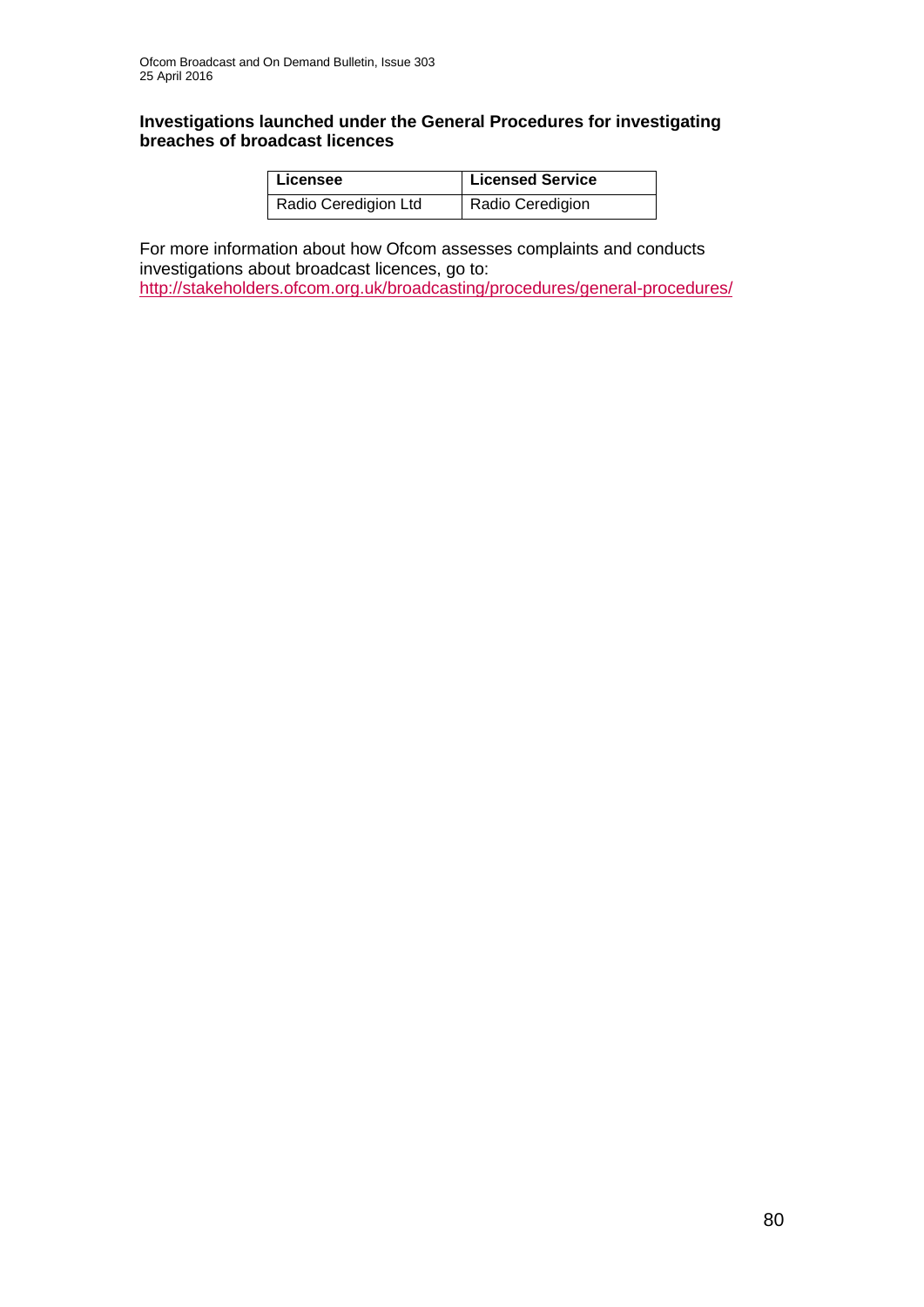**Investigations launched under the General Procedures for investigating breaches of broadcast licences**

| Licensee | Licensed Service |
|---|---|
| Radio Ceredigion Ltd | Radio Ceredigion |

For more information about how Ofcom assesses complaints and conducts investigations about broadcast licences, go to:
http://stakeholders.ofcom.org.uk/broadcasting/procedures/general-procedures/